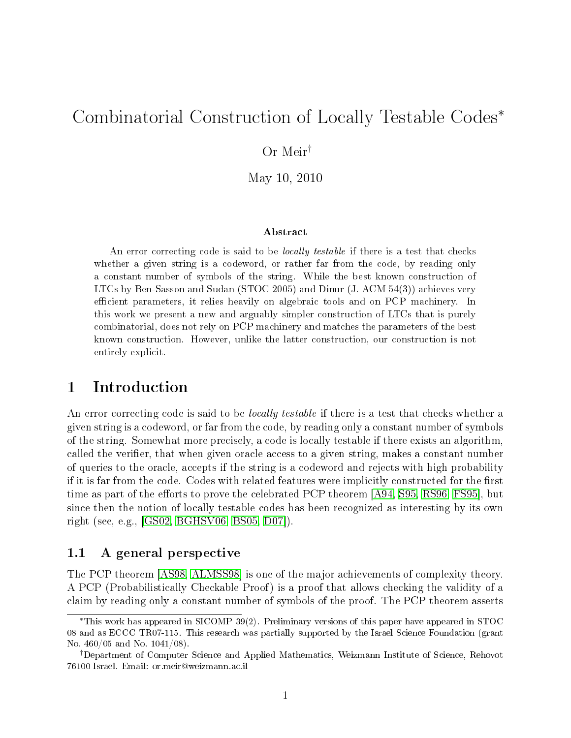# Combinatorial Construction of Locally Testable Codes*

Or Meir[†]

May 10, 2010

### Abstract

An error correcting code is said to be *locally testable* if there is a test that checks whether a given string is a codeword, or rather far from the code, by reading only a constant number of symbols of the string. While the best known construction of LTCs by Ben-Sasson and Sudan (STOC 2005) and Dinur (J. ACM 54(3)) achieves very efficient parameters, it relies heavily on algebraic tools and on PCP machinery. In this work we present a new and arguably simpler construction of LTCs that is purely combinatorial, does not rely on PCP machinery and matches the parameters of the best known construction. However, unlike the latter construction, our construction is not entirely explicit.

# 1 Introduction

An error correcting code is said to be *locally testable* if there is a test that checks whether a given string is a codeword, or far from the code, by reading only a constant number of symbols of the string. Somewhat more precisely, a code is locally testable if there exists an algorithm, called the verifier, that when given oracle access to a given string, makes a constant number of queries to the oracle, accepts if the string is a codeword and rejects with high probability if it is far from the code. Codes with related features were implicitly constructed for the first time as part of the efforts to prove the celebrated PCP theorem [A94, S95, RS96, FS95], but since then the notion of locally testable codes has been recognized as interesting by its own right (see, e.g., [GS02, BGHSV06, BS05, D07]).

## 1.1 A general perspective

The PCP theorem [AS98, ALMSS98] is one of the major achievements of complexity theory. A PCP (Probabilistically Checkable Proof) is a proof that allows checking the validity of a claim by reading only a constant number of symbols of the proof. The PCP theorem asserts

---

*This work has appeared in SICOMP 39(2). Preliminary versions of this paper have appeared in STOC 08 and as ECCC TR07-115. This research was partially supported by the Israel Science Foundation (grant No. 460/05 and No. 1041/08).

[†]Department of Computer Science and Applied Mathematics, Weizmann Institute of Science, Rehovot 76100 Israel. Email: or.meir@weizmann.ac.il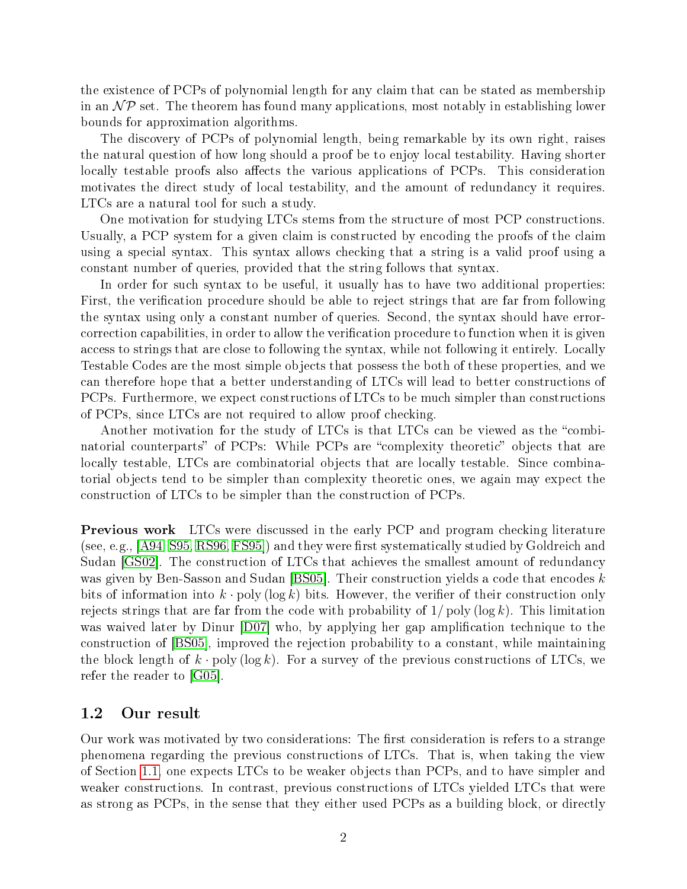the existence of PCPs of polynomial length for any claim that can be stated as membership in an $\mathcal{NP}$ set. The theorem has found many applications, most notably in establishing lower bounds for approximation algorithms.

The discovery of PCPs of polynomial length, being remarkable by its own right, raises the natural question of how long should a proof be to enjoy local testability. Having shorter locally testable proofs also affects the various applications of PCPs. This consideration motivates the direct study of local testability, and the amount of redundancy it requires. LTCs are a natural tool for such a study.

One motivation for studying LTCs stems from the structure of most PCP constructions. Usually, a PCP system for a given claim is constructed by encoding the proofs of the claim using a special syntax. This syntax allows checking that a string is a valid proof using a constant number of queries, provided that the string follows that syntax.

In order for such syntax to be useful, it usually has to have two additional properties: First, the verification procedure should be able to reject strings that are far from following the syntax using only a constant number of queries. Second, the syntax should have error-correction capabilities, in order to allow the verification procedure to function when it is given access to strings that are close to following the syntax, while not following it entirely. Locally Testable Codes are the most simple objects that possess the both of these properties, and we can therefore hope that a better understanding of LTCs will lead to better constructions of PCPs. Furthermore, we expect constructions of LTCs to be much simpler than constructions of PCPs, since LTCs are not required to allow proof checking.

Another motivation for the study of LTCs is that LTCs can be viewed as the "combinatorial counterparts" of PCPs: While PCPs are "complexity theoretic" objects that are locally testable, LTCs are combinatorial objects that are locally testable. Since combinatorial objects tend to be simpler than complexity theoretic ones, we again may expect the construction of LTCs to be simpler than the construction of PCPs.

**Previous work** LTCs were discussed in the early PCP and program checking literature (see, e.g., [A94, S95, RS96, FS95]) and they were first systematically studied by Goldreich and Sudan [GS02]. The construction of LTCs that achieves the smallest amount of redundancy was given by Ben-Sasson and Sudan [BS05]. Their construction yields a code that encodes $k$ bits of information into $k \cdot \mathrm{poly}(\log k)$ bits. However, the verifier of their construction only rejects strings that are far from the code with probability of $1/\mathrm{poly}(\log k)$. This limitation was waived later by Dinur [D07] who, by applying her gap amplification technique to the construction of [BS05], improved the rejection probability to a constant, while maintaining the block length of $k \cdot \mathrm{poly}(\log k)$. For a survey of the previous constructions of LTCs, we refer the reader to [G05].

## 1.2 Our result

Our work was motivated by two considerations: The first consideration is refers to a strange phenomena regarding the previous constructions of LTCs. That is, when taking the view of Section 1.1, one expects LTCs to be weaker objects than PCPs, and to have simpler and weaker constructions. In contrast, previous constructions of LTCs yielded LTCs that were as strong as PCPs, in the sense that they either used PCPs as a building block, or directly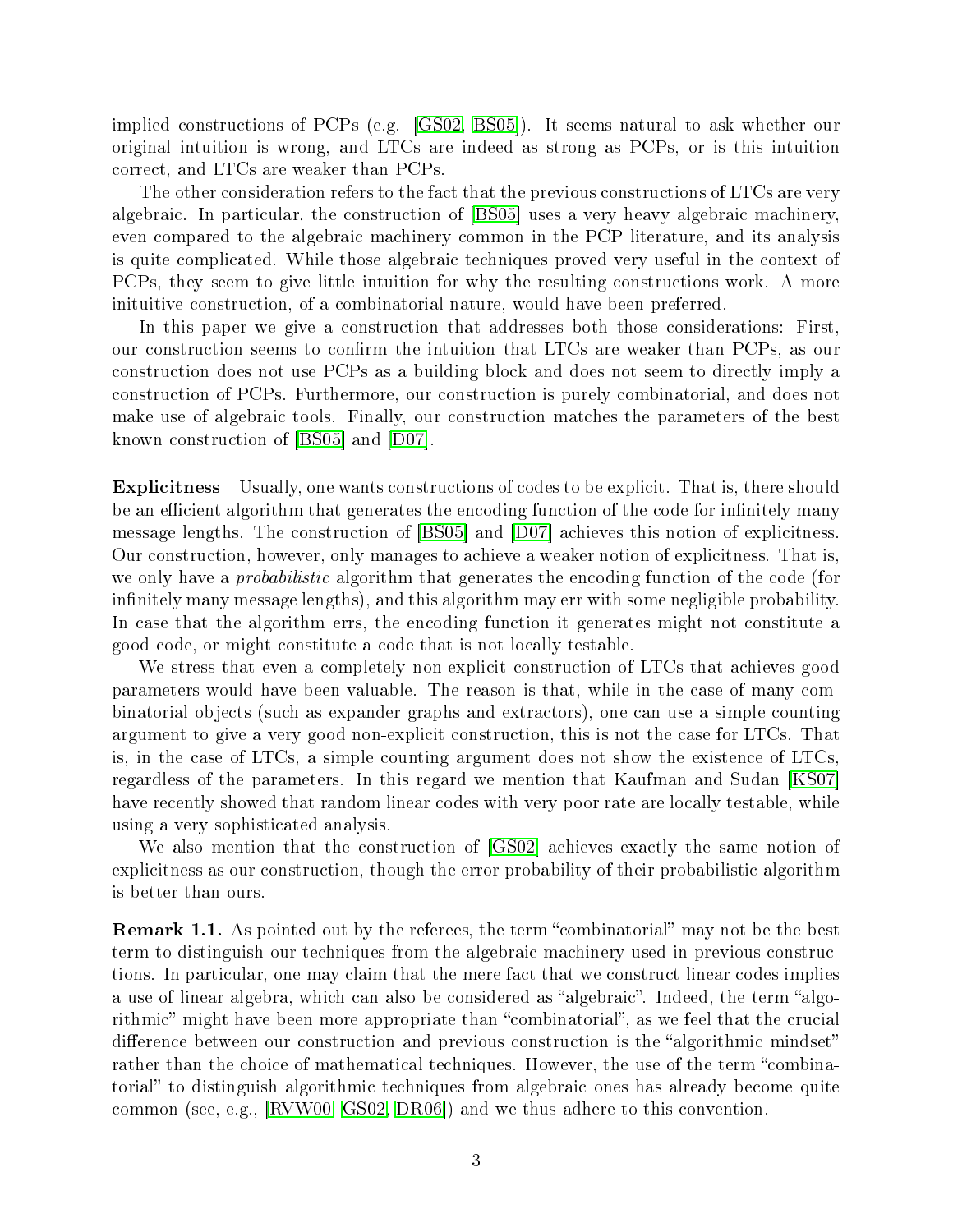implied constructions of PCPs (e.g. [GS02, BS05]). It seems natural to ask whether our original intuition is wrong, and LTCs are indeed as strong as PCPs, or is this intuition correct, and LTCs are weaker than PCPs.

The other consideration refers to the fact that the previous constructions of LTCs are very algebraic. In particular, the construction of [BS05] uses a very heavy algebraic machinery, even compared to the algebraic machinery common in the PCP literature, and its analysis is quite complicated. While those algebraic techniques proved very useful in the context of PCPs, they seem to give little intuition for why the resulting constructions work. A more inituitive construction, of a combinatorial nature, would have been preferred.

In this paper we give a construction that addresses both those considerations: First, our construction seems to confirm the intuition that LTCs are weaker than PCPs, as our construction does not use PCPs as a building block and does not seem to directly imply a construction of PCPs. Furthermore, our construction is purely combinatorial, and does not make use of algebraic tools. Finally, our construction matches the parameters of the best known construction of [BS05] and [D07].

**Explicitness** Usually, one wants constructions of codes to be explicit. That is, there should be an efficient algorithm that generates the encoding function of the code for infinitely many message lengths. The construction of [BS05] and [D07] achieves this notion of explicitness. Our construction, however, only manages to achieve a weaker notion of explicitness. That is, we only have a *probabilistic* algorithm that generates the encoding function of the code (for infinitely many message lengths), and this algorithm may err with some negligible probability. In case that the algorithm errs, the encoding function it generates might not constitute a good code, or might constitute a code that is not locally testable.

We stress that even a completely non-explicit construction of LTCs that achieves good parameters would have been valuable. The reason is that, while in the case of many combinatorial objects (such as expander graphs and extractors), one can use a simple counting argument to give a very good non-explicit construction, this is not the case for LTCs. That is, in the case of LTCs, a simple counting argument does not show the existence of LTCs, regardless of the parameters. In this regard we mention that Kaufman and Sudan [KS07] have recently showed that random linear codes with very poor rate are locally testable, while using a very sophisticated analysis.

We also mention that the construction of [GS02] achieves exactly the same notion of explicitness as our construction, though the error probability of their probabilistic algorithm is better than ours.

**Remark 1.1.** As pointed out by the referees, the term "combinatorial" may not be the best term to distinguish our techniques from the algebraic machinery used in previous constructions. In particular, one may claim that the mere fact that we construct linear codes implies a use of linear algebra, which can also be considered as "algebraic". Indeed, the term "algorithmic" might have been more appropriate than "combinatorial", as we feel that the crucial difference between our construction and previous construction is the "algorithmic mindset" rather than the choice of mathematical techniques. However, the use of the term "combinatorial" to distinguish algorithmic techniques from algebraic ones has already become quite common (see, e.g., [RVW00, GS02, DR06]) and we thus adhere to this convention.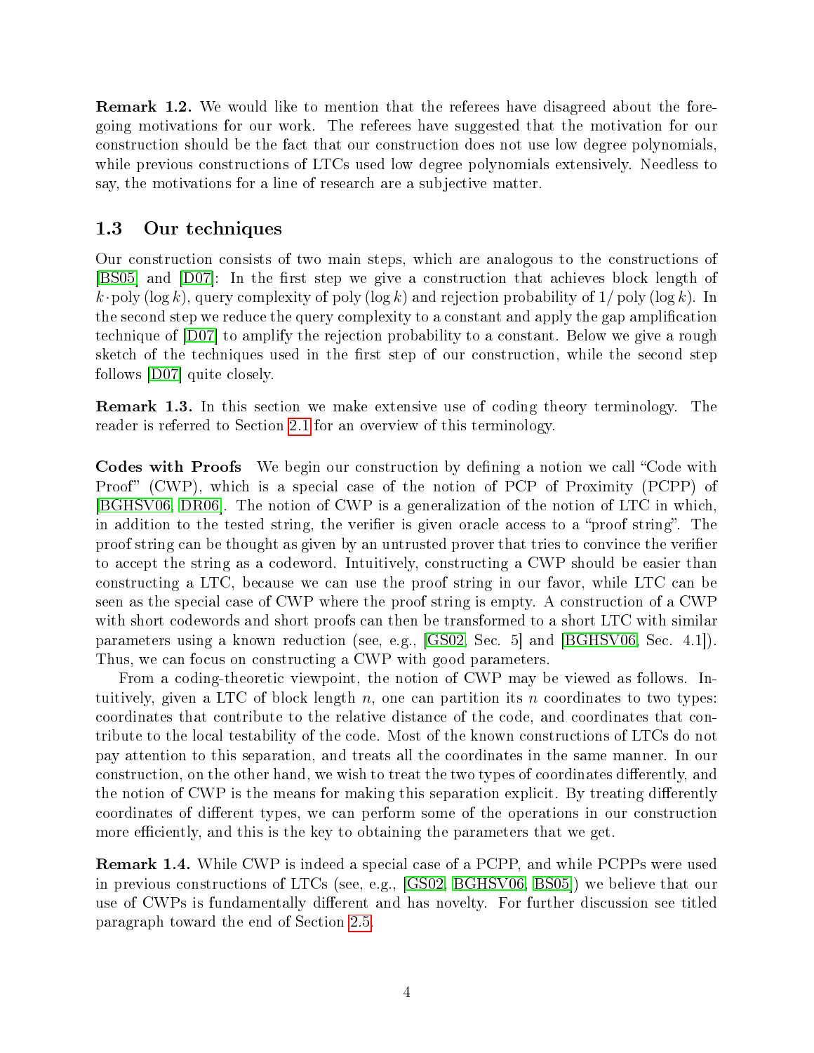**Remark 1.2.** We would like to mention that the referees have disagreed about the foregoing motivations for our work. The referees have suggested that the motivation for our construction should be the fact that our construction does not use low degree polynomials, while previous constructions of LTCs used low degree polynomials extensively. Needless to say, the motivations for a line of research are a subjective matter.

## 1.3 Our techniques

Our construction consists of two main steps, which are analogous to the constructions of [BS05] and [D07]: In the first step we give a construction that achieves block length of $k \cdot \text{poly}(\log k)$, query complexity of $\text{poly}(\log k)$ and rejection probability of $1/\text{poly}(\log k)$. In the second step we reduce the query complexity to a constant and apply the gap amplification technique of [D07] to amplify the rejection probability to a constant. Below we give a rough sketch of the techniques used in the first step of our construction, while the second step follows [D07] quite closely.

**Remark 1.3.** In this section we make extensive use of coding theory terminology. The reader is referred to Section 2.1 for an overview of this terminology.

**Codes with Proofs** We begin our construction by defining a notion we call "Code with Proof" (CWP), which is a special case of the notion of PCP of Proximity (PCPP) of [BGHSV06, DR06]. The notion of CWP is a generalization of the notion of LTC in which, in addition to the tested string, the verifier is given oracle access to a "proof string". The proof string can be thought as given by an untrusted prover that tries to convince the verifier to accept the string as a codeword. Intuitively, constructing a CWP should be easier than constructing a LTC, because we can use the proof string in our favor, while LTC can be seen as the special case of CWP where the proof string is empty. A construction of a CWP with short codewords and short proofs can then be transformed to a short LTC with similar parameters using a known reduction (see, e.g., [GS02, Sec. 5] and [BGHSV06, Sec. 4.1]). Thus, we can focus on constructing a CWP with good parameters.

From a coding-theoretic viewpoint, the notion of CWP may be viewed as follows. Intuitively, given a LTC of block length $n$, one can partition its $n$ coordinates to two types: coordinates that contribute to the relative distance of the code, and coordinates that contribute to the local testability of the code. Most of the known constructions of LTCs do not pay attention to this separation, and treats all the coordinates in the same manner. In our construction, on the other hand, we wish to treat the two types of coordinates differently, and the notion of CWP is the means for making this separation explicit. By treating differently coordinates of different types, we can perform some of the operations in our construction more efficiently, and this is the key to obtaining the parameters that we get.

**Remark 1.4.** While CWP is indeed a special case of a PCPP, and while PCPPs were used in previous constructions of LTCs (see, e.g., [GS02, BGHSV06, BS05]) we believe that our use of CWPs is fundamentally different and has novelty. For further discussion see titled paragraph toward the end of Section 2.5.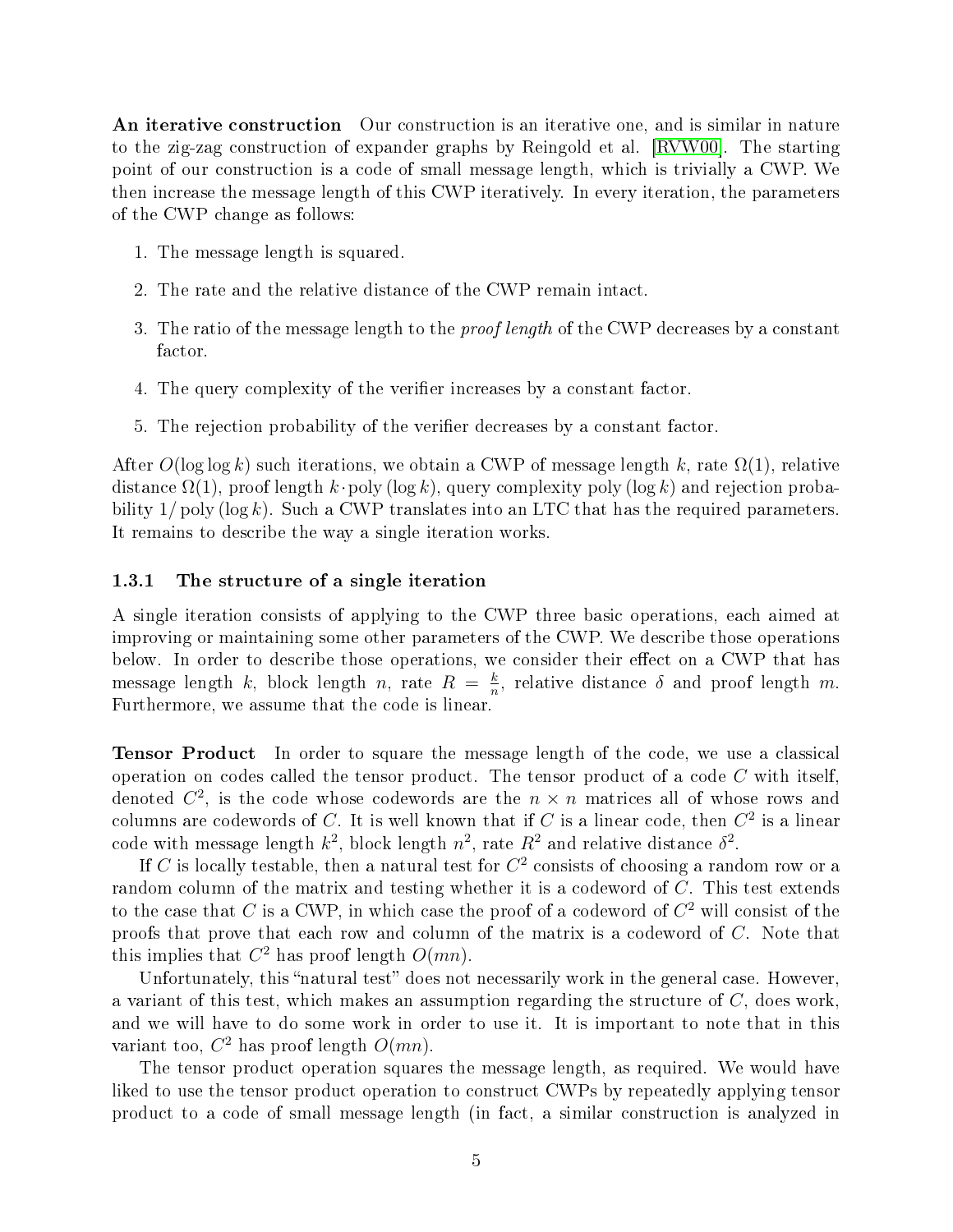**An iterative construction** Our construction is an iterative one, and is similar in nature to the zig-zag construction of expander graphs by Reingold et al. [RVW00]. The starting point of our construction is a code of small message length, which is trivially a CWP. We then increase the message length of this CWP iteratively. In every iteration, the parameters of the CWP change as follows:

1. The message length is squared.
2. The rate and the relative distance of the CWP remain intact.
3. The ratio of the message length to the *proof length* of the CWP decreases by a constant factor.
4. The query complexity of the verifier increases by a constant factor.
5. The rejection probability of the verifier decreases by a constant factor.

After $O(\log \log k)$ such iterations, we obtain a CWP of message length $k$, rate $\Omega(1)$, relative distance $\Omega(1)$, proof length $k \cdot \text{poly}(\log k)$, query complexity $\text{poly}(\log k)$ and rejection probability $1/\text{poly}(\log k)$. Such a CWP translates into an LTC that has the required parameters. It remains to describe the way a single iteration works.

### 1.3.1 The structure of a single iteration

A single iteration consists of applying to the CWP three basic operations, each aimed at improving or maintaining some other parameters of the CWP. We describe those operations below. In order to describe those operations, we consider their effect on a CWP that has message length $k$, block length $n$, rate $R = \frac{k}{n}$, relative distance $\delta$ and proof length $m$. Furthermore, we assume that the code is linear.

**Tensor Product** In order to square the message length of the code, we use a classical operation on codes called the tensor product. The tensor product of a code $C$ with itself, denoted $C^2$, is the code whose codewords are the $n \times n$ matrices all of whose rows and columns are codewords of $C$. It is well known that if $C$ is a linear code, then $C^2$ is a linear code with message length $k^2$, block length $n^2$, rate $R^2$ and relative distance $\delta^2$.

If $C$ is locally testable, then a natural test for $C^2$ consists of choosing a random row or a random column of the matrix and testing whether it is a codeword of $C$. This test extends to the case that $C$ is a CWP, in which case the proof of a codeword of $C^2$ will consist of the proofs that prove that each row and column of the matrix is a codeword of $C$. Note that this implies that $C^2$ has proof length $O(mn)$.

Unfortunately, this "natural test" does not necessarily work in the general case. However, a variant of this test, which makes an assumption regarding the structure of $C$, does work, and we will have to do some work in order to use it. It is important to note that in this variant too, $C^2$ has proof length $O(mn)$.

The tensor product operation squares the message length, as required. We would have liked to use the tensor product operation to construct CWPs by repeatedly applying tensor product to a code of small message length (in fact, a similar construction is analyzed in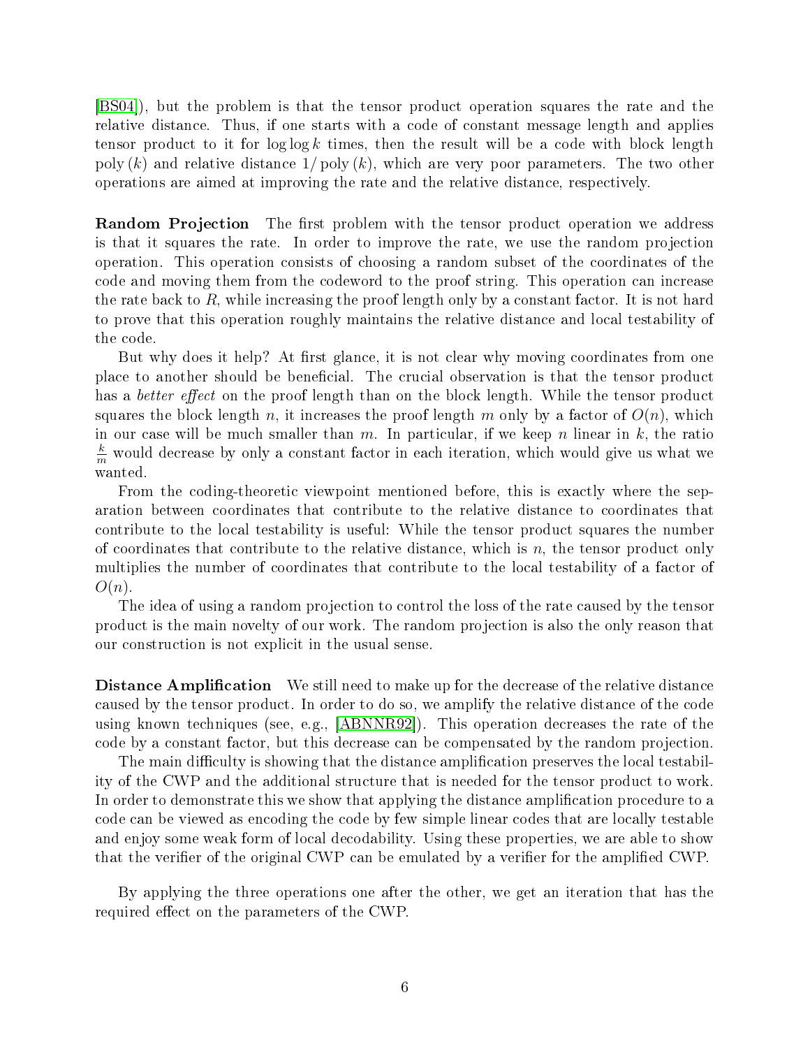[BS04]), but the problem is that the tensor product operation squares the rate and the relative distance. Thus, if one starts with a code of constant message length and applies tensor product to it for $\log \log k$ times, then the result will be a code with block length $\text{poly}(k)$ and relative distance $1/\text{poly}(k)$, which are very poor parameters. The two other operations are aimed at improving the rate and the relative distance, respectively.

**Random Projection** The first problem with the tensor product operation we address is that it squares the rate. In order to improve the rate, we use the random projection operation. This operation consists of choosing a random subset of the coordinates of the code and moving them from the codeword to the proof string. This operation can increase the rate back to $R$, while increasing the proof length only by a constant factor. It is not hard to prove that this operation roughly maintains the relative distance and local testability of the code.

But why does it help? At first glance, it is not clear why moving coordinates from one place to another should be beneficial. The crucial observation is that the tensor product has a *better effect* on the proof length than on the block length. While the tensor product squares the block length $n$, it increases the proof length $m$ only by a factor of $O(n)$, which in our case will be much smaller than $m$. In particular, if we keep $n$ linear in $k$, the ratio $\frac{k}{m}$ would decrease by only a constant factor in each iteration, which would give us what we wanted.

From the coding-theoretic viewpoint mentioned before, this is exactly where the separation between coordinates that contribute to the relative distance to coordinates that contribute to the local testability is useful: While the tensor product squares the number of coordinates that contribute to the relative distance, which is $n$, the tensor product only multiplies the number of coordinates that contribute to the local testability of a factor of $O(n)$.

The idea of using a random projection to control the loss of the rate caused by the tensor product is the main novelty of our work. The random projection is also the only reason that our construction is not explicit in the usual sense.

**Distance Amplification** We still need to make up for the decrease of the relative distance caused by the tensor product. In order to do so, we amplify the relative distance of the code using known techniques (see, e.g., [ABNNR92]). This operation decreases the rate of the code by a constant factor, but this decrease can be compensated by the random projection.

The main difficulty is showing that the distance amplification preserves the local testability of the CWP and the additional structure that is needed for the tensor product to work. In order to demonstrate this we show that applying the distance amplification procedure to a code can be viewed as encoding the code by few simple linear codes that are locally testable and enjoy some weak form of local decodability. Using these properties, we are able to show that the verifier of the original CWP can be emulated by a verifier for the amplified CWP.

By applying the three operations one after the other, we get an iteration that has the required effect on the parameters of the CWP.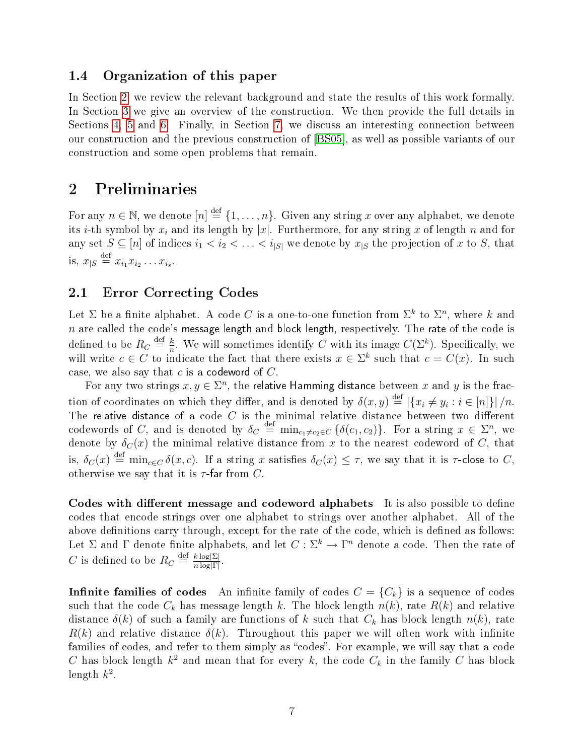### 1.4 Organization of this paper

In Section 2, we review the relevant background and state the results of this work formally. In Section 3 we give an overview of the construction. We then provide the full details in Sections 4, 5 and 6. Finally, in Section 7, we discuss an interesting connection between our construction and the previous construction of [BS05], as well as possible variants of our construction and some open problems that remain.

## 2 Preliminaries

For any $n \in \mathbb{N}$, we denote $[n] \stackrel{\text{def}}{=} \{1, \ldots, n\}$. Given any string $x$ over any alphabet, we denote its $i$-th symbol by $x_i$ and its length by $|x|$. Furthermore, for any string $x$ of length $n$ and for any set $S \subseteq [n]$ of indices $i_1 < i_2 < \ldots < i_{|S|}$ we denote by $x_{|S}$ the projection of $x$ to $S$, that is, $x_{|S} \stackrel{\text{def}}{=} x_{i_1} x_{i_2} \ldots x_{i_s}$.

### 2.1 Error Correcting Codes

Let $\Sigma$ be a finite alphabet. A code $C$ is a one-to-one function from $\Sigma^k$ to $\Sigma^n$, where $k$ and $n$ are called the code's message length and block length, respectively. The rate of the code is defined to be $R_C \stackrel{\text{def}}{=} \frac{k}{n}$. We will sometimes identify $C$ with its image $C(\Sigma^k)$. Specifically, we will write $c \in C$ to indicate the fact that there exists $x \in \Sigma^k$ such that $c = C(x)$. In such case, we also say that $c$ is a codeword of $C$.

For any two strings $x, y \in \Sigma^n$, the relative Hamming distance between $x$ and $y$ is the fraction of coordinates on which they differ, and is denoted by $\delta(x, y) \stackrel{\text{def}}{=} |\{x_i \neq y_i : i \in [n]\}| / n$. The relative distance of a code $C$ is the minimal relative distance between two different codewords of $C$, and is denoted by $\delta_C \stackrel{\text{def}}{=} \min_{c_1 \neq c_2 \in C} \{\delta(c_1, c_2)\}$. For a string $x \in \Sigma^n$, we denote by $\delta_C(x)$ the minimal relative distance from $x$ to the nearest codeword of $C$, that is, $\delta_C(x) \stackrel{\text{def}}{=} \min_{c \in C} \delta(x, c)$. If a string $x$ satisfies $\delta_C(x) \leq \tau$, we say that it is $\tau$-close to $C$, otherwise we say that it is $\tau$-far from $C$.

**Codes with different message and codeword alphabets** It is also possible to define codes that encode strings over one alphabet to strings over another alphabet. All of the above definitions carry through, except for the rate of the code, which is defined as follows: Let $\Sigma$ and $\Gamma$ denote finite alphabets, and let $C : \Sigma^k \to \Gamma^n$ denote a code. Then the rate of $C$ is defined to be $R_C \stackrel{\text{def}}{=} \frac{k \log |\Sigma|}{n \log |\Gamma|}$.

**Infinite families of codes** An infinite family of codes $C = \{C_k\}$ is a sequence of codes such that the code $C_k$ has message length $k$. The block length $n(k)$, rate $R(k)$ and relative distance $\delta(k)$ of such a family are functions of $k$ such that $C_k$ has block length $n(k)$, rate $R(k)$ and relative distance $\delta(k)$. Throughout this paper we will often work with infinite families of codes, and refer to them simply as "codes". For example, we will say that a code $C$ has block length $k^2$ and mean that for every $k$, the code $C_k$ in the family $C$ has block length $k^2$.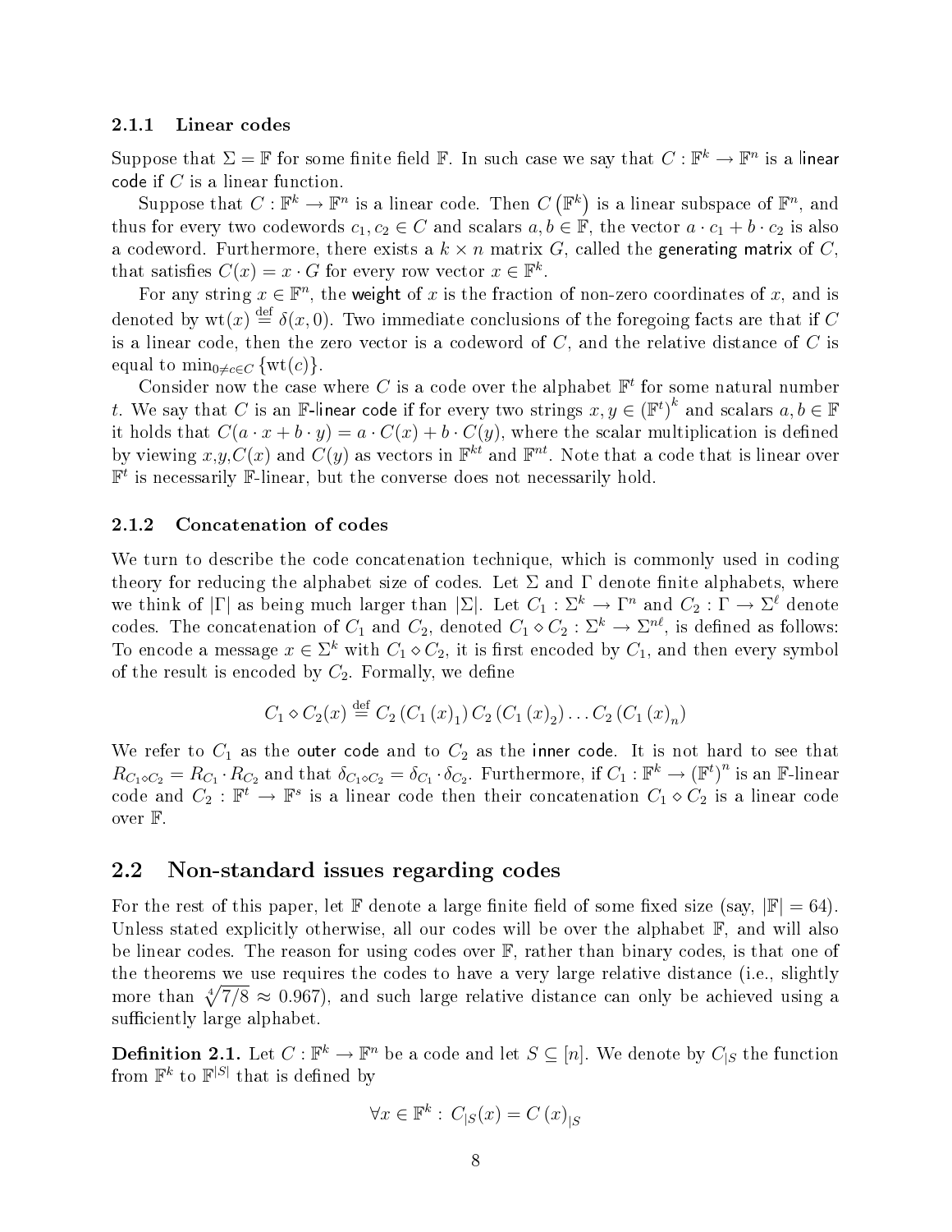### 2.1.1 Linear codes

Suppose that $\Sigma = \mathbb{F}$ for some finite field $\mathbb{F}$. In such case we say that $C : \mathbb{F}^k \to \mathbb{F}^n$ is a linear code if $C$ is a linear function.

Suppose that $C : \mathbb{F}^k \to \mathbb{F}^n$ is a linear code. Then $C\left(\mathbb{F}^k\right)$ is a linear subspace of $\mathbb{F}^n$, and thus for every two codewords $c_1, c_2 \in C$ and scalars $a, b \in \mathbb{F}$, the vector $a \cdot c_1 + b \cdot c_2$ is also a codeword. Furthermore, there exists a $k \times n$ matrix $G$, called the generating matrix of $C$, that satisfies $C(x) = x \cdot G$ for every row vector $x \in \mathbb{F}^k$.

For any string $x \in \mathbb{F}^n$, the weight of $x$ is the fraction of non-zero coordinates of $x$, and is denoted by $\mathrm{wt}(x) \stackrel{\mathrm{def}}{=} \delta(x, 0)$. Two immediate conclusions of the foregoing facts are that if $C$ is a linear code, then the zero vector is a codeword of $C$, and the relative distance of $C$ is equal to $\min_{0 \neq c \in C} \{\mathrm{wt}(c)\}$.

Consider now the case where $C$ is a code over the alphabet $\mathbb{F}^t$ for some natural number $t$. We say that $C$ is an $\mathbb{F}$-linear code if for every two strings $x, y \in \left(\mathbb{F}^t\right)^k$ and scalars $a, b \in \mathbb{F}$ it holds that $C(a \cdot x + b \cdot y) = a \cdot C(x) + b \cdot C(y)$, where the scalar multiplication is defined by viewing $x$,$y$,$C(x)$ and $C(y)$ as vectors in $\mathbb{F}^{kt}$ and $\mathbb{F}^{nt}$. Note that a code that is linear over $\mathbb{F}^t$ is necessarily $\mathbb{F}$-linear, but the converse does not necessarily hold.

### 2.1.2 Concatenation of codes

We turn to describe the code concatenation technique, which is commonly used in coding theory for reducing the alphabet size of codes. Let $\Sigma$ and $\Gamma$ denote finite alphabets, where we think of $|\Gamma|$ as being much larger than $|\Sigma|$. Let $C_1 : \Sigma^k \to \Gamma^n$ and $C_2 : \Gamma \to \Sigma^\ell$ denote codes. The concatenation of $C_1$ and $C_2$, denoted $C_1 \diamond C_2 : \Sigma^k \to \Sigma^{n\ell}$, is defined as follows: To encode a message $x \in \Sigma^k$ with $C_1 \diamond C_2$, it is first encoded by $C_1$, and then every symbol of the result is encoded by $C_2$. Formally, we define

$$C_1 \diamond C_2(x) \stackrel{\mathrm{def}}{=} C_2\left(C_1\left(x\right)_1\right) C_2\left(C_1\left(x\right)_2\right) \dots C_2\left(C_1\left(x\right)_n\right)$$

We refer to $C_1$ as the outer code and to $C_2$ as the inner code. It is not hard to see that $R_{C_1 \diamond C_2} = R_{C_1} \cdot R_{C_2}$ and that $\delta_{C_1 \diamond C_2} = \delta_{C_1} \cdot \delta_{C_2}$. Furthermore, if $C_1 : \mathbb{F}^k \to \left(\mathbb{F}^t\right)^n$ is an $\mathbb{F}$-linear code and $C_2 : \mathbb{F}^t \to \mathbb{F}^s$ is a linear code then their concatenation $C_1 \diamond C_2$ is a linear code over $\mathbb{F}$.

## 2.2 Non-standard issues regarding codes

For the rest of this paper, let $\mathbb{F}$ denote a large finite field of some fixed size (say, $|\mathbb{F}| = 64$). Unless stated explicitly otherwise, all our codes will be over the alphabet $\mathbb{F}$, and will also be linear codes. The reason for using codes over $\mathbb{F}$, rather than binary codes, is that one of the theorems we use requires the codes to have a very large relative distance (i.e., slightly more than $\sqrt[4]{7/8} \approx 0.967$), and such large relative distance can only be achieved using a sufficiently large alphabet.

**Definition 2.1.** Let $C : \mathbb{F}^k \to \mathbb{F}^n$ be a code and let $S \subseteq [n]$. We denote by $C_{|S}$ the function from $\mathbb{F}^k$ to $\mathbb{F}^{|S|}$ that is defined by

$$\forall x \in \mathbb{F}^k : C_{|S}(x) = C\left(x\right)_{|S}$$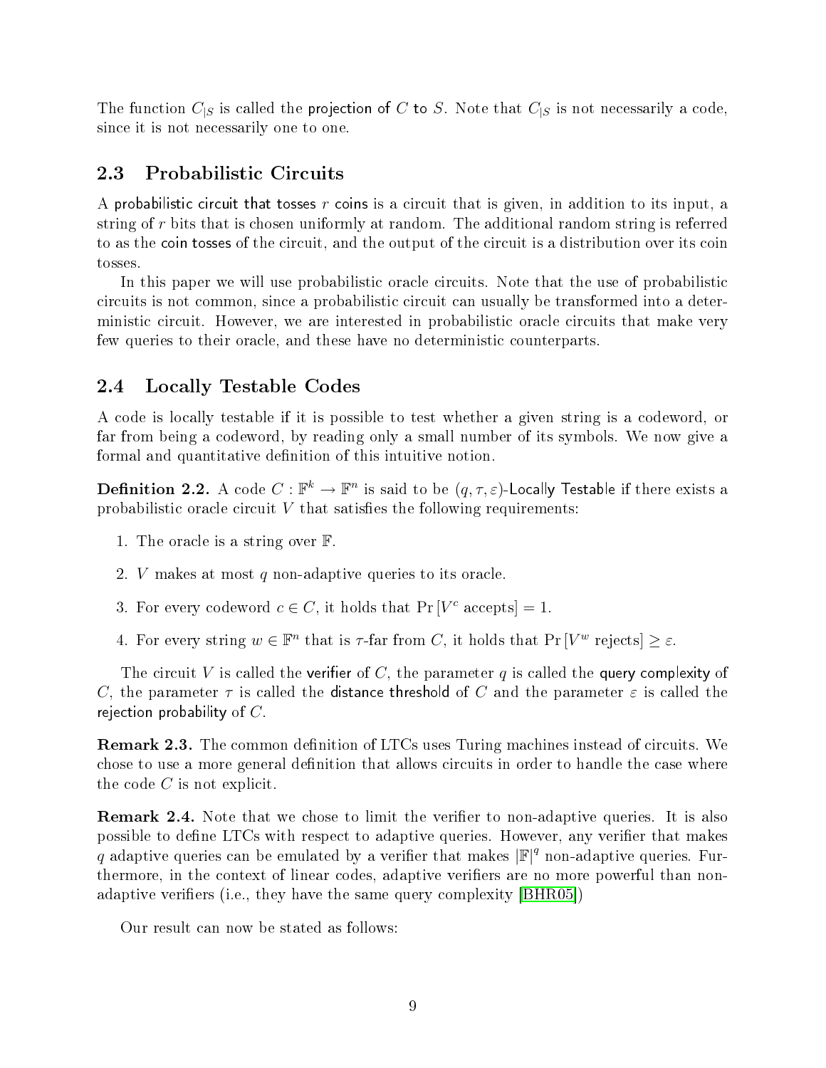The function $C_{|S}$ is called the projection of $C$ to $S$. Note that $C_{|S}$ is not necessarily a code, since it is not necessarily one to one.

## 2.3 Probabilistic Circuits

A probabilistic circuit that tosses $r$ coins is a circuit that is given, in addition to its input, a string of $r$ bits that is chosen uniformly at random. The additional random string is referred to as the coin tosses of the circuit, and the output of the circuit is a distribution over its coin tosses.

In this paper we will use probabilistic oracle circuits. Note that the use of probabilistic circuits is not common, since a probabilistic circuit can usually be transformed into a deterministic circuit. However, we are interested in probabilistic oracle circuits that make very few queries to their oracle, and these have no deterministic counterparts.

## 2.4 Locally Testable Codes

A code is locally testable if it is possible to test whether a given string is a codeword, or far from being a codeword, by reading only a small number of its symbols. We now give a formal and quantitative definition of this intuitive notion.

**Definition 2.2.** A code $C : \mathbb{F}^k \to \mathbb{F}^n$ is said to be $(q, \tau, \varepsilon)$-Locally Testable if there exists a probabilistic oracle circuit $V$ that satisfies the following requirements:

1. The oracle is a string over $\mathbb{F}$.
2. $V$ makes at most $q$ non-adaptive queries to its oracle.
3. For every codeword $c \in C$, it holds that $\Pr[V^c \text{ accepts}] = 1$.
4. For every string $w \in \mathbb{F}^n$ that is $\tau$-far from $C$, it holds that $\Pr[V^w \text{ rejects}] \geq \varepsilon$.

The circuit $V$ is called the verifier of $C$, the parameter $q$ is called the query complexity of $C$, the parameter $\tau$ is called the distance threshold of $C$ and the parameter $\varepsilon$ is called the rejection probability of $C$.

**Remark 2.3.** The common definition of LTCs uses Turing machines instead of circuits. We chose to use a more general definition that allows circuits in order to handle the case where the code $C$ is not explicit.

**Remark 2.4.** Note that we chose to limit the verifier to non-adaptive queries. It is also possible to define LTCs with respect to adaptive queries. However, any verifier that makes $q$ adaptive queries can be emulated by a verifier that makes $|\mathbb{F}|^q$ non-adaptive queries. Furthermore, in the context of linear codes, adaptive verifiers are no more powerful than non-adaptive verifiers (i.e., they have the same query complexity [BHR05])

Our result can now be stated as follows: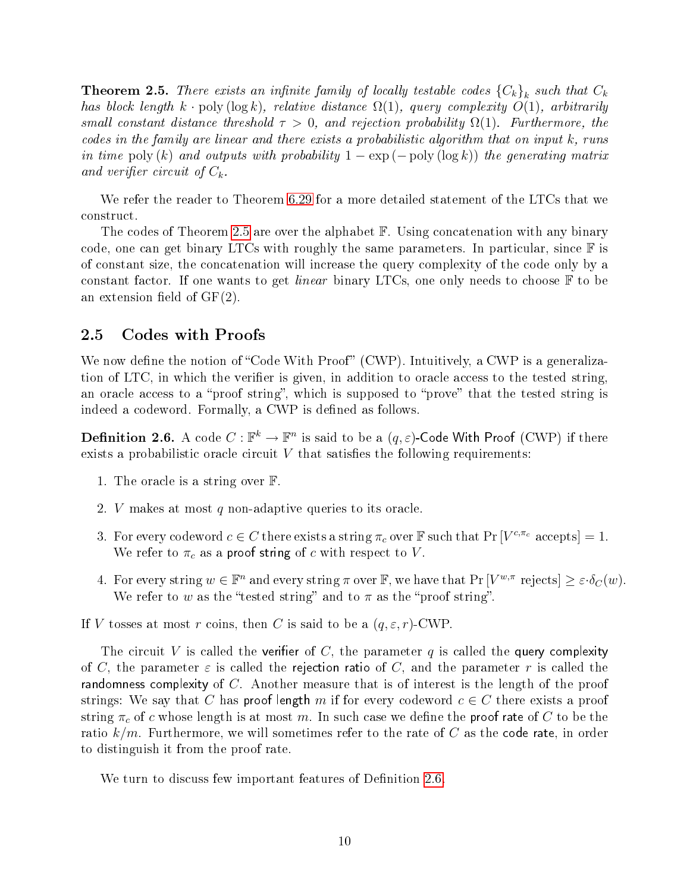**Theorem 2.5.** *There exists an infinite family of locally testable codes $\{C_k\}_k$ such that $C_k$ has block length $k \cdot \text{poly}(\log k)$, relative distance $\Omega(1)$, query complexity $O(1)$, arbitrarily small constant distance threshold $\tau > 0$, and rejection probability $\Omega(1)$. Furthermore, the codes in the family are linear and there exists a probabilistic algorithm that on input $k$, runs in time $\text{poly}(k)$ and outputs with probability $1 - \exp(-\text{poly}(\log k))$ the generating matrix and verifier circuit of $C_k$.*

We refer the reader to Theorem 6.29 for a more detailed statement of the LTCs that we construct.

The codes of Theorem 2.5 are over the alphabet $\mathbb{F}$. Using concatenation with any binary code, one can get binary LTCs with roughly the same parameters. In particular, since $\mathbb{F}$ is of constant size, the concatenation will increase the query complexity of the code only by a constant factor. If one wants to get *linear* binary LTCs, one only needs to choose $\mathbb{F}$ to be an extension field of GF(2).

## 2.5 Codes with Proofs

We now define the notion of "Code With Proof" (CWP). Intuitively, a CWP is a generalization of LTC, in which the verifier is given, in addition to oracle access to the tested string, an oracle access to a "proof string", which is supposed to "prove" that the tested string is indeed a codeword. Formally, a CWP is defined as follows.

**Definition 2.6.** A code $C : \mathbb{F}^k \to \mathbb{F}^n$ is said to be a $(q, \varepsilon)$-Code With Proof (CWP) if there exists a probabilistic oracle circuit $V$ that satisfies the following requirements:

1. The oracle is a string over $\mathbb{F}$.
2. $V$ makes at most $q$ non-adaptive queries to its oracle.
3. For every codeword $c \in C$ there exists a string $\pi_c$ over $\mathbb{F}$ such that $\Pr[V^{c,\pi_c} \text{ accepts}] = 1$. We refer to $\pi_c$ as a proof string of $c$ with respect to $V$.
4. For every string $w \in \mathbb{F}^n$ and every string $\pi$ over $\mathbb{F}$, we have that $\Pr[V^{w,\pi} \text{ rejects}] \geq \varepsilon \cdot \delta_C(w)$. We refer to $w$ as the "tested string" and to $\pi$ as the "proof string".

If $V$ tosses at most $r$ coins, then $C$ is said to be a $(q, \varepsilon, r)$-CWP.

The circuit $V$ is called the verifier of $C$, the parameter $q$ is called the query complexity of $C$, the parameter $\varepsilon$ is called the rejection ratio of $C$, and the parameter $r$ is called the randomness complexity of $C$. Another measure that is of interest is the length of the proof strings: We say that $C$ has proof length $m$ if for every codeword $c \in C$ there exists a proof string $\pi_c$ of $c$ whose length is at most $m$. In such case we define the proof rate of $C$ to be the ratio $k/m$. Furthermore, we will sometimes refer to the rate of $C$ as the code rate, in order to distinguish it from the proof rate.

We turn to discuss few important features of Definition 2.6.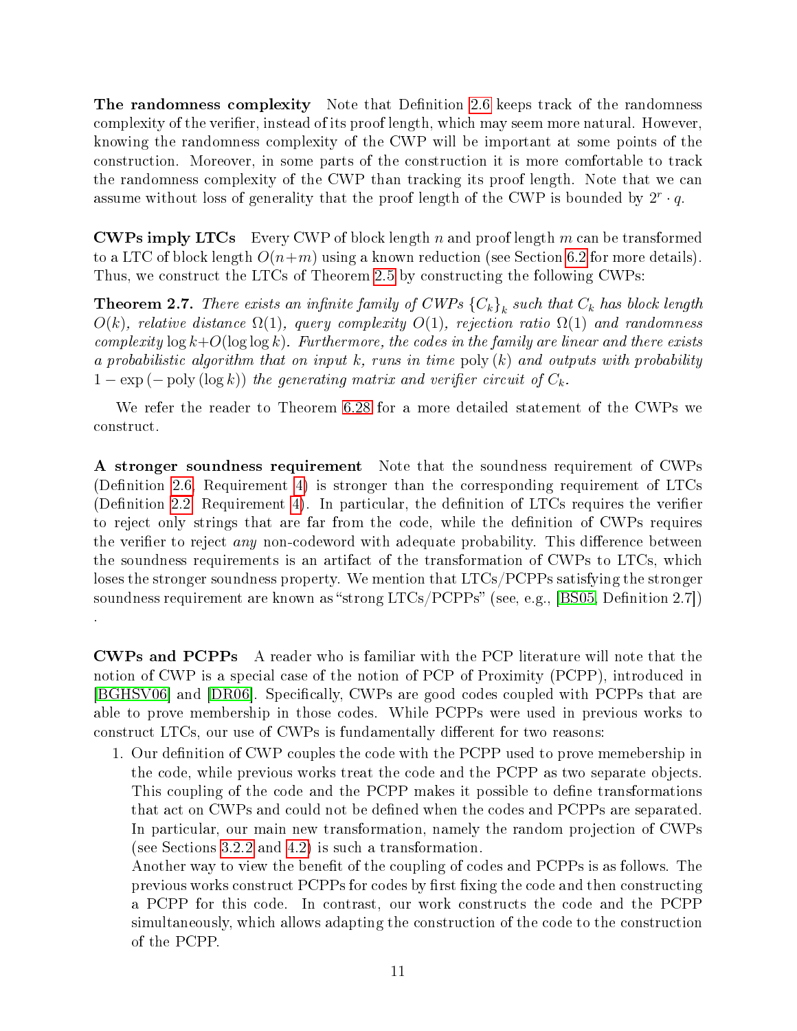**The randomness complexity** Note that Definition 2.6 keeps track of the randomness complexity of the verifier, instead of its proof length, which may seem more natural. However, knowing the randomness complexity of the CWP will be important at some points of the construction. Moreover, in some parts of the construction it is more comfortable to track the randomness complexity of the CWP than tracking its proof length. Note that we can assume without loss of generality that the proof length of the CWP is bounded by $2^r \cdot q$.

**CWPs imply LTCs** Every CWP of block length $n$ and proof length $m$ can be transformed to a LTC of block length $O(n+m)$ using a known reduction (see Section 6.2 for more details). Thus, we construct the LTCs of Theorem 2.5 by constructing the following CWPs:

**Theorem 2.7.** *There exists an infinite family of CWPs $\{C_k\}_k$ such that $C_k$ has block length $O(k)$, relative distance $\Omega(1)$, query complexity $O(1)$, rejection ratio $\Omega(1)$ and randomness complexity $\log k + O(\log\log k)$. Furthermore, the codes in the family are linear and there exists a probabilistic algorithm that on input $k$, runs in time $\mathrm{poly}(k)$ and outputs with probability $1 - \exp(-\mathrm{poly}(\log k))$ the generating matrix and verifier circuit of $C_k$.*

We refer the reader to Theorem 6.28 for a more detailed statement of the CWPs we construct.

**A stronger soundness requirement** Note that the soundness requirement of CWPs (Definition 2.6, Requirement 4) is stronger than the corresponding requirement of LTCs (Definition 2.2, Requirement 4). In particular, the definition of LTCs requires the verifier to reject only strings that are far from the code, while the definition of CWPs requires the verifier to reject *any* non-codeword with adequate probability. This difference between the soundness requirements is an artifact of the transformation of CWPs to LTCs, which loses the stronger soundness property. We mention that LTCs/PCPPs satisfying the stronger soundness requirement are known as "strong LTCs/PCPPs" (see, e.g., [BS05, Definition 2.7]) .

**CWPs and PCPPs** A reader who is familiar with the PCP literature will note that the notion of CWP is a special case of the notion of PCP of Proximity (PCPP), introduced in [BGHSV06] and [DR06]. Specifically, CWPs are good codes coupled with PCPPs that are able to prove membership in those codes. While PCPPs were used in previous works to construct LTCs, our use of CWPs is fundamentally different for two reasons:

1. Our definition of CWP couples the code with the PCPP used to prove memebership in the code, while previous works treat the code and the PCPP as two separate objects. This coupling of the code and the PCPP makes it possible to define transformations that act on CWPs and could not be defined when the codes and PCPPs are separated. In particular, our main new transformation, namely the random projection of CWPs (see Sections 3.2.2 and 4.2) is such a transformation.

   Another way to view the benefit of the coupling of codes and PCPPs is as follows. The previous works construct PCPPs for codes by first fixing the code and then constructing a PCPP for this code. In contrast, our work constructs the code and the PCPP simultaneously, which allows adapting the construction of the code to the construction of the PCPP.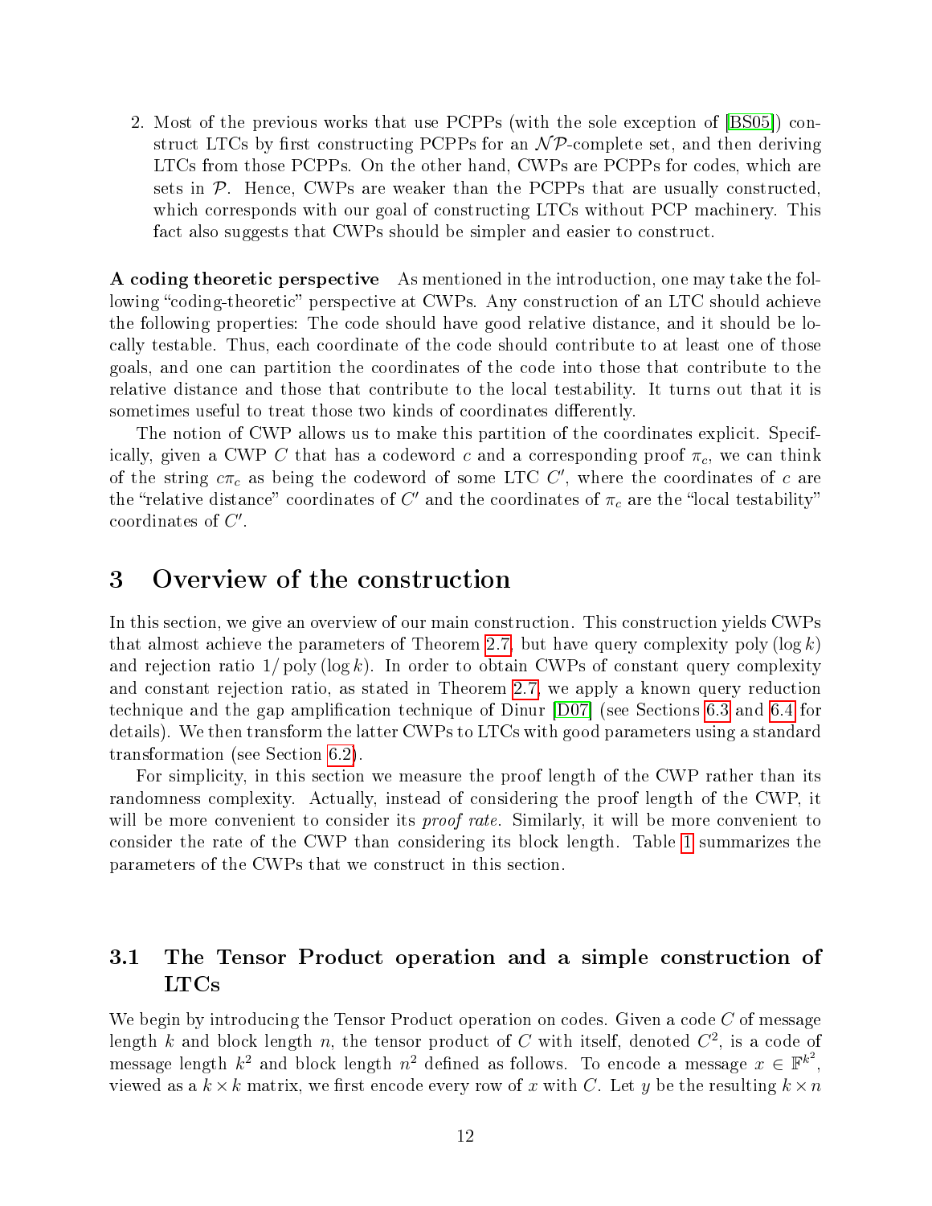2. Most of the previous works that use PCPPs (with the sole exception of [BS05]) construct LTCs by first constructing PCPPs for an $\mathcal{NP}$-complete set, and then deriving LTCs from those PCPPs. On the other hand, CWPs are PCPPs for codes, which are sets in $\mathcal{P}$. Hence, CWPs are weaker than the PCPPs that are usually constructed, which corresponds with our goal of constructing LTCs without PCP machinery. This fact also suggests that CWPs should be simpler and easier to construct.

**A coding theoretic perspective** As mentioned in the introduction, one may take the following "coding-theoretic" perspective at CWPs. Any construction of an LTC should achieve the following properties: The code should have good relative distance, and it should be locally testable. Thus, each coordinate of the code should contribute to at least one of those goals, and one can partition the coordinates of the code into those that contribute to the relative distance and those that contribute to the local testability. It turns out that it is sometimes useful to treat those two kinds of coordinates differently.

The notion of CWP allows us to make this partition of the coordinates explicit. Specifically, given a CWP $C$ that has a codeword $c$ and a corresponding proof $\pi_c$, we can think of the string $c\pi_c$ as being the codeword of some LTC $C'$, where the coordinates of $c$ are the "relative distance" coordinates of $C'$ and the coordinates of $\pi_c$ are the "local testability" coordinates of $C'$.

# 3 Overview of the construction

In this section, we give an overview of our main construction. This construction yields CWPs that almost achieve the parameters of Theorem 2.7, but have query complexity $\text{poly}(\log k)$ and rejection ratio $1/\text{poly}(\log k)$. In order to obtain CWPs of constant query complexity and constant rejection ratio, as stated in Theorem 2.7, we apply a known query reduction technique and the gap amplification technique of Dinur [D07] (see Sections 6.3 and 6.4 for details). We then transform the latter CWPs to LTCs with good parameters using a standard transformation (see Section 6.2).

For simplicity, in this section we measure the proof length of the CWP rather than its randomness complexity. Actually, instead of considering the proof length of the CWP, it will be more convenient to consider its *proof rate*. Similarly, it will be more convenient to consider the rate of the CWP than considering its block length. Table 1 summarizes the parameters of the CWPs that we construct in this section.

## 3.1 The Tensor Product operation and a simple construction of LTCs

We begin by introducing the Tensor Product operation on codes. Given a code $C$ of message length $k$ and block length $n$, the tensor product of $C$ with itself, denoted $C^2$, is a code of message length $k^2$ and block length $n^2$ defined as follows. To encode a message $x \in \mathbb{F}^{k^2}$, viewed as a $k \times k$ matrix, we first encode every row of $x$ with $C$. Let $y$ be the resulting $k \times n$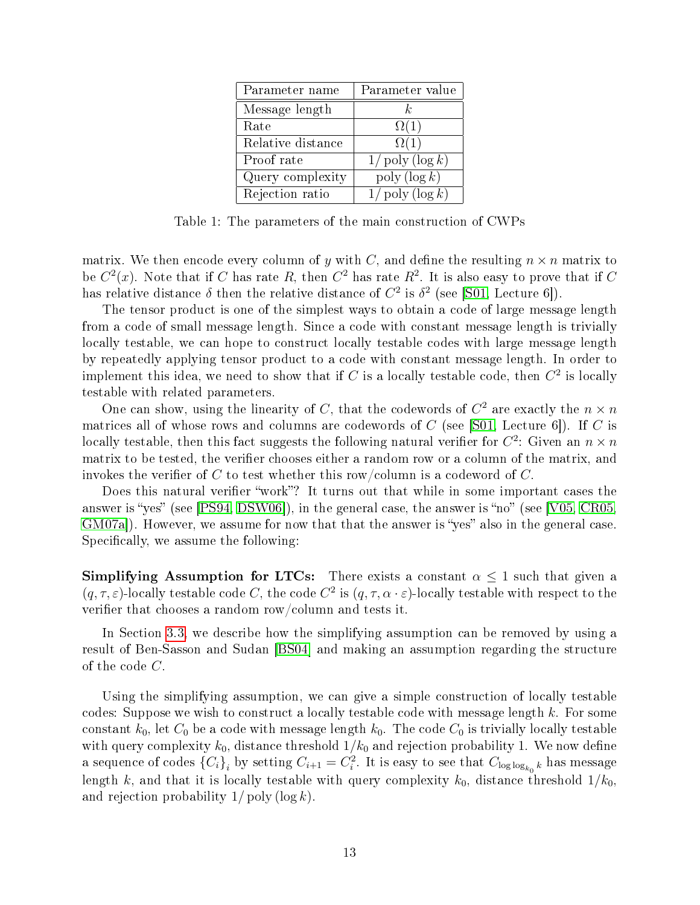| Parameter name | Parameter value |
|---|---|
| Message length | $k$ |
| Rate | $\Omega(1)$ |
| Relative distance | $\Omega(1)$ |
| Proof rate | $1/\operatorname{poly}(\log k)$ |
| Query complexity | $\operatorname{poly}(\log k)$ |
| Rejection ratio | $1/\operatorname{poly}(\log k)$ |

Table 1: The parameters of the main construction of CWPs

matrix. We then encode every column of $y$ with $C$, and define the resulting $n \times n$ matrix to be $C^2(x)$. Note that if $C$ has rate $R$, then $C^2$ has rate $R^2$. It is also easy to prove that if $C$ has relative distance $\delta$ then the relative distance of $C^2$ is $\delta^2$ (see [S01, Lecture 6]).

The tensor product is one of the simplest ways to obtain a code of large message length from a code of small message length. Since a code with constant message length is trivially locally testable, we can hope to construct locally testable codes with large message length by repeatedly applying tensor product to a code with constant message length. In order to implement this idea, we need to show that if $C$ is a locally testable code, then $C^2$ is locally testable with related parameters.

One can show, using the linearity of $C$, that the codewords of $C^2$ are exactly the $n \times n$ matrices all of whose rows and columns are codewords of $C$ (see [S01, Lecture 6]). If $C$ is locally testable, then this fact suggests the following natural verifier for $C^2$: Given an $n \times n$ matrix to be tested, the verifier chooses either a random row or a column of the matrix, and invokes the verifier of $C$ to test whether this row/column is a codeword of $C$.

Does this natural verifier "work"? It turns out that while in some important cases the answer is "yes" (see [PS94, DSW06]), in the general case, the answer is "no" (see [V05, CR05, GM07a]). However, we assume for now that that the answer is "yes" also in the general case. Specifically, we assume the following:

**Simplifying Assumption for LTCs:** There exists a constant $\alpha \leq 1$ such that given a $(q, \tau, \varepsilon)$-locally testable code $C$, the code $C^2$ is $(q, \tau, \alpha \cdot \varepsilon)$-locally testable with respect to the verifier that chooses a random row/column and tests it.

In Section 3.3, we describe how the simplifying assumption can be removed by using a result of Ben-Sasson and Sudan [BS04] and making an assumption regarding the structure of the code $C$.

Using the simplifying assumption, we can give a simple construction of locally testable codes: Suppose we wish to construct a locally testable code with message length $k$. For some constant $k_0$, let $C_0$ be a code with message length $k_0$. The code $C_0$ is trivially locally testable with query complexity $k_0$, distance threshold $1/k_0$ and rejection probability 1. We now define a sequence of codes $\{C_i\}_i$ by setting $C_{i+1} = C_i^2$. It is easy to see that $C_{\log \log_{k_0} k}$ has message length $k$, and that it is locally testable with query complexity $k_0$, distance threshold $1/k_0$, and rejection probability $1/\operatorname{poly}(\log k)$.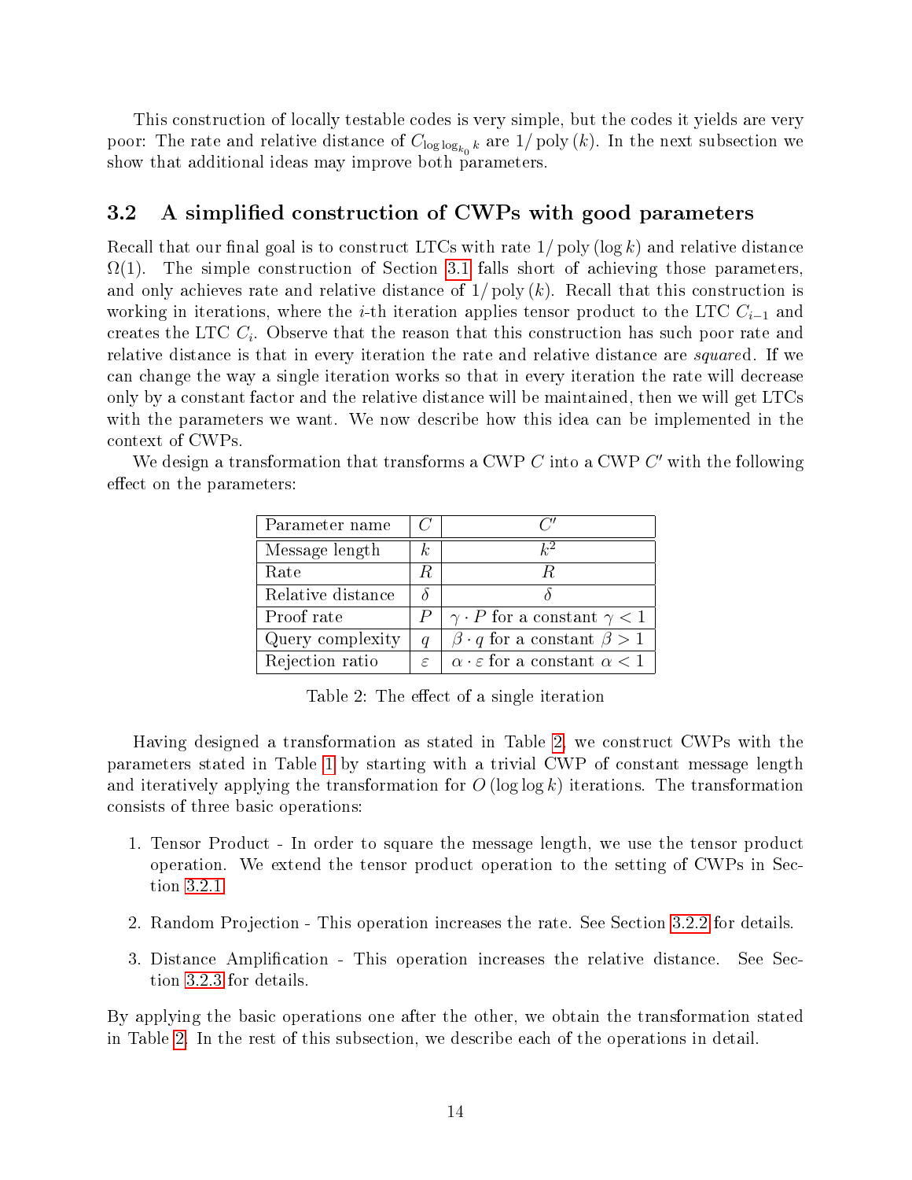This construction of locally testable codes is very simple, but the codes it yields are very poor: The rate and relative distance of $C_{\log\log_{k_0} k}$ are $1/\operatorname{poly}(k)$. In the next subsection we show that additional ideas may improve both parameters.

## 3.2 A simplified construction of CWPs with good parameters

Recall that our final goal is to construct LTCs with rate $1/\operatorname{poly}(\log k)$ and relative distance $\Omega(1)$. The simple construction of Section 3.1 falls short of achieving those parameters, and only achieves rate and relative distance of $1/\operatorname{poly}(k)$. Recall that this construction is working in iterations, where the $i$-th iteration applies tensor product to the LTC $C_{i-1}$ and creates the LTC $C_i$. Observe that the reason that this construction has such poor rate and relative distance is that in every iteration the rate and relative distance are *squared*. If we can change the way a single iteration works so that in every iteration the rate will decrease only by a constant factor and the relative distance will be maintained, then we will get LTCs with the parameters we want. We now describe how this idea can be implemented in the context of CWPs.

We design a transformation that transforms a CWP $C$ into a CWP $C'$ with the following effect on the parameters:

| Parameter name | $C$ | $C'$ |
|---|---|---|
| Message length | $k$ | $k^2$ |
| Rate | $R$ | $R$ |
| Relative distance | $\delta$ | $\delta$ |
| Proof rate | $P$ | $\gamma \cdot P$ for a constant $\gamma < 1$ |
| Query complexity | $q$ | $\beta \cdot q$ for a constant $\beta > 1$ |
| Rejection ratio | $\varepsilon$ | $\alpha \cdot \varepsilon$ for a constant $\alpha < 1$ |

Table 2: The effect of a single iteration

Having designed a transformation as stated in Table 2, we construct CWPs with the parameters stated in Table 1 by starting with a trivial CWP of constant message length and iteratively applying the transformation for $O(\log\log k)$ iterations. The transformation consists of three basic operations:

1. Tensor Product - In order to square the message length, we use the tensor product operation. We extend the tensor product operation to the setting of CWPs in Section 3.2.1.
2. Random Projection - This operation increases the rate. See Section 3.2.2 for details.
3. Distance Amplification - This operation increases the relative distance. See Section 3.2.3 for details.

By applying the basic operations one after the other, we obtain the transformation stated in Table 2. In the rest of this subsection, we describe each of the operations in detail.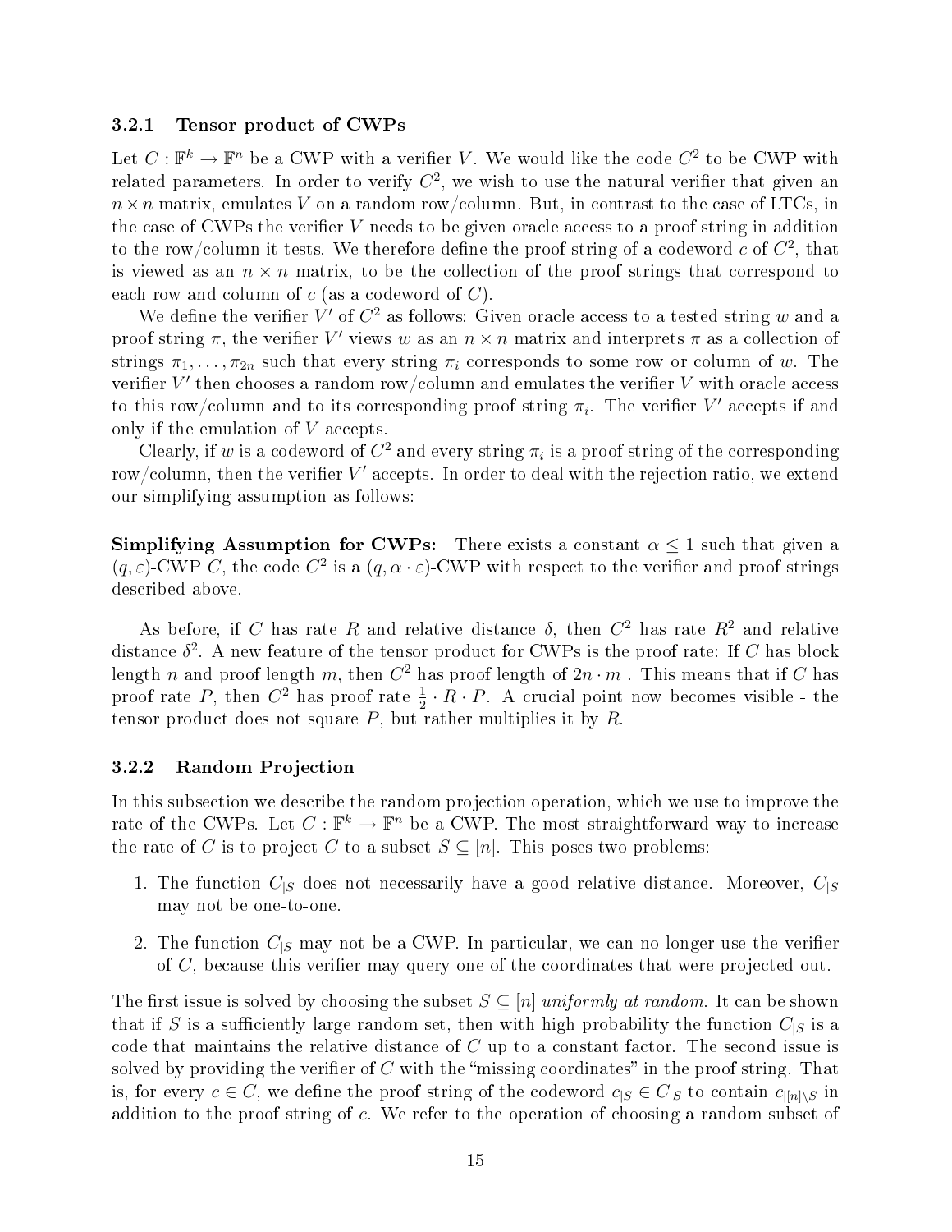#### 3.2.1 Tensor product of CWPs

Let $C : \mathbb{F}^k \to \mathbb{F}^n$ be a CWP with a verifier $V$. We would like the code $C^2$ to be CWP with related parameters. In order to verify $C^2$, we wish to use the natural verifier that given an $n \times n$ matrix, emulates $V$ on a random row/column. But, in contrast to the case of LTCs, in the case of CWPs the verifier $V$ needs to be given oracle access to a proof string in addition to the row/column it tests. We therefore define the proof string of a codeword $c$ of $C^2$, that is viewed as an $n \times n$ matrix, to be the collection of the proof strings that correspond to each row and column of $c$ (as a codeword of $C$).

We define the verifier $V'$ of $C^2$ as follows: Given oracle access to a tested string $w$ and a proof string $\pi$, the verifier $V'$ views $w$ as an $n \times n$ matrix and interprets $\pi$ as a collection of strings $\pi_1, \ldots, \pi_{2n}$ such that every string $\pi_i$ corresponds to some row or column of $w$. The verifier $V'$ then chooses a random row/column and emulates the verifier $V$ with oracle access to this row/column and to its corresponding proof string $\pi_i$. The verifier $V'$ accepts if and only if the emulation of $V$ accepts.

Clearly, if $w$ is a codeword of $C^2$ and every string $\pi_i$ is a proof string of the corresponding row/column, then the verifier $V'$ accepts. In order to deal with the rejection ratio, we extend our simplifying assumption as follows:

**Simplifying Assumption for CWPs:** There exists a constant $\alpha \leq 1$ such that given a $(q, \varepsilon)$-CWP $C$, the code $C^2$ is a $(q, \alpha \cdot \varepsilon)$-CWP with respect to the verifier and proof strings described above.

As before, if $C$ has rate $R$ and relative distance $\delta$, then $C^2$ has rate $R^2$ and relative distance $\delta^2$. A new feature of the tensor product for CWPs is the proof rate: If $C$ has block length $n$ and proof length $m$, then $C^2$ has proof length of $2n \cdot m$ . This means that if $C$ has proof rate $P$, then $C^2$ has proof rate $\frac{1}{2} \cdot R \cdot P$. A crucial point now becomes visible - the tensor product does not square $P$, but rather multiplies it by $R$.

#### 3.2.2 Random Projection

In this subsection we describe the random projection operation, which we use to improve the rate of the CWPs. Let $C : \mathbb{F}^k \to \mathbb{F}^n$ be a CWP. The most straightforward way to increase the rate of $C$ is to project $C$ to a subset $S \subseteq [n]$. This poses two problems:

1. The function $C_{|S}$ does not necessarily have a good relative distance. Moreover, $C_{|S}$ may not be one-to-one.
2. The function $C_{|S}$ may not be a CWP. In particular, we can no longer use the verifier of $C$, because this verifier may query one of the coordinates that were projected out.

The first issue is solved by choosing the subset $S \subseteq [n]$ *uniformly at random*. It can be shown that if $S$ is a sufficiently large random set, then with high probability the function $C_{|S}$ is a code that maintains the relative distance of $C$ up to a constant factor. The second issue is solved by providing the verifier of $C$ with the "missing coordinates" in the proof string. That is, for every $c \in C$, we define the proof string of the codeword $c_{|S} \in C_{|S}$ to contain $c_{|[n]\setminus S}$ in addition to the proof string of $c$. We refer to the operation of choosing a random subset of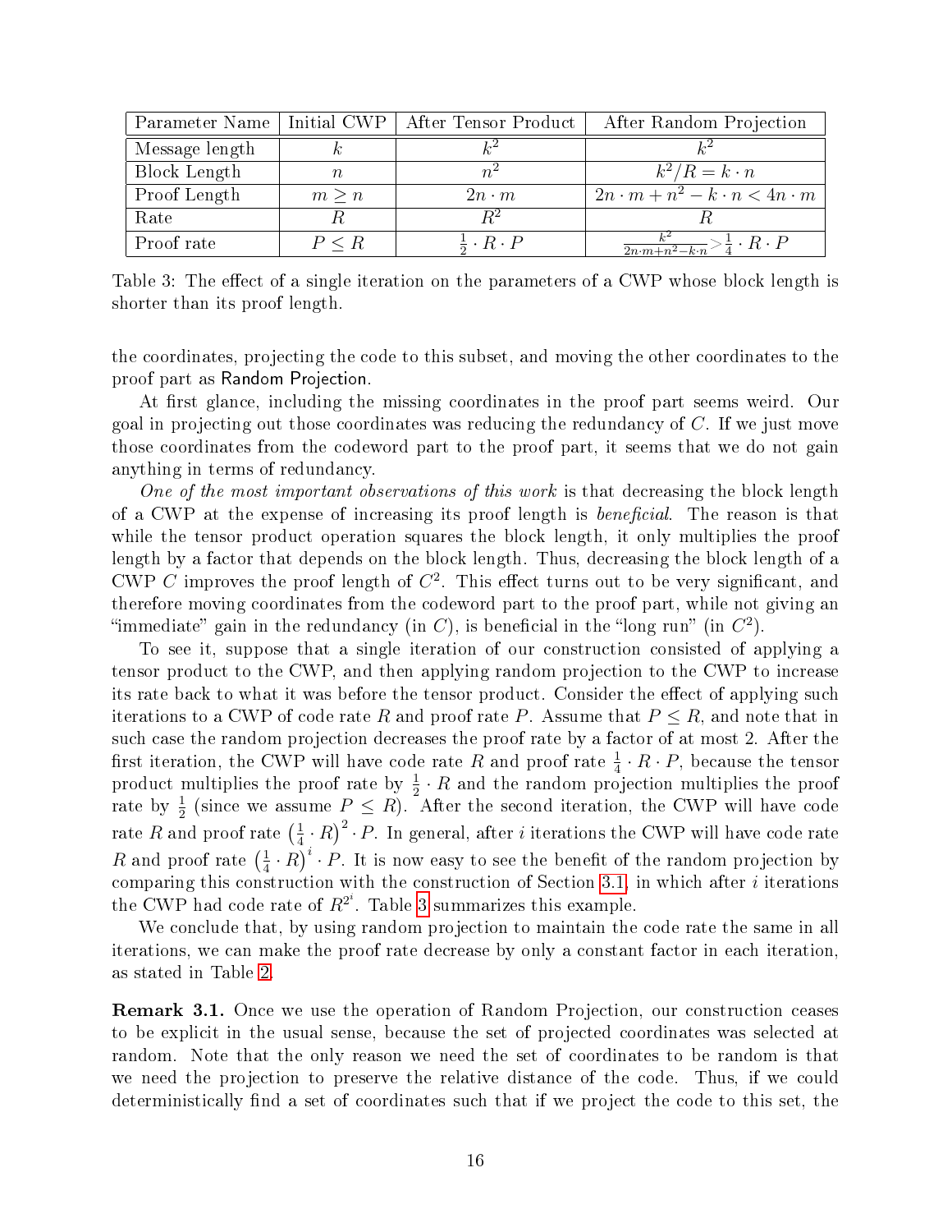| Parameter Name | Initial CWP | After Tensor Product | After Random Projection |
| --- | --- | --- | --- |
| Message length | $k$ | $k^2$ | $k^2$ |
| Block Length | $n$ | $n^2$ | $k^2/R = k \cdot n$ |
| Proof Length | $m \geq n$ | $2n \cdot m$ | $2n \cdot m + n^2 - k \cdot n < 4n \cdot m$ |
| Rate | $R$ | $R^2$ | $R$ |
| Proof rate | $P \leq R$ | $\frac{1}{2} \cdot R \cdot P$ | $\frac{k^2}{2n \cdot m + n^2 - k \cdot n} > \frac{1}{4} \cdot R \cdot P$ |

Table 3: The effect of a single iteration on the parameters of a CWP whose block length is shorter than its proof length.

the coordinates, projecting the code to this subset, and moving the other coordinates to the proof part as Random Projection.

At first glance, including the missing coordinates in the proof part seems weird. Our goal in projecting out those coordinates was reducing the redundancy of $C$. If we just move those coordinates from the codeword part to the proof part, it seems that we do not gain anything in terms of redundancy.

*One of the most important observations of this work* is that decreasing the block length of a CWP at the expense of increasing its proof length is *beneficial*. The reason is that while the tensor product operation squares the block length, it only multiplies the proof length by a factor that depends on the block length. Thus, decreasing the block length of a CWP $C$ improves the proof length of $C^2$. This effect turns out to be very significant, and therefore moving coordinates from the codeword part to the proof part, while not giving an "immediate" gain in the redundancy (in $C$), is beneficial in the "long run" (in $C^2$).

To see it, suppose that a single iteration of our construction consisted of applying a tensor product to the CWP, and then applying random projection to the CWP to increase its rate back to what it was before the tensor product. Consider the effect of applying such iterations to a CWP of code rate $R$ and proof rate $P$. Assume that $P \leq R$, and note that in such case the random projection decreases the proof rate by a factor of at most 2. After the first iteration, the CWP will have code rate $R$ and proof rate $\frac{1}{4} \cdot R \cdot P$, because the tensor product multiplies the proof rate by $\frac{1}{2} \cdot R$ and the random projection multiplies the proof rate by $\frac{1}{2}$ (since we assume $P \leq R$). After the second iteration, the CWP will have code rate $R$ and proof rate $\left(\frac{1}{4} \cdot R\right)^2 \cdot P$. In general, after $i$ iterations the CWP will have code rate $R$ and proof rate $\left(\frac{1}{4} \cdot R\right)^i \cdot P$. It is now easy to see the benefit of the random projection by comparing this construction with the construction of Section 3.1, in which after $i$ iterations the CWP had code rate of $R^{2^i}$. Table 3 summarizes this example.

We conclude that, by using random projection to maintain the code rate the same in all iterations, we can make the proof rate decrease by only a constant factor in each iteration, as stated in Table 2.

**Remark 3.1.** Once we use the operation of Random Projection, our construction ceases to be explicit in the usual sense, because the set of projected coordinates was selected at random. Note that the only reason we need the set of coordinates to be random is that we need the projection to preserve the relative distance of the code. Thus, if we could deterministically find a set of coordinates such that if we project the code to this set, the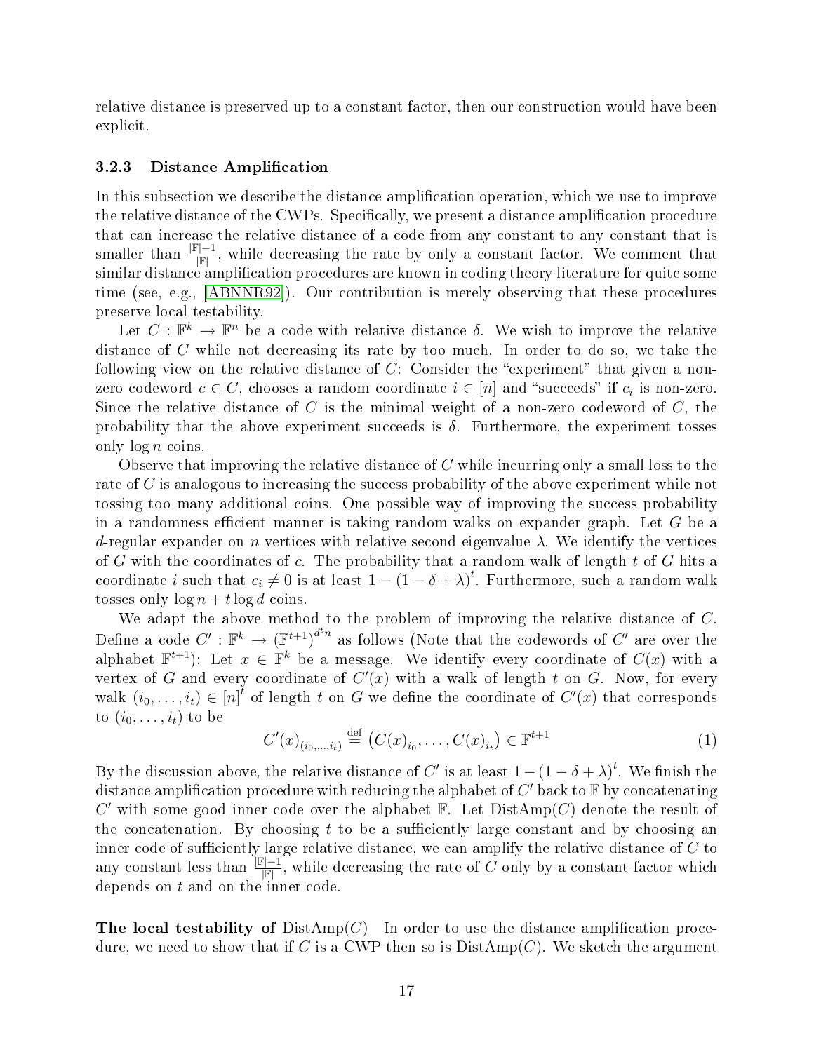relative distance is preserved up to a constant factor, then our construction would have been explicit.

### 3.2.3 Distance Amplification

In this subsection we describe the distance amplification operation, which we use to improve the relative distance of the CWPs. Specifically, we present a distance amplification procedure that can increase the relative distance of a code from any constant to any constant that is smaller than $\frac{|\mathbb{F}|-1}{|\mathbb{F}|}$, while decreasing the rate by only a constant factor. We comment that similar distance amplification procedures are known in coding theory literature for quite some time (see, e.g., [ABNNR92]). Our contribution is merely observing that these procedures preserve local testability.

Let $C : \mathbb{F}^k \to \mathbb{F}^n$ be a code with relative distance $\delta$. We wish to improve the relative distance of $C$ while not decreasing its rate by too much. In order to do so, we take the following view on the relative distance of $C$: Consider the "experiment" that given a non-zero codeword $c \in C$, chooses a random coordinate $i \in [n]$ and "succeeds" if $c_i$ is non-zero. Since the relative distance of $C$ is the minimal weight of a non-zero codeword of $C$, the probability that the above experiment succeeds is $\delta$. Furthermore, the experiment tosses only $\log n$ coins.

Observe that improving the relative distance of $C$ while incurring only a small loss to the rate of $C$ is analogous to increasing the success probability of the above experiment while not tossing too many additional coins. One possible way of improving the success probability in a randomness efficient manner is taking random walks on expander graph. Let $G$ be a $d$-regular expander on $n$ vertices with relative second eigenvalue $\lambda$. We identify the vertices of $G$ with the coordinates of $c$. The probability that a random walk of length $t$ of $G$ hits a coordinate $i$ such that $c_i \neq 0$ is at least $1 - (1 - \delta + \lambda)^t$. Furthermore, such a random walk tosses only $\log n + t \log d$ coins.

We adapt the above method to the problem of improving the relative distance of $C$. Define a code $C' : \mathbb{F}^k \to \left(\mathbb{F}^{t+1}\right)^{d^t n}$ as follows (Note that the codewords of $C'$ are over the alphabet $\mathbb{F}^{t+1}$): Let $x \in \mathbb{F}^k$ be a message. We identify every coordinate of $C(x)$ with a vertex of $G$ and every coordinate of $C'(x)$ with a walk of length $t$ on $G$. Now, for every walk $(i_0, \ldots, i_t) \in [n]^t$ of length $t$ on $G$ we define the coordinate of $C'(x)$ that corresponds to $(i_0, \ldots, i_t)$ to be

$$C'(x)_{(i_0,\ldots,i_t)} \stackrel{\text{def}}{=} \left(C(x)_{i_0}, \ldots, C(x)_{i_t}\right) \in \mathbb{F}^{t+1} \tag{1}$$

By the discussion above, the relative distance of $C'$ is at least $1 - (1 - \delta + \lambda)^t$. We finish the distance amplification procedure with reducing the alphabet of $C'$ back to $\mathbb{F}$ by concatenating $C'$ with some good inner code over the alphabet $\mathbb{F}$. Let $\text{DistAmp}(C)$ denote the result of the concatenation. By choosing $t$ to be a sufficiently large constant and by choosing an inner code of sufficiently large relative distance, we can amplify the relative distance of $C$ to any constant less than $\frac{|\mathbb{F}|-1}{|\mathbb{F}|}$, while decreasing the rate of $C$ only by a constant factor which depends on $t$ and on the inner code.

**The local testability of** $\text{DistAmp}(C)$ In order to use the distance amplification procedure, we need to show that if $C$ is a CWP then so is $\text{DistAmp}(C)$. We sketch the argument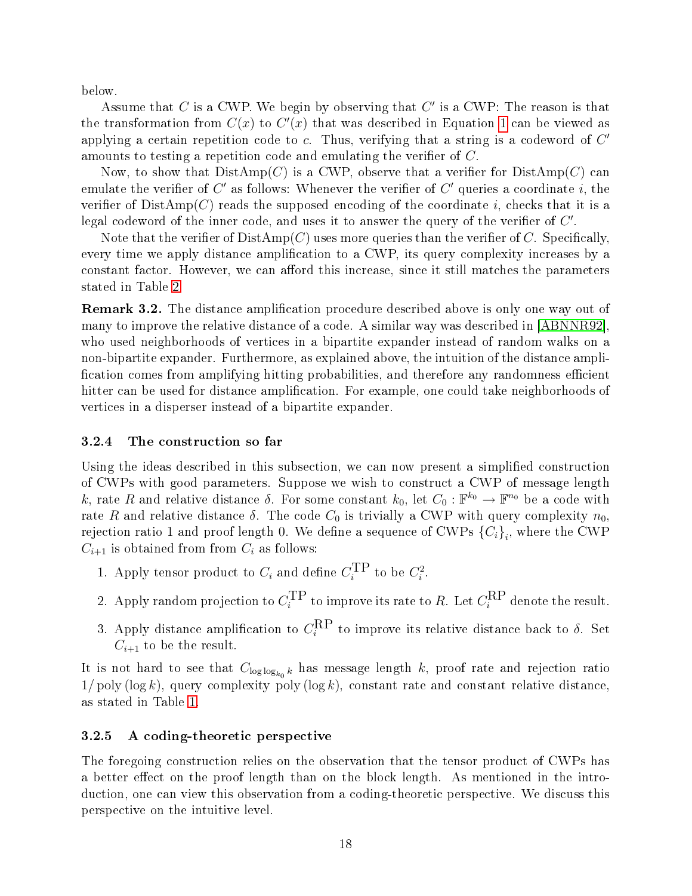below.

Assume that $C$ is a CWP. We begin by observing that $C'$ is a CWP: The reason is that the transformation from $C(x)$ to $C'(x)$ that was described in Equation 1 can be viewed as applying a certain repetition code to $c$. Thus, verifying that a string is a codeword of $C'$ amounts to testing a repetition code and emulating the verifier of $C$.

Now, to show that $\mathrm{DistAmp}(C)$ is a CWP, observe that a verifier for $\mathrm{DistAmp}(C)$ can emulate the verifier of $C'$ as follows: Whenever the verifier of $C'$ queries a coordinate $i$, the verifier of $\mathrm{DistAmp}(C)$ reads the supposed encoding of the coordinate $i$, checks that it is a legal codeword of the inner code, and uses it to answer the query of the verifier of $C'$.

Note that the verifier of $\mathrm{DistAmp}(C)$ uses more queries than the verifier of $C$. Specifically, every time we apply distance amplification to a CWP, its query complexity increases by a constant factor. However, we can afford this increase, since it still matches the parameters stated in Table 2.

**Remark 3.2.** The distance amplification procedure described above is only one way out of many to improve the relative distance of a code. A similar way was described in [ABNNR92], who used neighborhoods of vertices in a bipartite expander instead of random walks on a non-bipartite expander. Furthermore, as explained above, the intuition of the distance amplification comes from amplifying hitting probabilities, and therefore any randomness efficient hitter can be used for distance amplification. For example, one could take neighborhoods of vertices in a disperser instead of a bipartite expander.

### 3.2.4 The construction so far

Using the ideas described in this subsection, we can now present a simplified construction of CWPs with good parameters. Suppose we wish to construct a CWP of message length $k$, rate $R$ and relative distance $\delta$. For some constant $k_0$, let $C_0 : \mathbb{F}^{k_0} \to \mathbb{F}^{n_0}$ be a code with rate $R$ and relative distance $\delta$. The code $C_0$ is trivially a CWP with query complexity $n_0$, rejection ratio 1 and proof length 0. We define a sequence of CWPs $\{C_i\}_i$, where the CWP $C_{i+1}$ is obtained from from $C_i$ as follows:

1. Apply tensor product to $C_i$ and define $C_i^{\mathrm{TP}}$ to be $C_i^2$.
2. Apply random projection to $C_i^{\mathrm{TP}}$ to improve its rate to $R$. Let $C_i^{\mathrm{RP}}$ denote the result.
3. Apply distance amplification to $C_i^{\mathrm{RP}}$ to improve its relative distance back to $\delta$. Set $C_{i+1}$ to be the result.

It is not hard to see that $C_{\log\log_{k_0} k}$ has message length $k$, proof rate and rejection ratio $1/\operatorname{poly}(\log k)$, query complexity $\operatorname{poly}(\log k)$, constant rate and constant relative distance, as stated in Table 1.

### 3.2.5 A coding-theoretic perspective

The foregoing construction relies on the observation that the tensor product of CWPs has a better effect on the proof length than on the block length. As mentioned in the introduction, one can view this observation from a coding-theoretic perspective. We discuss this perspective on the intuitive level.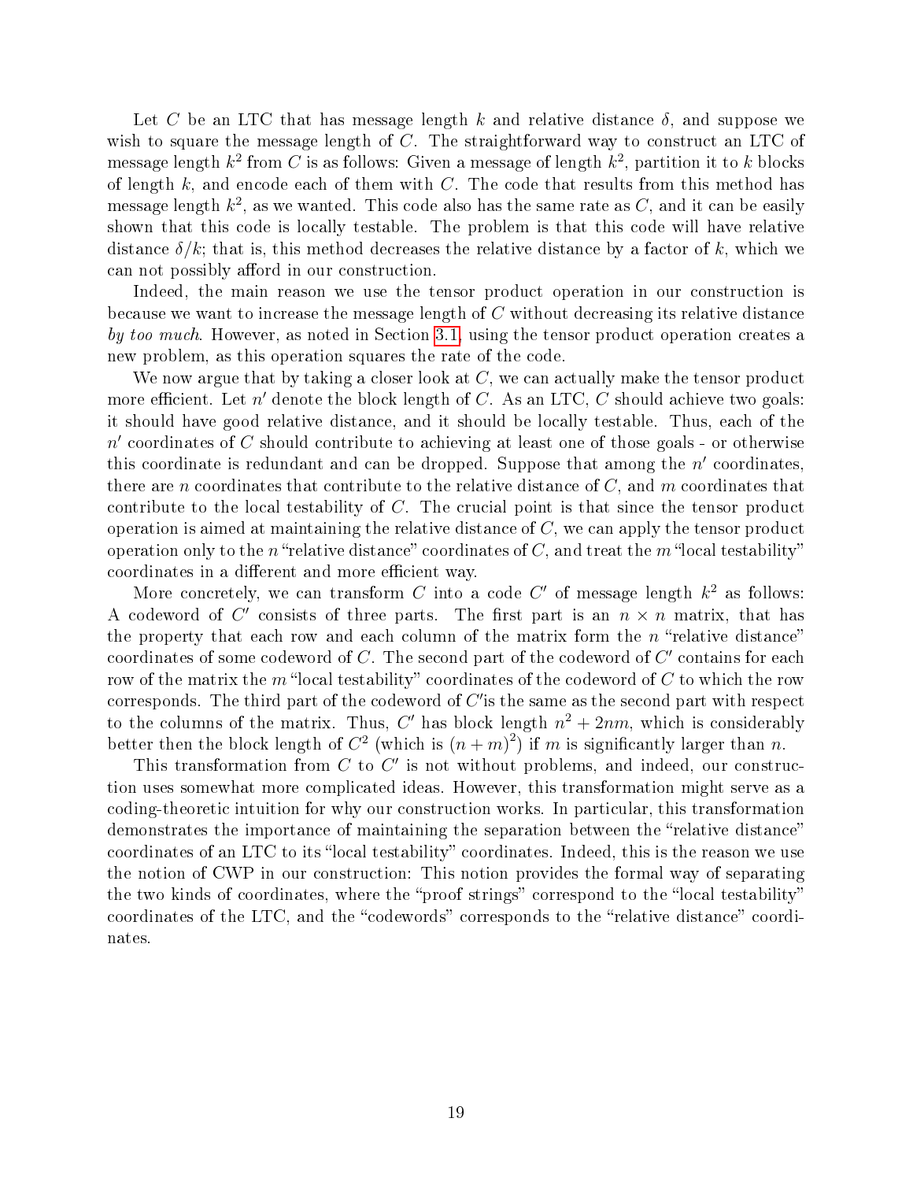Let $C$ be an LTC that has message length $k$ and relative distance $\delta$, and suppose we wish to square the message length of $C$. The straightforward way to construct an LTC of message length $k^2$ from $C$ is as follows: Given a message of length $k^2$, partition it to $k$ blocks of length $k$, and encode each of them with $C$. The code that results from this method has message length $k^2$, as we wanted. This code also has the same rate as $C$, and it can be easily shown that this code is locally testable. The problem is that this code will have relative distance $\delta/k$; that is, this method decreases the relative distance by a factor of $k$, which we can not possibly afford in our construction.

Indeed, the main reason we use the tensor product operation in our construction is because we want to increase the message length of $C$ without decreasing its relative distance *by too much*. However, as noted in Section 3.1, using the tensor product operation creates a new problem, as this operation squares the rate of the code.

We now argue that by taking a closer look at $C$, we can actually make the tensor product more efficient. Let $n'$ denote the block length of $C$. As an LTC, $C$ should achieve two goals: it should have good relative distance, and it should be locally testable. Thus, each of the $n'$ coordinates of $C$ should contribute to achieving at least one of those goals - or otherwise this coordinate is redundant and can be dropped. Suppose that among the $n'$ coordinates, there are $n$ coordinates that contribute to the relative distance of $C$, and $m$ coordinates that contribute to the local testability of $C$. The crucial point is that since the tensor product operation is aimed at maintaining the relative distance of $C$, we can apply the tensor product operation only to the $n$ "relative distance" coordinates of $C$, and treat the $m$ "local testability" coordinates in a different and more efficient way.

More concretely, we can transform $C$ into a code $C'$ of message length $k^2$ as follows: A codeword of $C'$ consists of three parts. The first part is an $n \times n$ matrix, that has the property that each row and each column of the matrix form the $n$ "relative distance" coordinates of some codeword of $C$. The second part of the codeword of $C'$ contains for each row of the matrix the $m$ "local testability" coordinates of the codeword of $C$ to which the row corresponds. The third part of the codeword of $C'$is the same as the second part with respect to the columns of the matrix. Thus, $C'$ has block length $n^2 + 2nm$, which is considerably better then the block length of $C^2$ (which is $(n+m)^2$) if $m$ is significantly larger than $n$.

This transformation from $C$ to $C'$ is not without problems, and indeed, our construction uses somewhat more complicated ideas. However, this transformation might serve as a coding-theoretic intuition for why our construction works. In particular, this transformation demonstrates the importance of maintaining the separation between the "relative distance" coordinates of an LTC to its "local testability" coordinates. Indeed, this is the reason we use the notion of CWP in our construction: This notion provides the formal way of separating the two kinds of coordinates, where the "proof strings" correspond to the "local testability" coordinates of the LTC, and the "codewords" corresponds to the "relative distance" coordinates.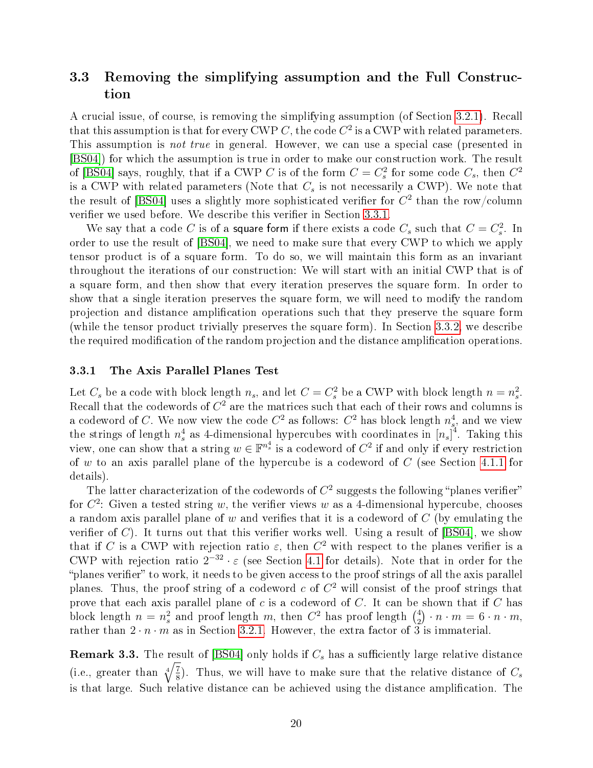### 3.3 Removing the simplifying assumption and the Full Construction

A crucial issue, of course, is removing the simplifying assumption (of Section 3.2.1). Recall that this assumption is that for every CWP $C$, the code $C^2$ is a CWP with related parameters. This assumption is *not true* in general. However, we can use a special case (presented in [BS04]) for which the assumption is true in order to make our construction work. The result of [BS04] says, roughly, that if a CWP $C$ is of the form $C = C_s^2$ for some code $C_s$, then $C^2$ is a CWP with related parameters (Note that $C_s$ is not necessarily a CWP). We note that the result of [BS04] uses a slightly more sophisticated verifier for $C^2$ than the row/column verifier we used before. We describe this verifier in Section 3.3.1.

We say that a code $C$ is of a square form if there exists a code $C_s$ such that $C = C_s^2$. In order to use the result of [BS04], we need to make sure that every CWP to which we apply tensor product is of a square form. To do so, we will maintain this form as an invariant throughout the iterations of our construction: We will start with an initial CWP that is of a square form, and then show that every iteration preserves the square form. In order to show that a single iteration preserves the square form, we will need to modify the random projection and distance amplification operations such that they preserve the square form (while the tensor product trivially preserves the square form). In Section 3.3.2, we describe the required modification of the random projection and the distance amplification operations.

#### 3.3.1 The Axis Parallel Planes Test

Let $C_s$ be a code with block length $n_s$, and let $C = C_s^2$ be a CWP with block length $n = n_s^2$. Recall that the codewords of $C^2$ are the matrices such that each of their rows and columns is a codeword of $C$. We now view the code $C^2$ as follows: $C^2$ has block length $n_s^4$, and we view the strings of length $n_s^4$ as 4-dimensional hypercubes with coordinates in $[n_s]^4$. Taking this view, one can show that a string $w \in \mathbb{F}^{n_s^4}$ is a codeword of $C^2$ if and only if every restriction of $w$ to an axis parallel plane of the hypercube is a codeword of $C$ (see Section 4.1.1 for details).

The latter characterization of the codewords of $C^2$ suggests the following "planes verifier" for $C^2$: Given a tested string $w$, the verifier views $w$ as a 4-dimensional hypercube, chooses a random axis parallel plane of $w$ and verifies that it is a codeword of $C$ (by emulating the verifier of $C$). It turns out that this verifier works well. Using a result of [BS04], we show that if $C$ is a CWP with rejection ratio $\varepsilon$, then $C^2$ with respect to the planes verifier is a CWP with rejection ratio $2^{-32} \cdot \varepsilon$ (see Section 4.1 for details). Note that in order for the "planes verifier" to work, it needs to be given access to the proof strings of all the axis parallel planes. Thus, the proof string of a codeword $c$ of $C^2$ will consist of the proof strings that prove that each axis parallel plane of $c$ is a codeword of $C$. It can be shown that if $C$ has block length $n = n_s^2$ and proof length $m$, then $C^2$ has proof length $\binom{4}{2} \cdot n \cdot m = 6 \cdot n \cdot m$, rather than $2 \cdot n \cdot m$ as in Section 3.2.1. However, the extra factor of 3 is immaterial.

**Remark 3.3.** The result of [BS04] only holds if $C_s$ has a sufficiently large relative distance (i.e., greater than $\sqrt[4]{\frac{7}{8}}$). Thus, we will have to make sure that the relative distance of $C_s$ is that large. Such relative distance can be achieved using the distance amplification. The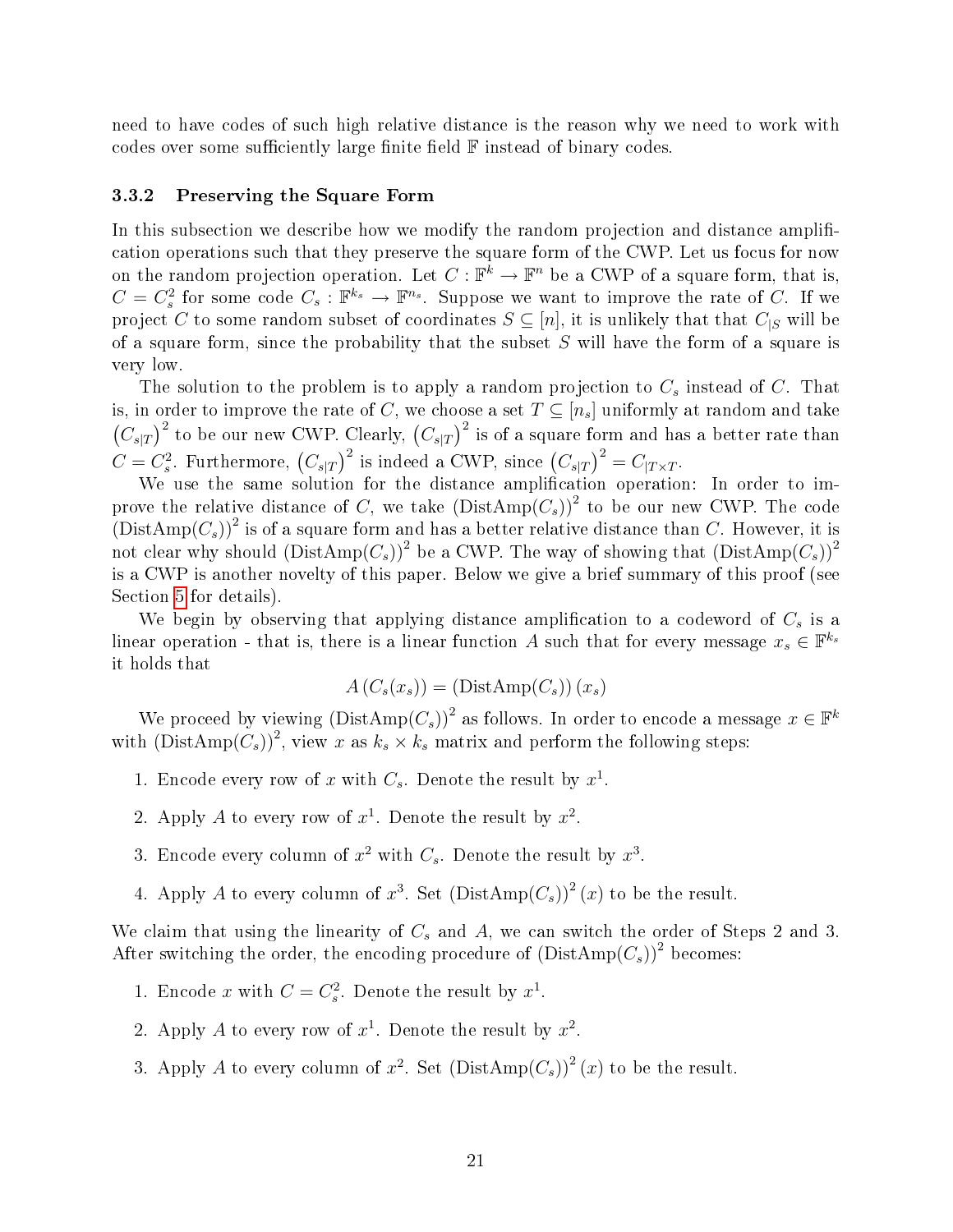need to have codes of such high relative distance is the reason why we need to work with codes over some sufficiently large finite field $\mathbb{F}$ instead of binary codes.

### 3.3.2 Preserving the Square Form

In this subsection we describe how we modify the random projection and distance amplification operations such that they preserve the square form of the CWP. Let us focus for now on the random projection operation. Let $C : \mathbb{F}^k \to \mathbb{F}^n$ be a CWP of a square form, that is, $C = C_s^2$ for some code $C_s : \mathbb{F}^{k_s} \to \mathbb{F}^{n_s}$. Suppose we want to improve the rate of $C$. If we project $C$ to some random subset of coordinates $S \subseteq [n]$, it is unlikely that that $C_{|S}$ will be of a square form, since the probability that the subset $S$ will have the form of a square is very low.

The solution to the problem is to apply a random projection to $C_s$ instead of $C$. That is, in order to improve the rate of $C$, we choose a set $T \subseteq [n_s]$ uniformly at random and take $\left(C_{s|T}\right)^2$ to be our new CWP. Clearly, $\left(C_{s|T}\right)^2$ is of a square form and has a better rate than $C = C_s^2$. Furthermore, $\left(C_{s|T}\right)^2$ is indeed a CWP, since $\left(C_{s|T}\right)^2 = C_{|T \times T}$.

We use the same solution for the distance amplification operation: In order to improve the relative distance of $C$, we take $\left(\mathrm{DistAmp}(C_s)\right)^2$ to be our new CWP. The code $\left(\mathrm{DistAmp}(C_s)\right)^2$ is of a square form and has a better relative distance than $C$. However, it is not clear why should $\left(\mathrm{DistAmp}(C_s)\right)^2$ be a CWP. The way of showing that $\left(\mathrm{DistAmp}(C_s)\right)^2$ is a CWP is another novelty of this paper. Below we give a brief summary of this proof (see Section 5 for details).

We begin by observing that applying distance amplification to a codeword of $C_s$ is a linear operation - that is, there is a linear function $A$ such that for every message $x_s \in \mathbb{F}^{k_s}$ it holds that

$$A\left(C_s(x_s)\right) = \left(\mathrm{DistAmp}(C_s)\right)(x_s)$$

We proceed by viewing $\left(\mathrm{DistAmp}(C_s)\right)^2$ as follows. In order to encode a message $x \in \mathbb{F}^k$ with $\left(\mathrm{DistAmp}(C_s)\right)^2$, view $x$ as $k_s \times k_s$ matrix and perform the following steps:

1. Encode every row of $x$ with $C_s$. Denote the result by $x^1$.
2. Apply $A$ to every row of $x^1$. Denote the result by $x^2$.
3. Encode every column of $x^2$ with $C_s$. Denote the result by $x^3$.
4. Apply $A$ to every column of $x^3$. Set $\left(\mathrm{DistAmp}(C_s)\right)^2(x)$ to be the result.

We claim that using the linearity of $C_s$ and $A$, we can switch the order of Steps 2 and 3. After switching the order, the encoding procedure of $\left(\mathrm{DistAmp}(C_s)\right)^2$ becomes:

1. Encode $x$ with $C = C_s^2$. Denote the result by $x^1$.
2. Apply $A$ to every row of $x^1$. Denote the result by $x^2$.
3. Apply $A$ to every column of $x^2$. Set $\left(\mathrm{DistAmp}(C_s)\right)^2(x)$ to be the result.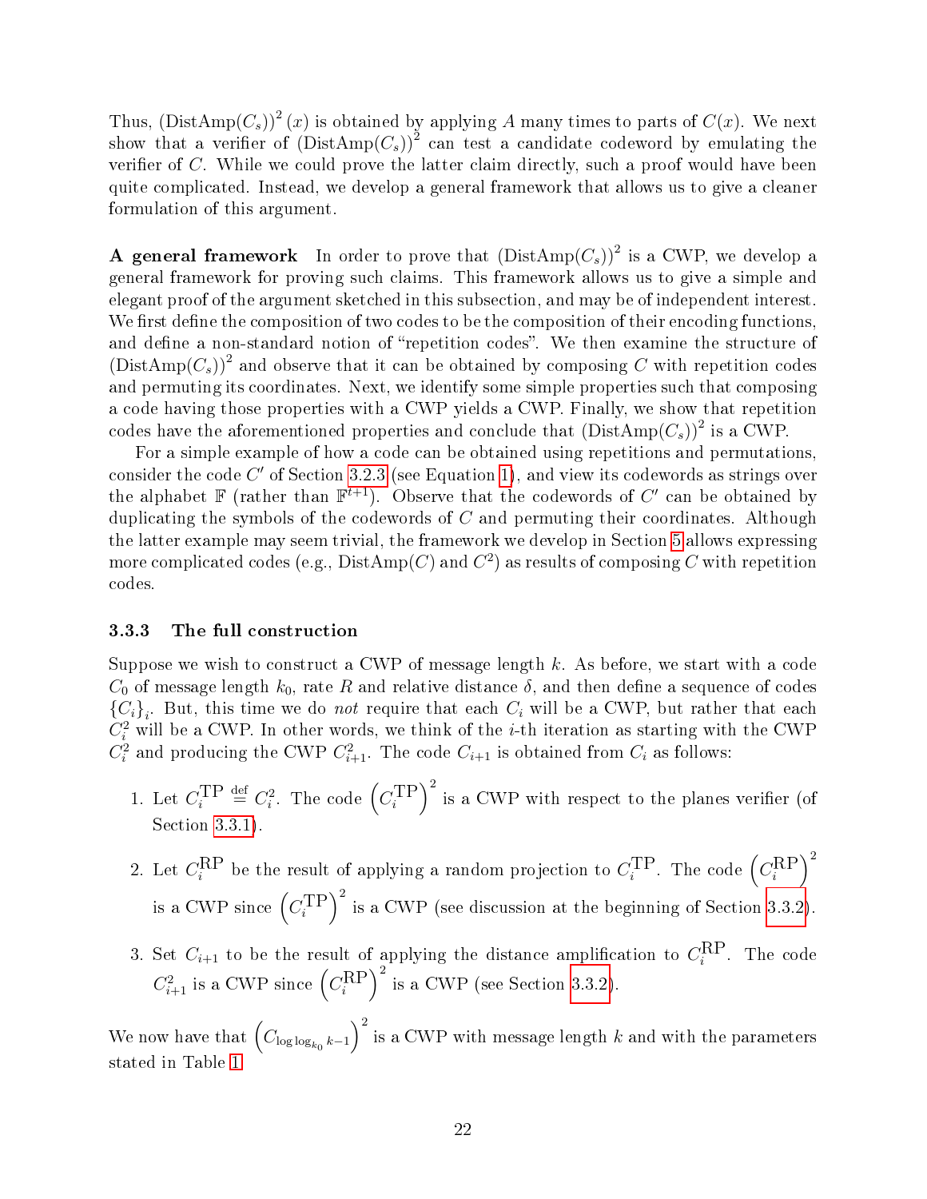Thus, $(\mathrm{DistAmp}(C_s))^2(x)$ is obtained by applying $A$ many times to parts of $C(x)$. We next show that a verifier of $(\mathrm{DistAmp}(C_s))^2$ can test a candidate codeword by emulating the verifier of $C$. While we could prove the latter claim directly, such a proof would have been quite complicated. Instead, we develop a general framework that allows us to give a cleaner formulation of this argument.

**A general framework** In order to prove that $(\mathrm{DistAmp}(C_s))^2$ is a CWP, we develop a general framework for proving such claims. This framework allows us to give a simple and elegant proof of the argument sketched in this subsection, and may be of independent interest. We first define the composition of two codes to be the composition of their encoding functions, and define a non-standard notion of "repetition codes". We then examine the structure of $(\mathrm{DistAmp}(C_s))^2$ and observe that it can be obtained by composing $C$ with repetition codes and permuting its coordinates. Next, we identify some simple properties such that composing a code having those properties with a CWP yields a CWP. Finally, we show that repetition codes have the aforementioned properties and conclude that $(\mathrm{DistAmp}(C_s))^2$ is a CWP.

For a simple example of how a code can be obtained using repetitions and permutations, consider the code $C'$ of Section 3.2.3 (see Equation 1), and view its codewords as strings over the alphabet $\mathbb{F}$ (rather than $\mathbb{F}^{t+1}$). Observe that the codewords of $C'$ can be obtained by duplicating the symbols of the codewords of $C$ and permuting their coordinates. Although the latter example may seem trivial, the framework we develop in Section 5 allows expressing more complicated codes (e.g., $\mathrm{DistAmp}(C)$ and $C^2$) as results of composing $C$ with repetition codes.

### 3.3.3 The full construction

Suppose we wish to construct a CWP of message length $k$. As before, we start with a code $C_0$ of message length $k_0$, rate $R$ and relative distance $\delta$, and then define a sequence of codes $\{C_i\}_i$. But, this time we do *not* require that each $C_i$ will be a CWP, but rather that each $C_i^2$ will be a CWP. In other words, we think of the $i$-th iteration as starting with the CWP $C_i^2$ and producing the CWP $C_{i+1}^2$. The code $C_{i+1}$ is obtained from $C_i$ as follows:

1. Let $C_i^{\mathrm{TP}} \stackrel{\mathrm{def}}{=} C_i^2$. The code $\left(C_i^{\mathrm{TP}}\right)^2$ is a CWP with respect to the planes verifier (of Section 3.3.1).
2. Let $C_i^{\mathrm{RP}}$ be the result of applying a random projection to $C_i^{\mathrm{TP}}$. The code $\left(C_i^{\mathrm{RP}}\right)^2$ is a CWP since $\left(C_i^{\mathrm{TP}}\right)^2$ is a CWP (see discussion at the beginning of Section 3.3.2).
3. Set $C_{i+1}$ to be the result of applying the distance amplification to $C_i^{\mathrm{RP}}$. The code $C_{i+1}^2$ is a CWP since $\left(C_i^{\mathrm{RP}}\right)^2$ is a CWP (see Section 3.3.2).

We now have that $\left(C_{\log\log_{k_0} k-1}\right)^2$ is a CWP with message length $k$ and with the parameters stated in Table 1.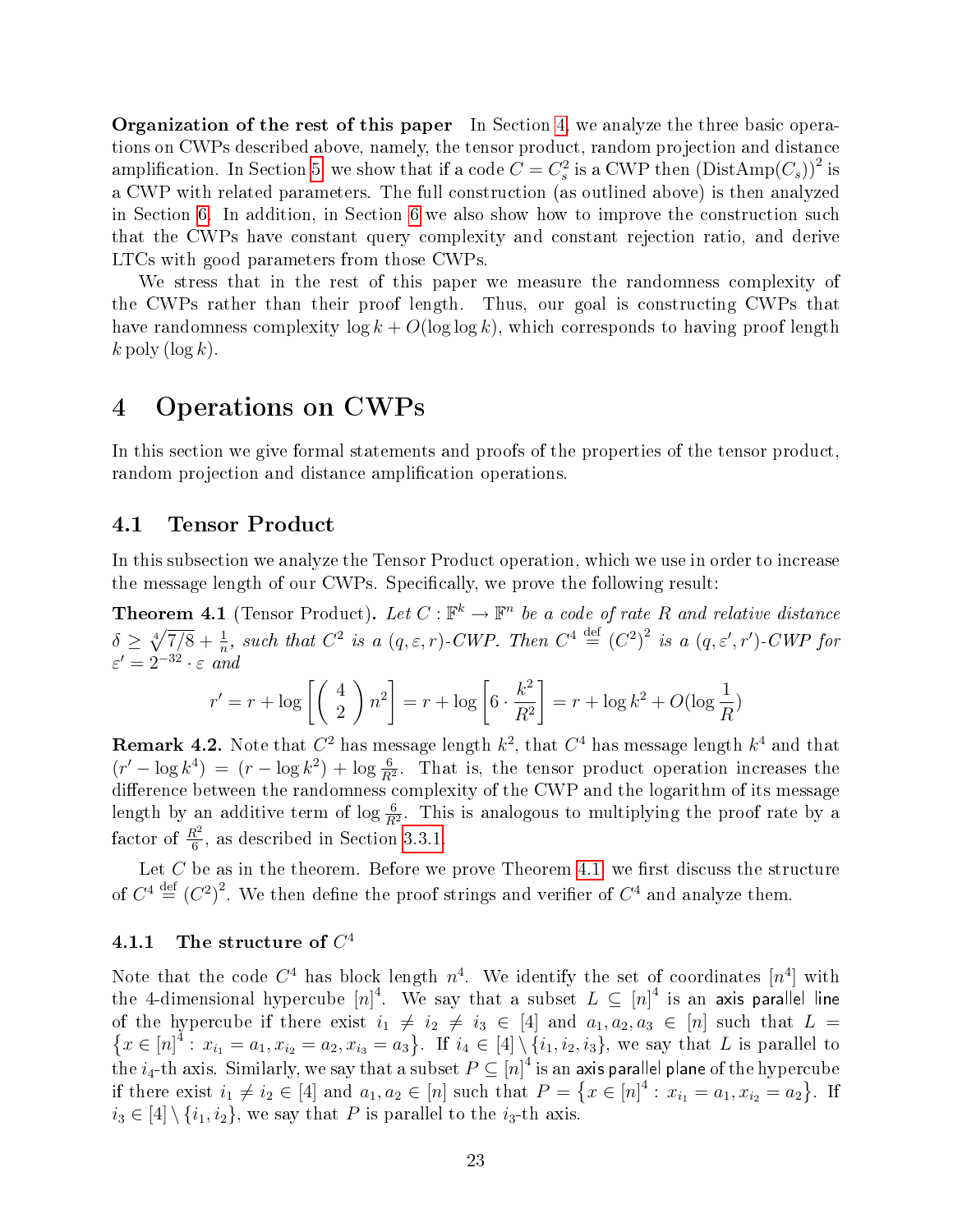**Organization of the rest of this paper** In Section 4, we analyze the three basic operations on CWPs described above, namely, the tensor product, random projection and distance amplification. In Section 5, we show that if a code $C = C_s^2$ is a CWP then $(\mathrm{DistAmp}(C_s))^2$ is a CWP with related parameters. The full construction (as outlined above) is then analyzed in Section 6. In addition, in Section 6 we also show how to improve the construction such that the CWPs have constant query complexity and constant rejection ratio, and derive LTCs with good parameters from those CWPs.

We stress that in the rest of this paper we measure the randomness complexity of the CWPs rather than their proof length. Thus, our goal is constructing CWPs that have randomness complexity $\log k + O(\log\log k)$, which corresponds to having proof length $k\,\mathrm{poly}(\log k)$.

# 4 Operations on CWPs

In this section we give formal statements and proofs of the properties of the tensor product, random projection and distance amplification operations.

## 4.1 Tensor Product

In this subsection we analyze the Tensor Product operation, which we use in order to increase the message length of our CWPs. Specifically, we prove the following result:

**Theorem 4.1** (Tensor Product)**.** *Let $C : \mathbb{F}^k \to \mathbb{F}^n$ be a code of rate $R$ and relative distance $\delta \geq \sqrt[4]{7/8} + \frac{1}{n}$, such that $C^2$ is a $(q, \varepsilon, r)$-CWP. Then $C^4 \stackrel{\text{def}}{=} (C^2)^2$ is a $(q, \varepsilon', r')$-CWP for $\varepsilon' = 2^{-32} \cdot \varepsilon$ and*

$$r' = r + \log\left[\binom{4}{2} n^2\right] = r + \log\left[6 \cdot \frac{k^2}{R^2}\right] = r + \log k^2 + O(\log \frac{1}{R})$$

**Remark 4.2.** Note that $C^2$ has message length $k^2$, that $C^4$ has message length $k^4$ and that $(r' - \log k^4) = (r - \log k^2) + \log \frac{6}{R^2}$. That is, the tensor product operation increases the difference between the randomness complexity of the CWP and the logarithm of its message length by an additive term of $\log \frac{6}{R^2}$. This is analogous to multiplying the proof rate by a factor of $\frac{R^2}{6}$, as described in Section 3.3.1.

Let $C$ be as in the theorem. Before we prove Theorem 4.1, we first discuss the structure of $C^4 \stackrel{\text{def}}{=} (C^2)^2$. We then define the proof strings and verifier of $C^4$ and analyze them.

### 4.1.1 The structure of $C^4$

Note that the code $C^4$ has block length $n^4$. We identify the set of coordinates $[n^4]$ with the 4-dimensional hypercube $[n]^4$. We say that a subset $L \subseteq [n]^4$ is an axis parallel line of the hypercube if there exist $i_1 \neq i_2 \neq i_3 \in [4]$ and $a_1, a_2, a_3 \in [n]$ such that $L = \left\{x \in [n]^4 : x_{i_1} = a_1, x_{i_2} = a_2, x_{i_3} = a_3\right\}$. If $i_4 \in [4] \setminus \{i_1, i_2, i_3\}$, we say that $L$ is parallel to the $i_4$-th axis. Similarly, we say that a subset $P \subseteq [n]^4$ is an axis parallel plane of the hypercube if there exist $i_1 \neq i_2 \in [4]$ and $a_1, a_2 \in [n]$ such that $P = \left\{x \in [n]^4 : x_{i_1} = a_1, x_{i_2} = a_2\right\}$. If $i_3 \in [4] \setminus \{i_1, i_2\}$, we say that $P$ is parallel to the $i_3$-th axis.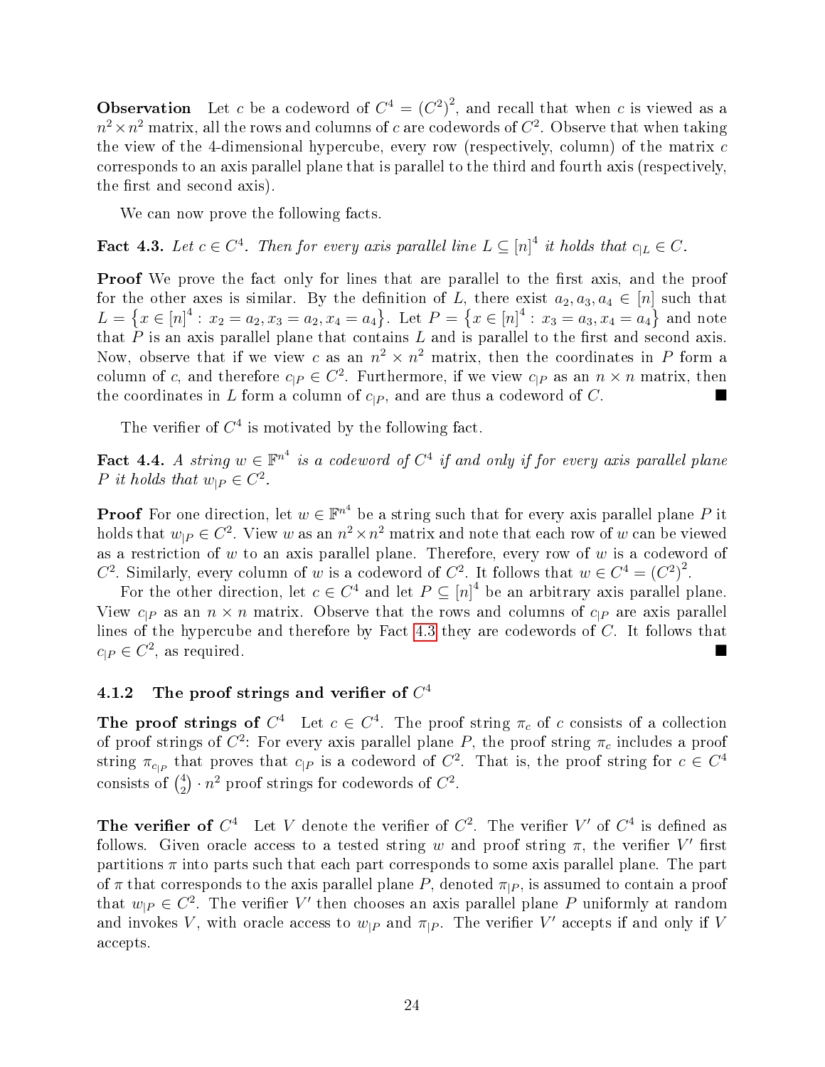**Observation** Let $c$ be a codeword of $C^4 = (C^2)^2$, and recall that when $c$ is viewed as a $n^2 \times n^2$ matrix, all the rows and columns of $c$ are codewords of $C^2$. Observe that when taking the view of the 4-dimensional hypercube, every row (respectively, column) of the matrix $c$ corresponds to an axis parallel plane that is parallel to the third and fourth axis (respectively, the first and second axis).

We can now prove the following facts.

**Fact 4.3.** *Let $c \in C^4$. Then for every axis parallel line $L \subseteq [n]^4$ it holds that $c_{|L} \in C$.*

**Proof** We prove the fact only for lines that are parallel to the first axis, and the proof for the other axes is similar. By the definition of $L$, there exist $a_2, a_3, a_4 \in [n]$ such that $L = \{x \in [n]^4 : x_2 = a_2, x_3 = a_2, x_4 = a_4\}$. Let $P = \{x \in [n]^4 : x_3 = a_3, x_4 = a_4\}$ and note that $P$ is an axis parallel plane that contains $L$ and is parallel to the first and second axis. Now, observe that if we view $c$ as an $n^2 \times n^2$ matrix, then the coordinates in $P$ form a column of $c$, and therefore $c_{|P} \in C^2$. Furthermore, if we view $c_{|P}$ as an $n \times n$ matrix, then the coordinates in $L$ form a column of $c_{|P}$, and are thus a codeword of $C$. ■

The verifier of $C^4$ is motivated by the following fact.

**Fact 4.4.** *A string $w \in \mathbb{F}^{n^4}$ is a codeword of $C^4$ if and only if for every axis parallel plane $P$ it holds that $w_{|P} \in C^2$.*

**Proof** For one direction, let $w \in \mathbb{F}^{n^4}$ be a string such that for every axis parallel plane $P$ it holds that $w_{|P} \in C^2$. View $w$ as an $n^2 \times n^2$ matrix and note that each row of $w$ can be viewed as a restriction of $w$ to an axis parallel plane. Therefore, every row of $w$ is a codeword of $C^2$. Similarly, every column of $w$ is a codeword of $C^2$. It follows that $w \in C^4 = (C^2)^2$.

For the other direction, let $c \in C^4$ and let $P \subseteq [n]^4$ be an arbitrary axis parallel plane. View $c_{|P}$ as an $n \times n$ matrix. Observe that the rows and columns of $c_{|P}$ are axis parallel lines of the hypercube and therefore by Fact 4.3 they are codewords of $C$. It follows that $c_{|P} \in C^2$, as required. ■

### 4.1.2 The proof strings and verifier of $C^4$

**The proof strings of $C^4$** Let $c \in C^4$. The proof string $\pi_c$ of $c$ consists of a collection of proof strings of $C^2$: For every axis parallel plane $P$, the proof string $\pi_c$ includes a proof string $\pi_{c_{|P}}$ that proves that $c_{|P}$ is a codeword of $C^2$. That is, the proof string for $c \in C^4$ consists of $\binom{4}{2} \cdot n^2$ proof strings for codewords of $C^2$.

**The verifier of $C^4$** Let $V$ denote the verifier of $C^2$. The verifier $V'$ of $C^4$ is defined as follows. Given oracle access to a tested string $w$ and proof string $\pi$, the verifier $V'$ first partitions $\pi$ into parts such that each part corresponds to some axis parallel plane. The part of $\pi$ that corresponds to the axis parallel plane $P$, denoted $\pi_{|P}$, is assumed to contain a proof that $w_{|P} \in C^2$. The verifier $V'$ then chooses an axis parallel plane $P$ uniformly at random and invokes $V$, with oracle access to $w_{|P}$ and $\pi_{|P}$. The verifier $V'$ accepts if and only if $V$ accepts.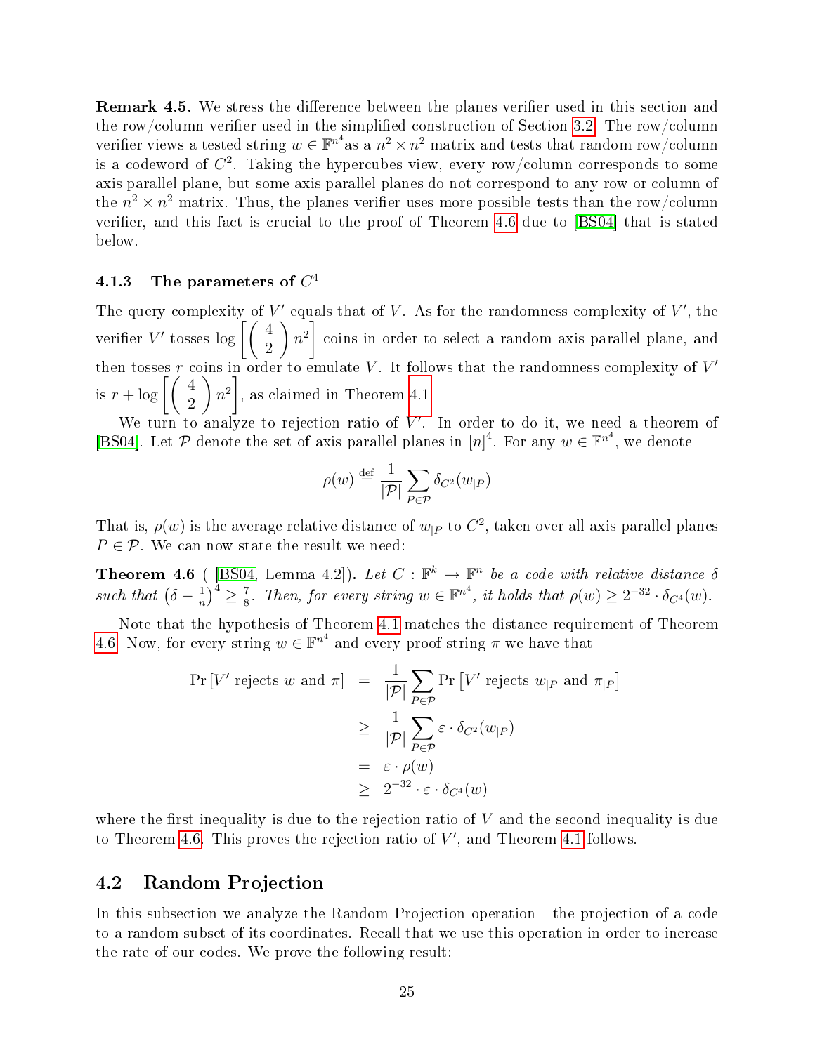**Remark 4.5.** We stress the difference between the planes verifier used in this section and the row/column verifier used in the simplified construction of Section 3.2. The row/column verifier views a tested string $w \in \mathbb{F}^{n^4}$as a $n^2 \times n^2$ matrix and tests that random row/column is a codeword of $C^2$. Taking the hypercubes view, every row/column corresponds to some axis parallel plane, but some axis parallel planes do not correspond to any row or column of the $n^2 \times n^2$ matrix. Thus, the planes verifier uses more possible tests than the row/column verifier, and this fact is crucial to the proof of Theorem 4.6 due to [BS04] that is stated below.

### 4.1.3 The parameters of $C^4$

The query complexity of $V'$ equals that of $V$. As for the randomness complexity of $V'$, the verifier $V'$ tosses $\log \left[ \binom{4}{2} n^2 \right]$ coins in order to select a random axis parallel plane, and then tosses $r$ coins in order to emulate $V$. It follows that the randomness complexity of $V'$ is $r + \log \left[ \binom{4}{2} n^2 \right]$, as claimed in Theorem 4.1.

We turn to analyze to rejection ratio of $V'$. In order to do it, we need a theorem of [BS04]. Let $\mathcal{P}$ denote the set of axis parallel planes in $[n]^4$. For any $w \in \mathbb{F}^{n^4}$, we denote

$$\rho(w) \stackrel{\text{def}}{=} \frac{1}{|\mathcal{P}|} \sum_{P \in \mathcal{P}} \delta_{C^2}(w_{|P})$$

That is, $\rho(w)$ is the average relative distance of $w_{|P}$ to $C^2$, taken over all axis parallel planes $P \in \mathcal{P}$. We can now state the result we need:

**Theorem 4.6** ( [BS04, Lemma 4.2]). *Let $C : \mathbb{F}^k \to \mathbb{F}^n$ be a code with relative distance $\delta$ such that $\left(\delta - \frac{1}{n}\right)^4 \geq \frac{7}{8}$. Then, for every string $w \in \mathbb{F}^{n^4}$, it holds that $\rho(w) \geq 2^{-32} \cdot \delta_{C^4}(w)$.*

Note that the hypothesis of Theorem 4.1 matches the distance requirement of Theorem 4.6. Now, for every string $w \in \mathbb{F}^{n^4}$ and every proof string $\pi$ we have that

$$\begin{aligned}
\Pr\left[V' \text{ rejects } w \text{ and } \pi\right] &= \frac{1}{|\mathcal{P}|} \sum_{P \in \mathcal{P}} \Pr\left[V' \text{ rejects } w_{|P} \text{ and } \pi_{|P}\right] \\
&\geq \frac{1}{|\mathcal{P}|} \sum_{P \in \mathcal{P}} \varepsilon \cdot \delta_{C^2}(w_{|P}) \\
&= \varepsilon \cdot \rho(w) \\
&\geq 2^{-32} \cdot \varepsilon \cdot \delta_{C^4}(w)
\end{aligned}$$

where the first inequality is due to the rejection ratio of $V$ and the second inequality is due to Theorem 4.6. This proves the rejection ratio of $V'$, and Theorem 4.1 follows.

## 4.2 Random Projection

In this subsection we analyze the Random Projection operation - the projection of a code to a random subset of its coordinates. Recall that we use this operation in order to increase the rate of our codes. We prove the following result: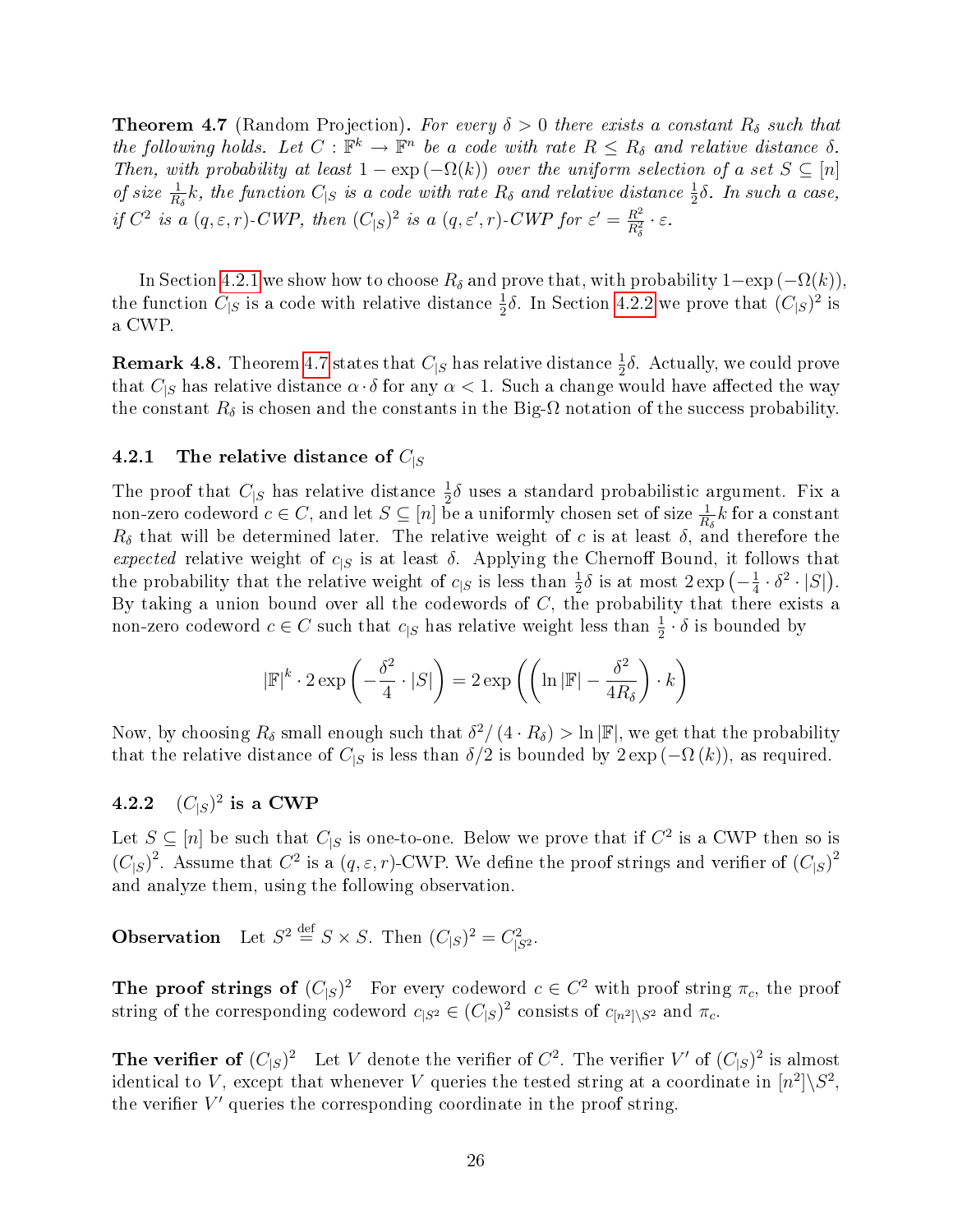**Theorem 4.7** (Random Projection)**.** *For every $\delta > 0$ there exists a constant $R_\delta$ such that the following holds. Let $C : \mathbb{F}^k \to \mathbb{F}^n$ be a code with rate $R \le R_\delta$ and relative distance $\delta$. Then, with probability at least $1 - \exp(-\Omega(k))$ over the uniform selection of a set $S \subseteq [n]$ of size $\frac{1}{R_\delta}k$, the function $C_{|S}$ is a code with rate $R_\delta$ and relative distance $\frac{1}{2}\delta$. In such a case, if $C^2$ is a $(q, \varepsilon, r)$-CWP, then $(C_{|S})^2$ is a $(q, \varepsilon', r)$-CWP for $\varepsilon' = \frac{R^2}{R_\delta^2} \cdot \varepsilon$.*

In Section 4.2.1 we show how to choose $R_\delta$ and prove that, with probability $1-\exp(-\Omega(k))$, the function $C_{|S}$ is a code with relative distance $\frac{1}{2}\delta$. In Section 4.2.2 we prove that $(C_{|S})^2$ is a CWP.

**Remark 4.8.** Theorem 4.7 states that $C_{|S}$ has relative distance $\frac{1}{2}\delta$. Actually, we could prove that $C_{|S}$ has relative distance $\alpha \cdot \delta$ for any $\alpha < 1$. Such a change would have affected the way the constant $R_\delta$ is chosen and the constants in the Big-$\Omega$ notation of the success probability.

### 4.2.1 The relative distance of $C_{|S}$

The proof that $C_{|S}$ has relative distance $\frac{1}{2}\delta$ uses a standard probabilistic argument. Fix a non-zero codeword $c \in C$, and let $S \subseteq [n]$ be a uniformly chosen set of size $\frac{1}{R_\delta}k$ for a constant $R_\delta$ that will be determined later. The relative weight of $c$ is at least $\delta$, and therefore the *expected* relative weight of $c_{|S}$ is at least $\delta$. Applying the Chernoff Bound, it follows that the probability that the relative weight of $c_{|S}$ is less than $\frac{1}{2}\delta$ is at most $2\exp\left(-\frac{1}{4} \cdot \delta^2 \cdot |S|\right)$. By taking a union bound over all the codewords of $C$, the probability that there exists a non-zero codeword $c \in C$ such that $c_{|S}$ has relative weight less than $\frac{1}{2} \cdot \delta$ is bounded by

$$|\mathbb{F}|^k \cdot 2\exp\left(-\frac{\delta^2}{4} \cdot |S|\right) = 2\exp\left(\left(\ln|\mathbb{F}| - \frac{\delta^2}{4R_\delta}\right) \cdot k\right)$$

Now, by choosing $R_\delta$ small enough such that $\delta^2/(4 \cdot R_\delta) > \ln|\mathbb{F}|$, we get that the probability that the relative distance of $C_{|S}$ is less than $\delta/2$ is bounded by $2\exp(-\Omega(k))$, as required.

### 4.2.2 $(C_{|S})^2$ is a CWP

Let $S \subseteq [n]$ be such that $C_{|S}$ is one-to-one. Below we prove that if $C^2$ is a CWP then so is $(C_{|S})^2$. Assume that $C^2$ is a $(q, \varepsilon, r)$-CWP. We define the proof strings and verifier of $(C_{|S})^2$ and analyze them, using the following observation.

**Observation** Let $S^2 \overset{\text{def}}{=} S \times S$. Then $(C_{|S})^2 = C^2_{|S^2}$.

**The proof strings of $(C_{|S})^2$** For every codeword $c \in C^2$ with proof string $\pi_c$, the proof string of the corresponding codeword $c_{|S^2} \in (C_{|S})^2$ consists of $c_{[n^2]\setminus S^2}$ and $\pi_c$.

**The verifier of $(C_{|S})^2$** Let $V$ denote the verifier of $C^2$. The verifier $V'$ of $(C_{|S})^2$ is almost identical to $V$, except that whenever $V$ queries the tested string at a coordinate in $[n^2]\setminus S^2$, the verifier $V'$ queries the corresponding coordinate in the proof string.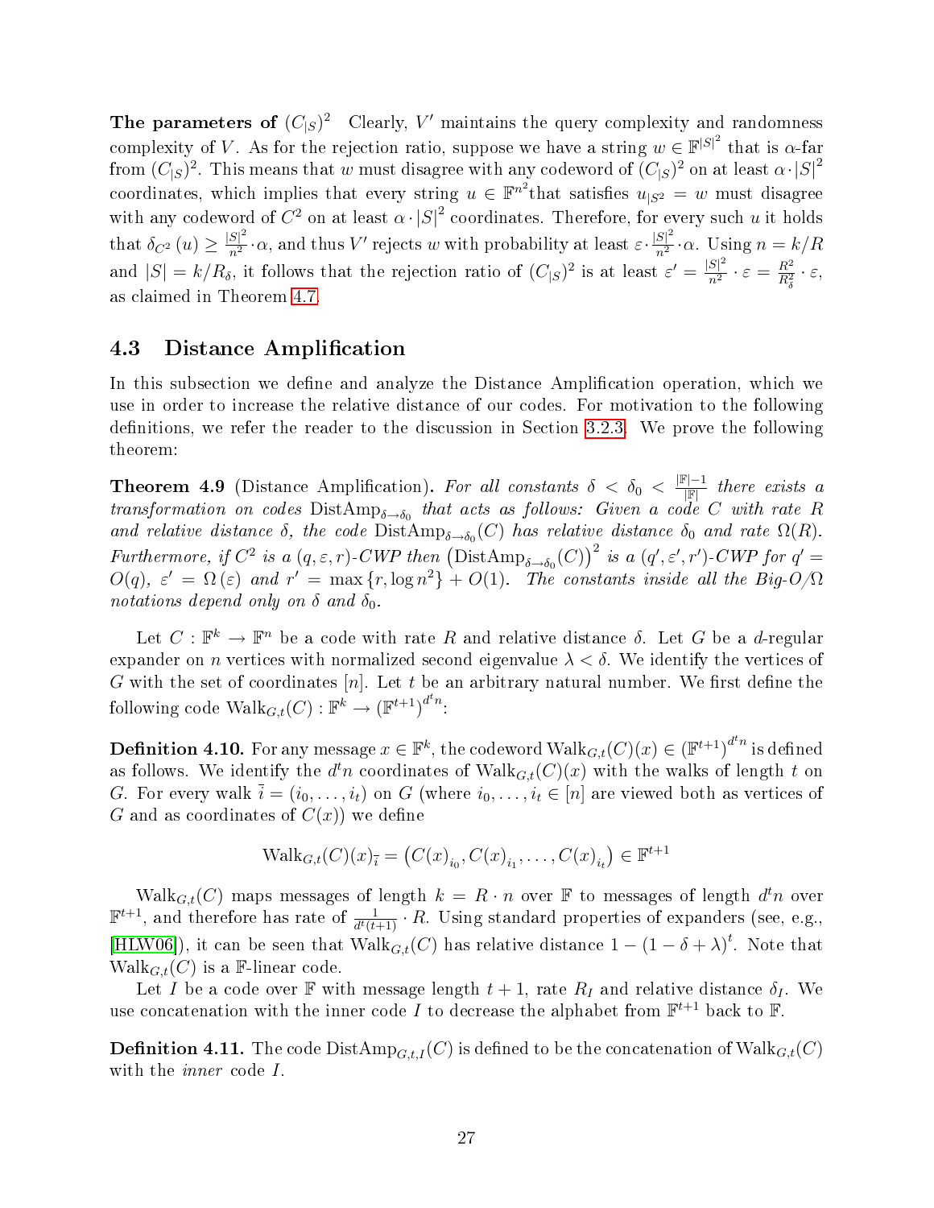**The parameters of $(C_{|S})^2$** Clearly, $V'$ maintains the query complexity and randomness complexity of $V$. As for the rejection ratio, suppose we have a string $w \in \mathbb{F}^{|S|^2}$ that is $\alpha$-far from $(C_{|S})^2$. This means that $w$ must disagree with any codeword of $(C_{|S})^2$ on at least $\alpha \cdot |S|^2$ coordinates, which implies that every string $u \in \mathbb{F}^{n^2}$that satisfies $u_{|S^2} = w$ must disagree with any codeword of $C^2$ on at least $\alpha \cdot |S|^2$ coordinates. Therefore, for every such $u$ it holds that $\delta_{C^2}(u) \geq \frac{|S|^2}{n^2} \cdot \alpha$, and thus $V'$ rejects $w$ with probability at least $\varepsilon \cdot \frac{|S|^2}{n^2} \cdot \alpha$. Using $n = k/R$ and $|S| = k/R_\delta$, it follows that the rejection ratio of $(C_{|S})^2$ is at least $\varepsilon' = \frac{|S|^2}{n^2} \cdot \varepsilon = \frac{R^2}{R_\delta^2} \cdot \varepsilon$, as claimed in Theorem 4.7.

## 4.3 Distance Amplification

In this subsection we define and analyze the Distance Amplification operation, which we use in order to increase the relative distance of our codes. For motivation to the following definitions, we refer the reader to the discussion in Section 3.2.3. We prove the following theorem:

**Theorem 4.9** (Distance Amplification). *For all constants $\delta < \delta_0 < \frac{|\mathbb{F}|-1}{|\mathbb{F}|}$ there exists a transformation on codes $\mathrm{DistAmp}_{\delta \to \delta_0}$ that acts as follows: Given a code $C$ with rate $R$ and relative distance $\delta$, the code $\mathrm{DistAmp}_{\delta \to \delta_0}(C)$ has relative distance $\delta_0$ and rate $\Omega(R)$. Furthermore, if $C^2$ is a $(q, \varepsilon, r)$-CWP then $\left(\mathrm{DistAmp}_{\delta \to \delta_0}(C)\right)^2$ is a $(q', \varepsilon', r')$-CWP for $q' = O(q)$, $\varepsilon' = \Omega(\varepsilon)$ and $r' = \max\{r, \log n^2\} + O(1)$. The constants inside all the Big-O/$\Omega$ notations depend only on $\delta$ and $\delta_0$.*

Let $C : \mathbb{F}^k \to \mathbb{F}^n$ be a code with rate $R$ and relative distance $\delta$. Let $G$ be a $d$-regular expander on $n$ vertices with normalized second eigenvalue $\lambda < \delta$. We identify the vertices of $G$ with the set of coordinates $[n]$. Let $t$ be an arbitrary natural number. We first define the following code $\mathrm{Walk}_{G,t}(C) : \mathbb{F}^k \to \left(\mathbb{F}^{t+1}\right)^{d^t n}$:

**Definition 4.10.** For any message $x \in \mathbb{F}^k$, the codeword $\mathrm{Walk}_{G,t}(C)(x) \in \left(\mathbb{F}^{t+1}\right)^{d^t n}$ is defined as follows. We identify the $d^t n$ coordinates of $\mathrm{Walk}_{G,t}(C)(x)$ with the walks of length $t$ on $G$. For every walk $\bar{i} = (i_0, \ldots, i_t)$ on $G$ (where $i_0, \ldots, i_t \in [n]$ are viewed both as vertices of $G$ and as coordinates of $C(x)$) we define

$$\mathrm{Walk}_{G,t}(C)(x)_{\bar{i}} = \left(C(x)_{i_0}, C(x)_{i_1}, \ldots, C(x)_{i_t}\right) \in \mathbb{F}^{t+1}$$

$\mathrm{Walk}_{G,t}(C)$ maps messages of length $k = R \cdot n$ over $\mathbb{F}$ to messages of length $d^t n$ over $\mathbb{F}^{t+1}$, and therefore has rate of $\frac{1}{d^t(t+1)} \cdot R$. Using standard properties of expanders (see, e.g., [HLW06]), it can be seen that $\mathrm{Walk}_{G,t}(C)$ has relative distance $1 - (1 - \delta + \lambda)^t$. Note that $\mathrm{Walk}_{G,t}(C)$ is a $\mathbb{F}$-linear code.

Let $I$ be a code over $\mathbb{F}$ with message length $t+1$, rate $R_I$ and relative distance $\delta_I$. We use concatenation with the inner code $I$ to decrease the alphabet from $\mathbb{F}^{t+1}$ back to $\mathbb{F}$.

**Definition 4.11.** The code $\mathrm{DistAmp}_{G,t,I}(C)$ is defined to be the concatenation of $\mathrm{Walk}_{G,t}(C)$ with the *inner* code $I$.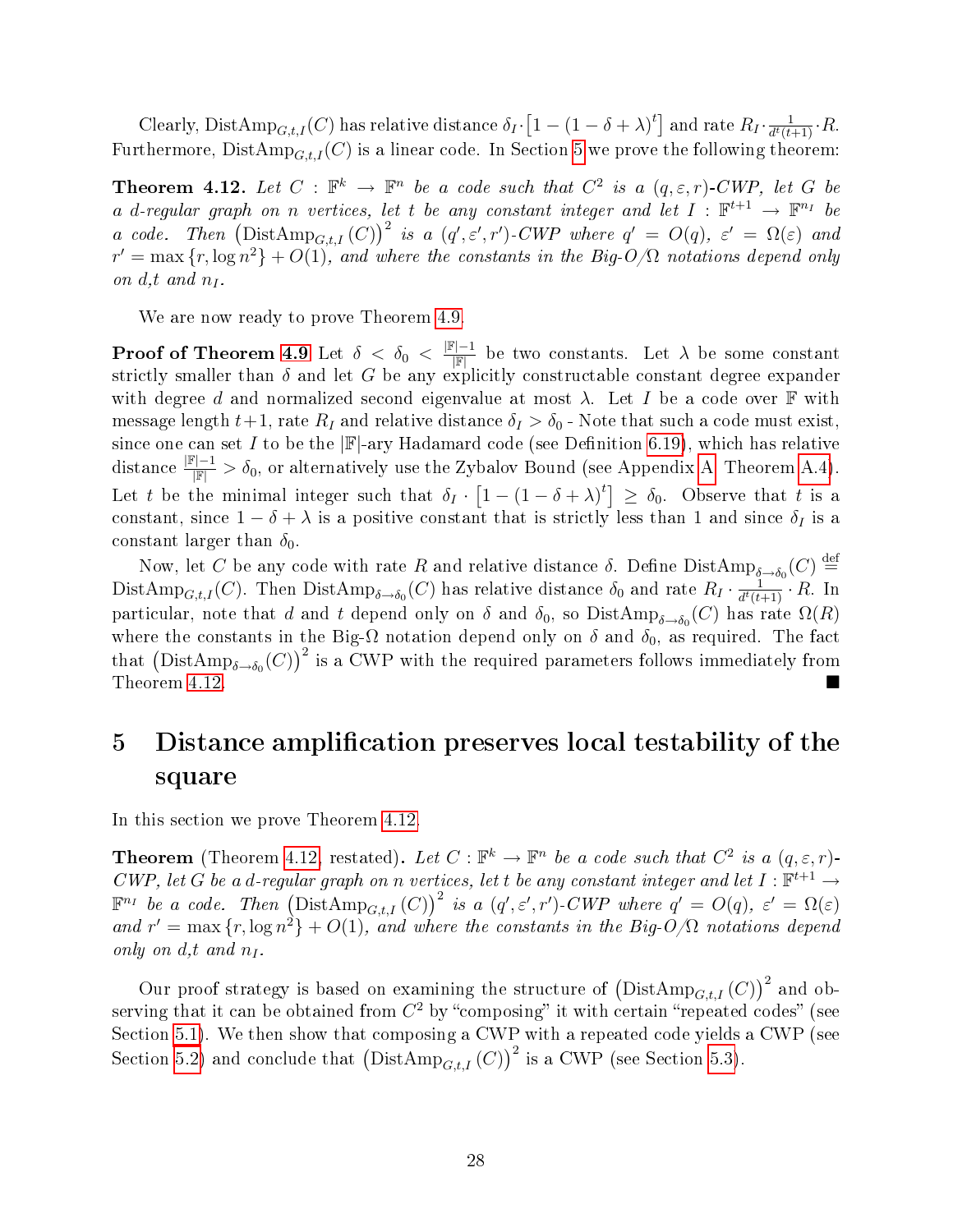Clearly, $\text{DistAmp}_{G,t,I}(C)$ has relative distance $\delta_I \cdot \left[1 - (1-\delta+\lambda)^t\right]$ and rate $R_I \cdot \frac{1}{d^t(t+1)} \cdot R$. Furthermore, $\text{DistAmp}_{G,t,I}(C)$ is a linear code. In Section 5 we prove the following theorem:

**Theorem 4.12.** *Let $C : \mathbb{F}^k \to \mathbb{F}^n$ be a code such that $C^2$ is a $(q, \varepsilon, r)$-CWP, let $G$ be a $d$-regular graph on $n$ vertices, let $t$ be any constant integer and let $I : \mathbb{F}^{t+1} \to \mathbb{F}^{n_I}$ be a code. Then $\left(\text{DistAmp}_{G,t,I}(C)\right)^2$ is a $(q', \varepsilon', r')$-CWP where $q' = O(q)$, $\varepsilon' = \Omega(\varepsilon)$ and $r' = \max\{r, \log n^2\} + O(1)$, and where the constants in the Big-O/$\Omega$ notations depend only on $d$,$t$ and $n_I$.*

We are now ready to prove Theorem 4.9.

**Proof of Theorem 4.9** Let $\delta < \delta_0 < \frac{|\mathbb{F}|-1}{|\mathbb{F}|}$ be two constants. Let $\lambda$ be some constant strictly smaller than $\delta$ and let $G$ be any explicitly constructable constant degree expander with degree $d$ and normalized second eigenvalue at most $\lambda$. Let $I$ be a code over $\mathbb{F}$ with message length $t+1$, rate $R_I$ and relative distance $\delta_I > \delta_0$ - Note that such a code must exist, since one can set $I$ to be the $|\mathbb{F}|$-ary Hadamard code (see Definition 6.19), which has relative distance $\frac{|\mathbb{F}|-1}{|\mathbb{F}|} > \delta_0$, or alternatively use the Zybalov Bound (see Appendix A, Theorem A.4). Let $t$ be the minimal integer such that $\delta_I \cdot \left[1 - (1-\delta+\lambda)^t\right] \geq \delta_0$. Observe that $t$ is a constant, since $1 - \delta + \lambda$ is a positive constant that is strictly less than 1 and since $\delta_I$ is a constant larger than $\delta_0$.

Now, let $C$ be any code with rate $R$ and relative distance $\delta$. Define $\text{DistAmp}_{\delta\to\delta_0}(C) \stackrel{\text{def}}{=} \text{DistAmp}_{G,t,I}(C)$. Then $\text{DistAmp}_{\delta\to\delta_0}(C)$ has relative distance $\delta_0$ and rate $R_I \cdot \frac{1}{d^t(t+1)} \cdot R$. In particular, note that $d$ and $t$ depend only on $\delta$ and $\delta_0$, so $\text{DistAmp}_{\delta\to\delta_0}(C)$ has rate $\Omega(R)$ where the constants in the Big-$\Omega$ notation depend only on $\delta$ and $\delta_0$, as required. The fact that $\left(\text{DistAmp}_{\delta\to\delta_0}(C)\right)^2$ is a CWP with the required parameters follows immediately from Theorem 4.12. ■

# 5 Distance amplification preserves local testability of the square

In this section we prove Theorem 4.12.

**Theorem** (Theorem 4.12, restated)**.** *Let $C : \mathbb{F}^k \to \mathbb{F}^n$ be a code such that $C^2$ is a $(q, \varepsilon, r)$-CWP, let $G$ be a $d$-regular graph on $n$ vertices, let $t$ be any constant integer and let $I : \mathbb{F}^{t+1} \to \mathbb{F}^{n_I}$ be a code. Then $\left(\text{DistAmp}_{G,t,I}(C)\right)^2$ is a $(q', \varepsilon', r')$-CWP where $q' = O(q)$, $\varepsilon' = \Omega(\varepsilon)$ and $r' = \max\{r, \log n^2\} + O(1)$, and where the constants in the Big-O/$\Omega$ notations depend only on $d$,$t$ and $n_I$.*

Our proof strategy is based on examining the structure of $\left(\text{DistAmp}_{G,t,I}(C)\right)^2$ and observing that it can be obtained from $C^2$ by "composing" it with certain "repeated codes" (see Section 5.1). We then show that composing a CWP with a repeated code yields a CWP (see Section 5.2) and conclude that $\left(\text{DistAmp}_{G,t,I}(C)\right)^2$ is a CWP (see Section 5.3).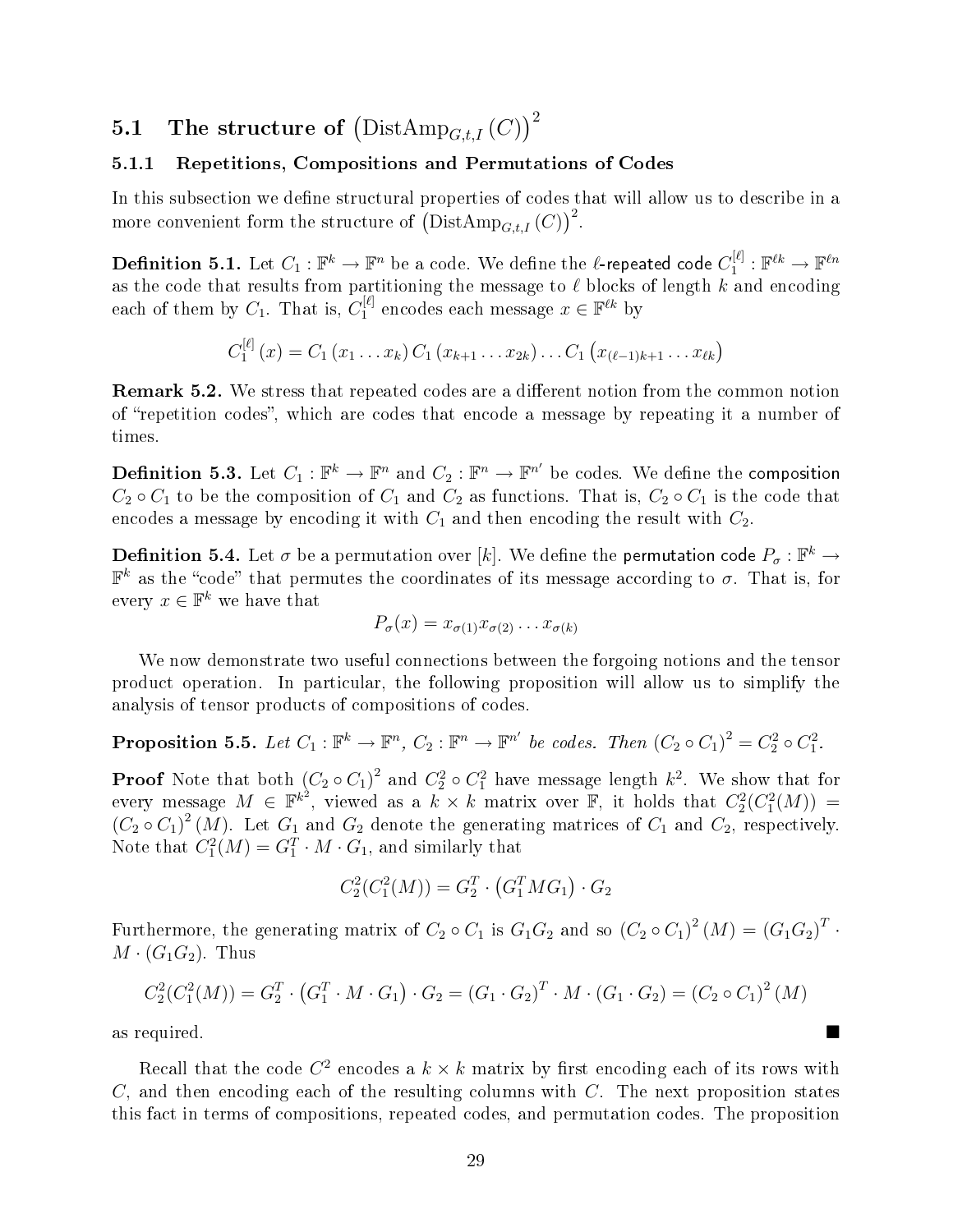### 5.1 The structure of $\left(\text{DistAmp}_{G,t,I}\left(C\right)\right)^2$

#### 5.1.1 Repetitions, Compositions and Permutations of Codes

In this subsection we define structural properties of codes that will allow us to describe in a more convenient form the structure of $\left(\text{DistAmp}_{G,t,I}\left(C\right)\right)^2$.

**Definition 5.1.** Let $C_1 : \mathbb{F}^k \to \mathbb{F}^n$ be a code. We define the $\ell$-repeated code $C_1^{[\ell]} : \mathbb{F}^{\ell k} \to \mathbb{F}^{\ell n}$ as the code that results from partitioning the message to $\ell$ blocks of length $k$ and encoding each of them by $C_1$. That is, $C_1^{[\ell]}$ encodes each message $x \in \mathbb{F}^{\ell k}$ by

$$C_1^{[\ell]}\left(x\right) = C_1\left(x_1 \dots x_k\right) C_1\left(x_{k+1} \dots x_{2k}\right) \dots C_1\left(x_{(\ell-1)k+1} \dots x_{\ell k}\right)$$

**Remark 5.2.** We stress that repeated codes are a different notion from the common notion of "repetition codes", which are codes that encode a message by repeating it a number of times.

**Definition 5.3.** Let $C_1 : \mathbb{F}^k \to \mathbb{F}^n$ and $C_2 : \mathbb{F}^n \to \mathbb{F}^{n'}$ be codes. We define the composition $C_2 \circ C_1$ to be the composition of $C_1$ and $C_2$ as functions. That is, $C_2 \circ C_1$ is the code that encodes a message by encoding it with $C_1$ and then encoding the result with $C_2$.

**Definition 5.4.** Let $\sigma$ be a permutation over $[k]$. We define the permutation code $P_\sigma : \mathbb{F}^k \to \mathbb{F}^k$ as the "code" that permutes the coordinates of its message according to $\sigma$. That is, for every $x \in \mathbb{F}^k$ we have that

$$P_\sigma(x) = x_{\sigma(1)} x_{\sigma(2)} \dots x_{\sigma(k)}$$

We now demonstrate two useful connections between the forgoing notions and the tensor product operation. In particular, the following proposition will allow us to simplify the analysis of tensor products of compositions of codes.

**Proposition 5.5.** *Let $C_1 : \mathbb{F}^k \to \mathbb{F}^n$, $C_2 : \mathbb{F}^n \to \mathbb{F}^{n'}$ be codes. Then $\left(C_2 \circ C_1\right)^2 = C_2^2 \circ C_1^2$.*

**Proof** Note that both $\left(C_2 \circ C_1\right)^2$ and $C_2^2 \circ C_1^2$ have message length $k^2$. We show that for every message $M \in \mathbb{F}^{k^2}$, viewed as a $k \times k$ matrix over $\mathbb{F}$, it holds that $C_2^2(C_1^2(M)) = \left(C_2 \circ C_1\right)^2(M)$. Let $G_1$ and $G_2$ denote the generating matrices of $C_1$ and $C_2$, respectively. Note that $C_1^2(M) = G_1^T \cdot M \cdot G_1$, and similarly that

$$C_2^2(C_1^2(M)) = G_2^T \cdot \left(G_1^T M G_1\right) \cdot G_2$$

Furthermore, the generating matrix of $C_2 \circ C_1$ is $G_1 G_2$ and so $\left(C_2 \circ C_1\right)^2(M) = \left(G_1 G_2\right)^T \cdot M \cdot \left(G_1 G_2\right)$. Thus

$$C_2^2(C_1^2(M)) = G_2^T \cdot \left(G_1^T \cdot M \cdot G_1\right) \cdot G_2 = \left(G_1 \cdot G_2\right)^T \cdot M \cdot \left(G_1 \cdot G_2\right) = \left(C_2 \circ C_1\right)^2(M)$$

as required. ∎

Recall that the code $C^2$ encodes a $k \times k$ matrix by first encoding each of its rows with $C$, and then encoding each of the resulting columns with $C$. The next proposition states this fact in terms of compositions, repeated codes, and permutation codes. The proposition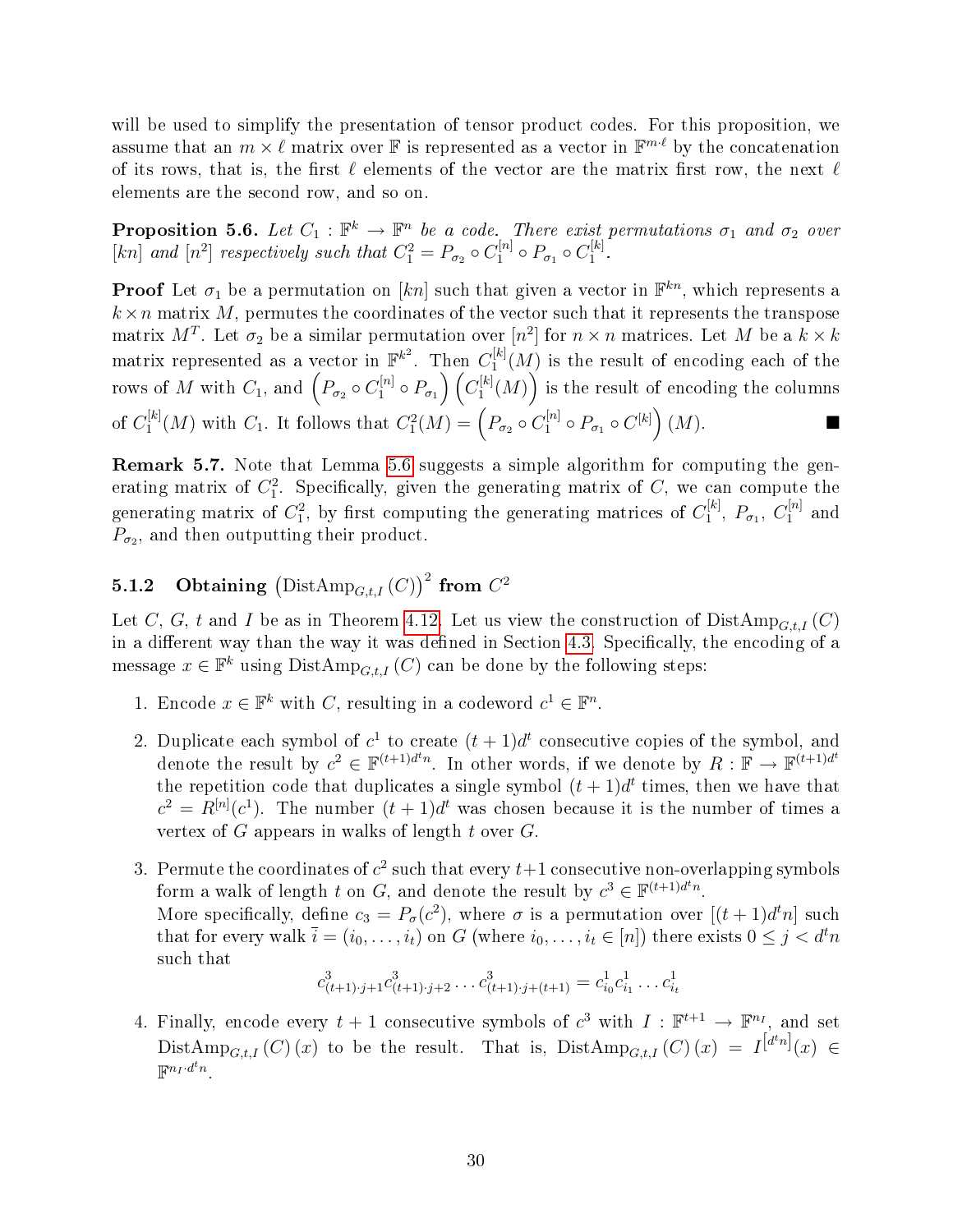will be used to simplify the presentation of tensor product codes. For this proposition, we assume that an $m \times \ell$ matrix over $\mathbb{F}$ is represented as a vector in $\mathbb{F}^{m \cdot \ell}$ by the concatenation of its rows, that is, the first $\ell$ elements of the vector are the matrix first row, the next $\ell$ elements are the second row, and so on.

**Proposition 5.6.** *Let $C_1 : \mathbb{F}^k \to \mathbb{F}^n$ be a code. There exist permutations $\sigma_1$ and $\sigma_2$ over $[kn]$ and $[n^2]$ respectively such that $C_1^2 = P_{\sigma_2} \circ C_1^{[n]} \circ P_{\sigma_1} \circ C_1^{[k]}$.*

**Proof** Let $\sigma_1$ be a permutation on $[kn]$ such that given a vector in $\mathbb{F}^{kn}$, which represents a $k \times n$ matrix $M$, permutes the coordinates of the vector such that it represents the transpose matrix $M^T$. Let $\sigma_2$ be a similar permutation over $[n^2]$ for $n \times n$ matrices. Let $M$ be a $k \times k$ matrix represented as a vector in $\mathbb{F}^{k^2}$. Then $C_1^{[k]}(M)$ is the result of encoding each of the rows of $M$ with $C_1$, and $\left(P_{\sigma_2} \circ C_1^{[n]} \circ P_{\sigma_1}\right)\left(C_1^{[k]}(M)\right)$ is the result of encoding the columns of $C_1^{[k]}(M)$ with $C_1$. It follows that $C_1^2(M) = \left(P_{\sigma_2} \circ C_1^{[n]} \circ P_{\sigma_1} \circ C^{[k]}\right)(M)$. ■

**Remark 5.7.** Note that Lemma 5.6 suggests a simple algorithm for computing the generating matrix of $C_1^2$. Specifically, given the generating matrix of $C$, we can compute the generating matrix of $C_1^2$, by first computing the generating matrices of $C_1^{[k]}$, $P_{\sigma_1}$, $C_1^{[n]}$ and $P_{\sigma_2}$, and then outputting their product.

### 5.1.2 Obtaining $\left(\mathrm{DistAmp}_{G,t,I}(C)\right)^2$ from $C^2$

Let $C$, $G$, $t$ and $I$ be as in Theorem 4.12. Let us view the construction of $\mathrm{DistAmp}_{G,t,I}(C)$ in a different way than the way it was defined in Section 4.3. Specifically, the encoding of a message $x \in \mathbb{F}^k$ using $\mathrm{DistAmp}_{G,t,I}(C)$ can be done by the following steps:

1. Encode $x \in \mathbb{F}^k$ with $C$, resulting in a codeword $c^1 \in \mathbb{F}^n$.

2. Duplicate each symbol of $c^1$ to create $(t+1)d^t$ consecutive copies of the symbol, and denote the result by $c^2 \in \mathbb{F}^{(t+1)d^t n}$. In other words, if we denote by $R : \mathbb{F} \to \mathbb{F}^{(t+1)d^t}$ the repetition code that duplicates a single symbol $(t+1)d^t$ times, then we have that $c^2 = R^{[n]}(c^1)$. The number $(t+1)d^t$ was chosen because it is the number of times a vertex of $G$ appears in walks of length $t$ over $G$.

3. Permute the coordinates of $c^2$ such that every $t+1$ consecutive non-overlapping symbols form a walk of length $t$ on $G$, and denote the result by $c^3 \in \mathbb{F}^{(t+1)d^t n}$.
   More specifically, define $c_3 = P_\sigma(c^2)$, where $\sigma$ is a permutation over $[(t+1)d^t n]$ such that for every walk $\bar{i} = (i_0, \ldots, i_t)$ on $G$ (where $i_0, \ldots, i_t \in [n]$) there exists $0 \le j < d^t n$ such that
   $$c^3_{(t+1)\cdot j+1} c^3_{(t+1)\cdot j+2} \ldots c^3_{(t+1)\cdot j+(t+1)} = c^1_{i_0} c^1_{i_1} \ldots c^1_{i_t}$$

4. Finally, encode every $t+1$ consecutive symbols of $c^3$ with $I : \mathbb{F}^{t+1} \to \mathbb{F}^{n_I}$, and set $\mathrm{DistAmp}_{G,t,I}(C)(x)$ to be the result. That is, $\mathrm{DistAmp}_{G,t,I}(C)(x) = I^{\left[d^t n\right]}(x) \in \mathbb{F}^{n_I \cdot d^t n}$.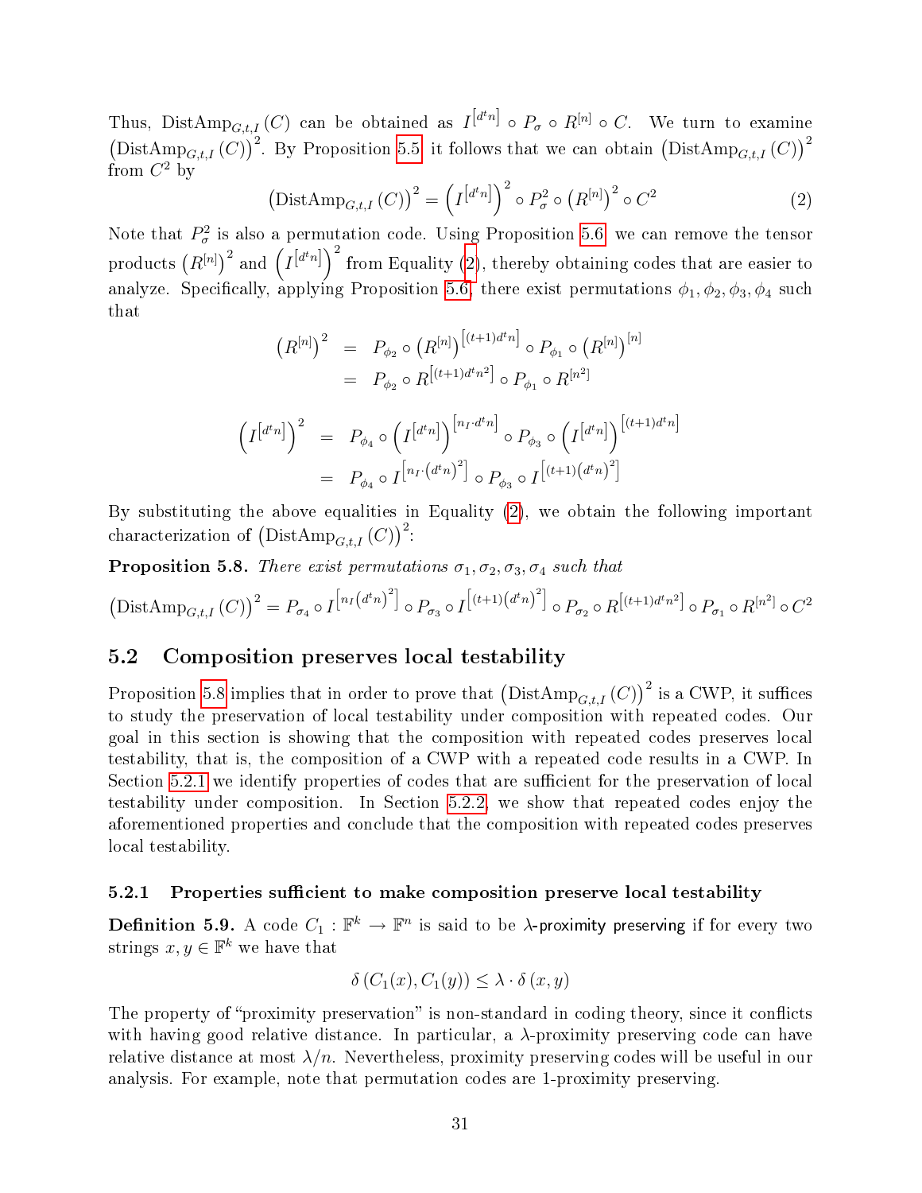Thus, $\text{DistAmp}_{G,t,I}(C)$ can be obtained as $I^{\left[d^t n\right]} \circ P_\sigma \circ R^{[n]} \circ C$. We turn to examine $\left(\text{DistAmp}_{G,t,I}(C)\right)^2$. By Proposition 5.5 it follows that we can obtain $\left(\text{DistAmp}_{G,t,I}(C)\right)^2$ from $C^2$ by

$$\left(\text{DistAmp}_{G,t,I}(C)\right)^2 = \left(I^{\left[d^t n\right]}\right)^2 \circ P_\sigma^2 \circ \left(R^{[n]}\right)^2 \circ C^2 \tag{2}$$

Note that $P_\sigma^2$ is also a permutation code. Using Proposition 5.6, we can remove the tensor products $\left(R^{[n]}\right)^2$ and $\left(I^{\left[d^t n\right]}\right)^2$ from Equality (2), thereby obtaining codes that are easier to analyze. Specifically, applying Proposition 5.6, there exist permutations $\phi_1, \phi_2, \phi_3, \phi_4$ such that

$$\begin{aligned}
\left(R^{[n]}\right)^2 &= P_{\phi_2} \circ \left(R^{[n]}\right)^{\left[(t+1)d^t n\right]} \circ P_{\phi_1} \circ \left(R^{[n]}\right)^{[n]} \\
&= P_{\phi_2} \circ R^{\left[(t+1)d^t n^2\right]} \circ P_{\phi_1} \circ R^{[n^2]}
\end{aligned}$$

$$\begin{aligned}
\left(I^{\left[d^t n\right]}\right)^2 &= P_{\phi_4} \circ \left(I^{\left[d^t n\right]}\right)^{\left[n_I \cdot d^t n\right]} \circ P_{\phi_3} \circ \left(I^{\left[d^t n\right]}\right)^{\left[(t+1)d^t n\right]} \\
&= P_{\phi_4} \circ I^{\left[n_I \cdot \left(d^t n\right)^2\right]} \circ P_{\phi_3} \circ I^{\left[(t+1)\left(d^t n\right)^2\right]}
\end{aligned}$$

By substituting the above equalities in Equality (2), we obtain the following important characterization of $\left(\text{DistAmp}_{G,t,I}(C)\right)^2$:

**Proposition 5.8.** *There exist permutations $\sigma_1, \sigma_2, \sigma_3, \sigma_4$ such that*

$$\left(\text{DistAmp}_{G,t,I}(C)\right)^2 = P_{\sigma_4} \circ I^{\left[n_I\left(d^t n\right)^2\right]} \circ P_{\sigma_3} \circ I^{\left[(t+1)\left(d^t n\right)^2\right]} \circ P_{\sigma_2} \circ R^{\left[(t+1)d^t n^2\right]} \circ P_{\sigma_1} \circ R^{[n^2]} \circ C^2$$

## 5.2 Composition preserves local testability

Proposition 5.8 implies that in order to prove that $\left(\text{DistAmp}_{G,t,I}(C)\right)^2$ is a CWP, it suffices to study the preservation of local testability under composition with repeated codes. Our goal in this section is showing that the composition with repeated codes preserves local testability, that is, the composition of a CWP with a repeated code results in a CWP. In Section 5.2.1 we identify properties of codes that are sufficient for the preservation of local testability under composition. In Section 5.2.2, we show that repeated codes enjoy the aforementioned properties and conclude that the composition with repeated codes preserves local testability.

### 5.2.1 Properties sufficient to make composition preserve local testability

**Definition 5.9.** A code $C_1 : \mathbb{F}^k \to \mathbb{F}^n$ is said to be $\lambda$-proximity preserving if for every two strings $x, y \in \mathbb{F}^k$ we have that

$$\delta\left(C_1(x), C_1(y)\right) \leq \lambda \cdot \delta\left(x, y\right)$$

The property of "proximity preservation" is non-standard in coding theory, since it conflicts with having good relative distance. In particular, a $\lambda$-proximity preserving code can have relative distance at most $\lambda/n$. Nevertheless, proximity preserving codes will be useful in our analysis. For example, note that permutation codes are 1-proximity preserving.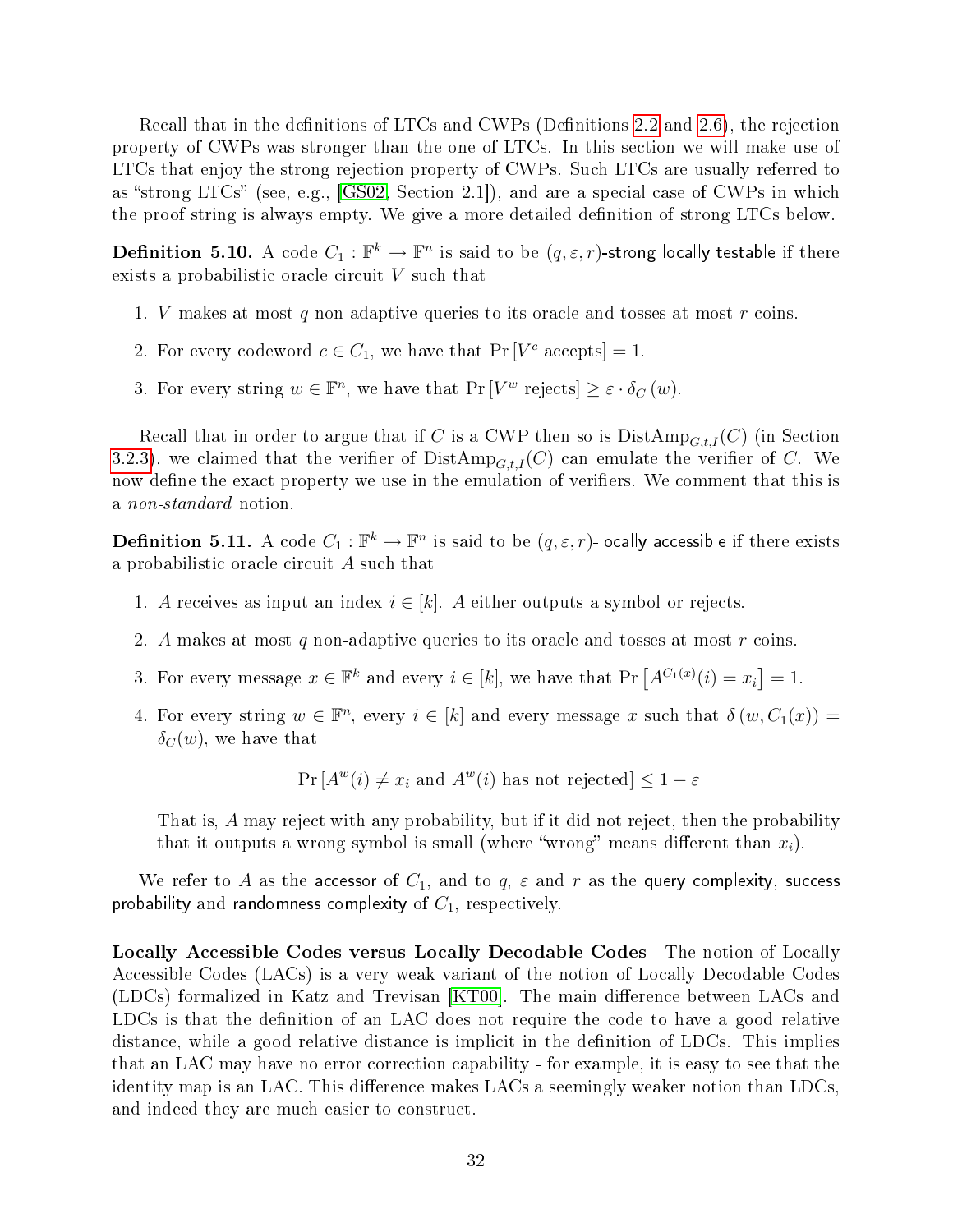Recall that in the definitions of LTCs and CWPs (Definitions 2.2 and 2.6), the rejection property of CWPs was stronger than the one of LTCs. In this section we will make use of LTCs that enjoy the strong rejection property of CWPs. Such LTCs are usually referred to as "strong LTCs" (see, e.g., [GS02, Section 2.1]), and are a special case of CWPs in which the proof string is always empty. We give a more detailed definition of strong LTCs below.

**Definition 5.10.** A code $C_1 : \mathbb{F}^k \to \mathbb{F}^n$ is said to be $(q, \varepsilon, r)$-strong locally testable if there exists a probabilistic oracle circuit $V$ such that

1. $V$ makes at most $q$ non-adaptive queries to its oracle and tosses at most $r$ coins.
2. For every codeword $c \in C_1$, we have that $\Pr[V^c \text{ accepts}] = 1$.
3. For every string $w \in \mathbb{F}^n$, we have that $\Pr[V^w \text{ rejects}] \geq \varepsilon \cdot \delta_C(w)$.

Recall that in order to argue that if $C$ is a CWP then so is $\mathrm{DistAmp}_{G,t,I}(C)$ (in Section 3.2.3), we claimed that the verifier of $\mathrm{DistAmp}_{G,t,I}(C)$ can emulate the verifier of $C$. We now define the exact property we use in the emulation of verifiers. We comment that this is a *non-standard* notion.

**Definition 5.11.** A code $C_1 : \mathbb{F}^k \to \mathbb{F}^n$ is said to be $(q, \varepsilon, r)$-locally accessible if there exists a probabilistic oracle circuit $A$ such that

1. $A$ receives as input an index $i \in [k]$. $A$ either outputs a symbol or rejects.
2. $A$ makes at most $q$ non-adaptive queries to its oracle and tosses at most $r$ coins.
3. For every message $x \in \mathbb{F}^k$ and every $i \in [k]$, we have that $\Pr\left[A^{C_1(x)}(i) = x_i\right] = 1$.
4. For every string $w \in \mathbb{F}^n$, every $i \in [k]$ and every message $x$ such that $\delta(w, C_1(x)) = \delta_C(w)$, we have that

$$\Pr[A^w(i) \neq x_i \text{ and } A^w(i) \text{ has not rejected}] \leq 1 - \varepsilon$$

   That is, $A$ may reject with any probability, but if it did not reject, then the probability that it outputs a wrong symbol is small (where "wrong" means different than $x_i$).

We refer to $A$ as the accessor of $C_1$, and to $q$, $\varepsilon$ and $r$ as the query complexity, success probability and randomness complexity of $C_1$, respectively.

**Locally Accessible Codes versus Locally Decodable Codes** The notion of Locally Accessible Codes (LACs) is a very weak variant of the notion of Locally Decodable Codes (LDCs) formalized in Katz and Trevisan [KT00]. The main difference between LACs and LDCs is that the definition of an LAC does not require the code to have a good relative distance, while a good relative distance is implicit in the definition of LDCs. This implies that an LAC may have no error correction capability - for example, it is easy to see that the identity map is an LAC. This difference makes LACs a seemingly weaker notion than LDCs, and indeed they are much easier to construct.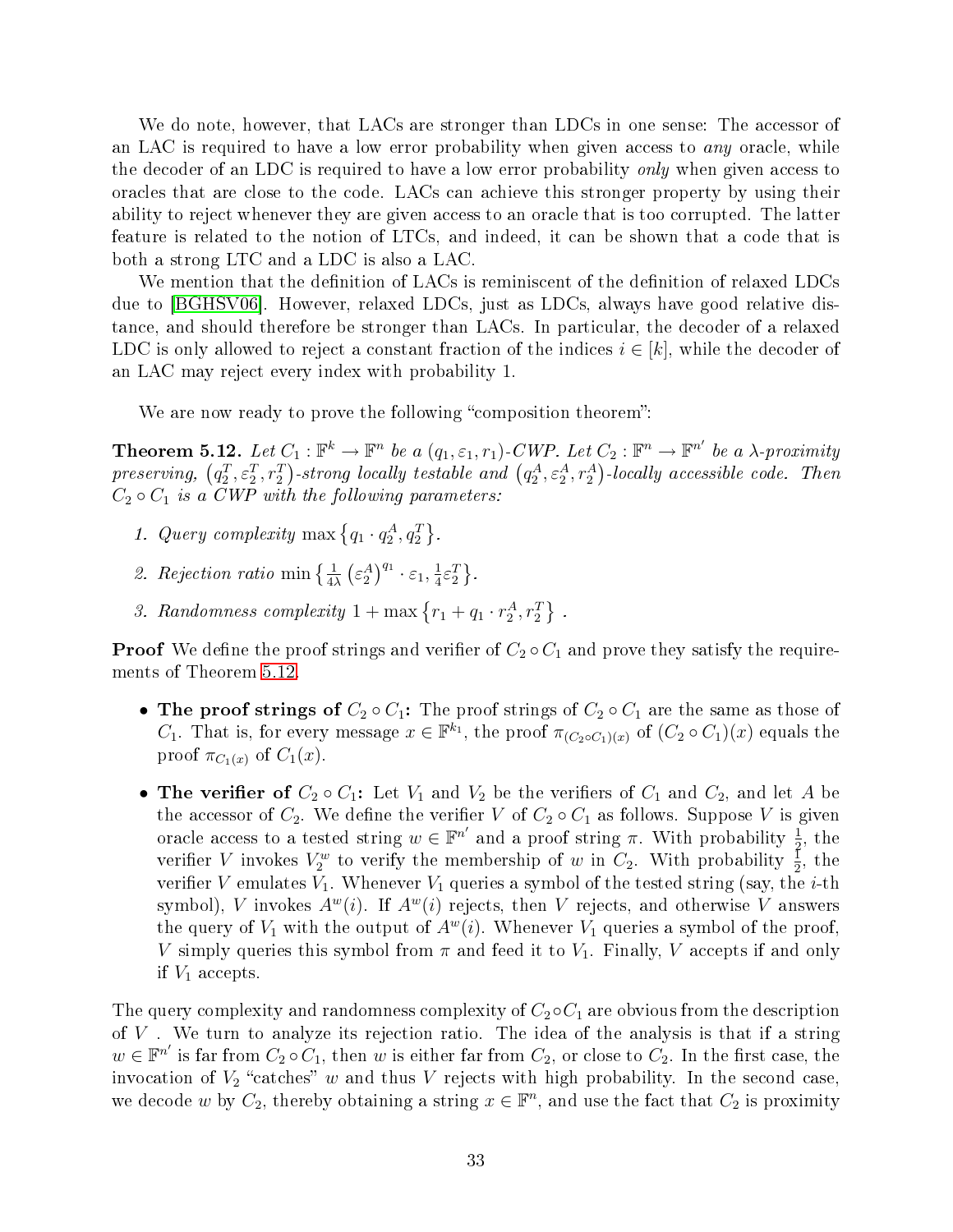We do note, however, that LACs are stronger than LDCs in one sense: The accessor of an LAC is required to have a low error probability when given access to *any* oracle, while the decoder of an LDC is required to have a low error probability *only* when given access to oracles that are close to the code. LACs can achieve this stronger property by using their ability to reject whenever they are given access to an oracle that is too corrupted. The latter feature is related to the notion of LTCs, and indeed, it can be shown that a code that is both a strong LTC and a LDC is also a LAC.

We mention that the definition of LACs is reminiscent of the definition of relaxed LDCs due to [BGHSV06]. However, relaxed LDCs, just as LDCs, always have good relative distance, and should therefore be stronger than LACs. In particular, the decoder of a relaxed LDC is only allowed to reject a constant fraction of the indices $i \in [k]$, while the decoder of an LAC may reject every index with probability 1.

We are now ready to prove the following "composition theorem":

**Theorem 5.12.** *Let $C_1 : \mathbb{F}^k \to \mathbb{F}^n$ be a $(q_1, \varepsilon_1, r_1)$-CWP. Let $C_2 : \mathbb{F}^n \to \mathbb{F}^{n'}$ be a $\lambda$-proximity preserving, $\left(q_2^T, \varepsilon_2^T, r_2^T\right)$-strong locally testable and $\left(q_2^A, \varepsilon_2^A, r_2^A\right)$-locally accessible code. Then $C_2 \circ C_1$ is a CWP with the following parameters:*

1. *Query complexity* $\max\left\{q_1 \cdot q_2^A, q_2^T\right\}$.
2. *Rejection ratio* $\min\left\{\frac{1}{4\lambda}\left(\varepsilon_2^A\right)^{q_1} \cdot \varepsilon_1, \frac{1}{4}\varepsilon_2^T\right\}$.
3. *Randomness complexity* $1 + \max\left\{r_1 + q_1 \cdot r_2^A, r_2^T\right\}$ .

**Proof** We define the proof strings and verifier of $C_2 \circ C_1$ and prove they satisfy the requirements of Theorem 5.12.

- **The proof strings of $C_2 \circ C_1$:** The proof strings of $C_2 \circ C_1$ are the same as those of $C_1$. That is, for every message $x \in \mathbb{F}^{k_1}$, the proof $\pi_{(C_2 \circ C_1)(x)}$ of $(C_2 \circ C_1)(x)$ equals the proof $\pi_{C_1(x)}$ of $C_1(x)$.
- **The verifier of $C_2 \circ C_1$:** Let $V_1$ and $V_2$ be the verifiers of $C_1$ and $C_2$, and let $A$ be the accessor of $C_2$. We define the verifier $V$ of $C_2 \circ C_1$ as follows. Suppose $V$ is given oracle access to a tested string $w \in \mathbb{F}^{n'}$ and a proof string $\pi$. With probability $\frac{1}{2}$, the verifier $V$ invokes $V_2^w$ to verify the membership of $w$ in $C_2$. With probability $\frac{1}{2}$, the verifier $V$ emulates $V_1$. Whenever $V_1$ queries a symbol of the tested string (say, the $i$-th symbol), $V$ invokes $A^w(i)$. If $A^w(i)$ rejects, then $V$ rejects, and otherwise $V$ answers the query of $V_1$ with the output of $A^w(i)$. Whenever $V_1$ queries a symbol of the proof, $V$ simply queries this symbol from $\pi$ and feed it to $V_1$. Finally, $V$ accepts if and only if $V_1$ accepts.

The query complexity and randomness complexity of $C_2 \circ C_1$ are obvious from the description of $V$ . We turn to analyze its rejection ratio. The idea of the analysis is that if a string $w \in \mathbb{F}^{n'}$ is far from $C_2 \circ C_1$, then $w$ is either far from $C_2$, or close to $C_2$. In the first case, the invocation of $V_2$ "catches" $w$ and thus $V$ rejects with high probability. In the second case, we decode $w$ by $C_2$, thereby obtaining a string $x \in \mathbb{F}^n$, and use the fact that $C_2$ is proximity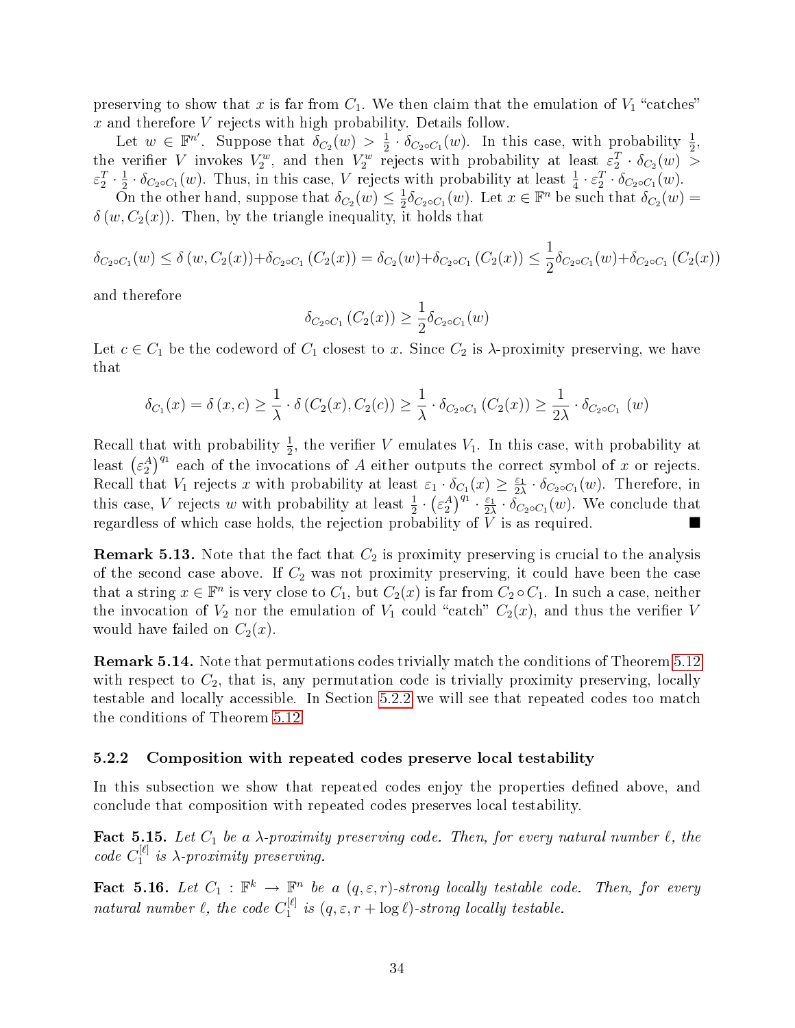preserving to show that $x$ is far from $C_1$. We then claim that the emulation of $V_1$ "catches" $x$ and therefore $V$ rejects with high probability. Details follow.

Let $w \in \mathbb{F}^{n'}$. Suppose that $\delta_{C_2}(w) > \frac{1}{2} \cdot \delta_{C_2 \circ C_1}(w)$. In this case, with probability $\frac{1}{2}$, the verifier $V$ invokes $V_2^w$, and then $V_2^w$ rejects with probability at least $\varepsilon_2^T \cdot \delta_{C_2}(w) > \varepsilon_2^T \cdot \frac{1}{2} \cdot \delta_{C_2 \circ C_1}(w)$. Thus, in this case, $V$ rejects with probability at least $\frac{1}{4} \cdot \varepsilon_2^T \cdot \delta_{C_2 \circ C_1}(w)$.

On the other hand, suppose that $\delta_{C_2}(w) \leq \frac{1}{2}\delta_{C_2 \circ C_1}(w)$. Let $x \in \mathbb{F}^n$ be such that $\delta_{C_2}(w) = \delta(w, C_2(x))$. Then, by the triangle inequality, it holds that

$$\delta_{C_2 \circ C_1}(w) \leq \delta(w, C_2(x)) + \delta_{C_2 \circ C_1}(C_2(x)) = \delta_{C_2}(w) + \delta_{C_2 \circ C_1}(C_2(x)) \leq \frac{1}{2}\delta_{C_2 \circ C_1}(w) + \delta_{C_2 \circ C_1}(C_2(x))$$

and therefore

$$\delta_{C_2 \circ C_1}(C_2(x)) \geq \frac{1}{2}\delta_{C_2 \circ C_1}(w)$$

Let $c \in C_1$ be the codeword of $C_1$ closest to $x$. Since $C_2$ is $\lambda$-proximity preserving, we have that

$$\delta_{C_1}(x) = \delta(x, c) \geq \frac{1}{\lambda} \cdot \delta(C_2(x), C_2(c)) \geq \frac{1}{\lambda} \cdot \delta_{C_2 \circ C_1}(C_2(x)) \geq \frac{1}{2\lambda} \cdot \delta_{C_2 \circ C_1}(w)$$

Recall that with probability $\frac{1}{2}$, the verifier $V$ emulates $V_1$. In this case, with probability at least $\left(\varepsilon_2^A\right)^{q_1}$ each of the invocations of $A$ either outputs the correct symbol of $x$ or rejects. Recall that $V_1$ rejects $x$ with probability at least $\varepsilon_1 \cdot \delta_{C_1}(x) \geq \frac{\varepsilon_1}{2\lambda} \cdot \delta_{C_2 \circ C_1}(w)$. Therefore, in this case, $V$ rejects $w$ with probability at least $\frac{1}{2} \cdot \left(\varepsilon_2^A\right)^{q_1} \cdot \frac{\varepsilon_1}{2\lambda} \cdot \delta_{C_2 \circ C_1}(w)$. We conclude that regardless of which case holds, the rejection probability of $V$ is as required. ■

**Remark 5.13.** Note that the fact that $C_2$ is proximity preserving is crucial to the analysis of the second case above. If $C_2$ was not proximity preserving, it could have been the case that a string $x \in \mathbb{F}^n$ is very close to $C_1$, but $C_2(x)$ is far from $C_2 \circ C_1$. In such a case, neither the invocation of $V_2$ nor the emulation of $V_1$ could "catch" $C_2(x)$, and thus the verifier $V$ would have failed on $C_2(x)$.

**Remark 5.14.** Note that permutations codes trivially match the conditions of Theorem 5.12 with respect to $C_2$, that is, any permutation code is trivially proximity preserving, locally testable and locally accessible. In Section 5.2.2 we will see that repeated codes too match the conditions of Theorem 5.12.

### 5.2.2 Composition with repeated codes preserve local testability

In this subsection we show that repeated codes enjoy the properties defined above, and conclude that composition with repeated codes preserves local testability.

**Fact 5.15.** *Let $C_1$ be a $\lambda$-proximity preserving code. Then, for every natural number $\ell$, the code $C_1^{[\ell]}$ is $\lambda$-proximity preserving.*

**Fact 5.16.** *Let $C_1 : \mathbb{F}^k \to \mathbb{F}^n$ be a $(q, \varepsilon, r)$-strong locally testable code. Then, for every natural number $\ell$, the code $C_1^{[\ell]}$ is $(q, \varepsilon, r + \log \ell)$-strong locally testable.*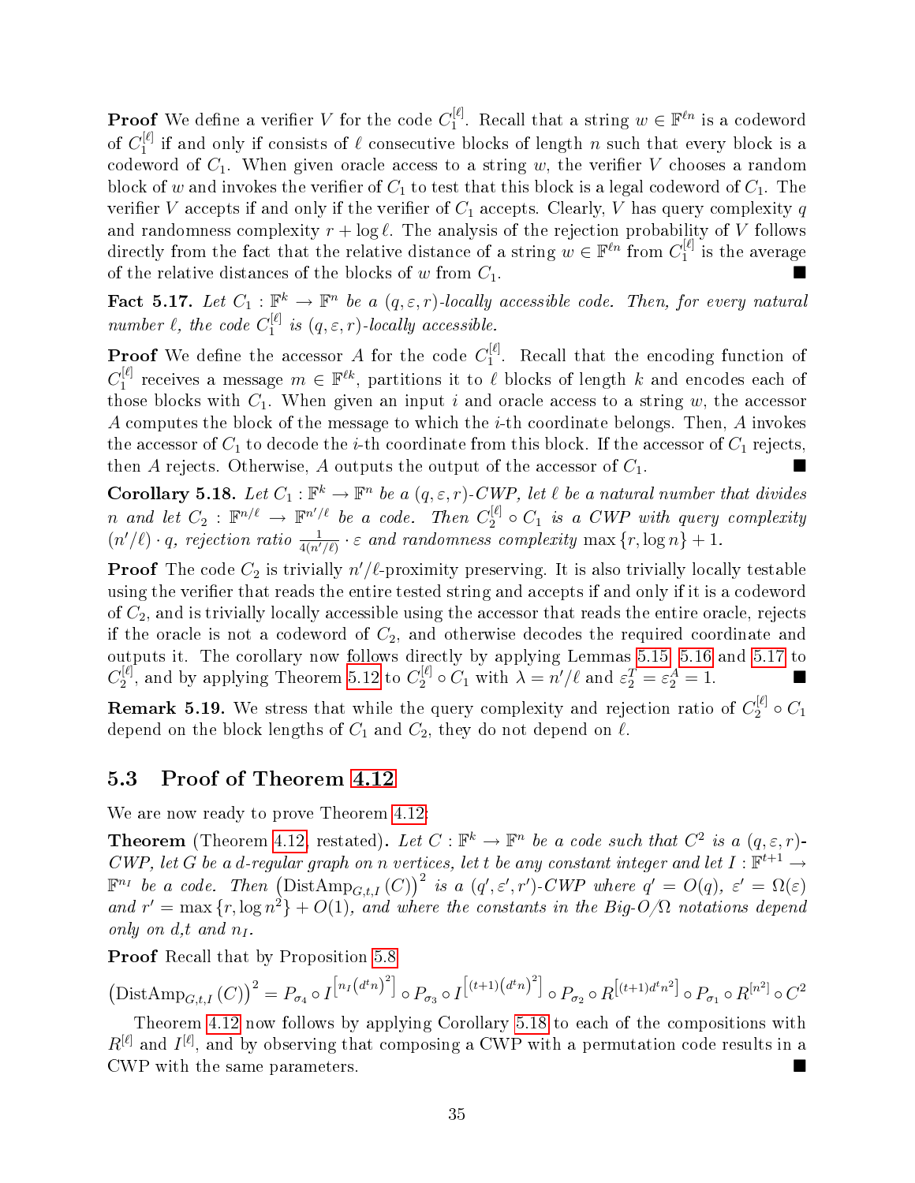**Proof** We define a verifier $V$ for the code $C_1^{[\ell]}$. Recall that a string $w \in \mathbb{F}^{\ell n}$ is a codeword of $C_1^{[\ell]}$ if and only if consists of $\ell$ consecutive blocks of length $n$ such that every block is a codeword of $C_1$. When given oracle access to a string $w$, the verifier $V$ chooses a random block of $w$ and invokes the verifier of $C_1$ to test that this block is a legal codeword of $C_1$. The verifier $V$ accepts if and only if the verifier of $C_1$ accepts. Clearly, $V$ has query complexity $q$ and randomness complexity $r + \log \ell$. The analysis of the rejection probability of $V$ follows directly from the fact that the relative distance of a string $w \in \mathbb{F}^{\ell n}$ from $C_1^{[\ell]}$ is the average of the relative distances of the blocks of $w$ from $C_1$. ■

**Fact 5.17.** *Let $C_1 : \mathbb{F}^k \to \mathbb{F}^n$ be a $(q, \varepsilon, r)$-locally accessible code. Then, for every natural number $\ell$, the code $C_1^{[\ell]}$ is $(q, \varepsilon, r)$-locally accessible.*

**Proof** We define the accessor $A$ for the code $C_1^{[\ell]}$. Recall that the encoding function of $C_1^{[\ell]}$ receives a message $m \in \mathbb{F}^{\ell k}$, partitions it to $\ell$ blocks of length $k$ and encodes each of those blocks with $C_1$. When given an input $i$ and oracle access to a string $w$, the accessor $A$ computes the block of the message to which the $i$-th coordinate belongs. Then, $A$ invokes the accessor of $C_1$ to decode the $i$-th coordinate from this block. If the accessor of $C_1$ rejects, then $A$ rejects. Otherwise, $A$ outputs the output of the accessor of $C_1$. ■

**Corollary 5.18.** *Let $C_1 : \mathbb{F}^k \to \mathbb{F}^n$ be a $(q, \varepsilon, r)$-CWP, let $\ell$ be a natural number that divides $n$ and let $C_2 : \mathbb{F}^{n/\ell} \to \mathbb{F}^{n'/\ell}$ be a code. Then $C_2^{[\ell]} \circ C_1$ is a CWP with query complexity $(n'/\ell) \cdot q$, rejection ratio $\frac{1}{4(n'/\ell)} \cdot \varepsilon$ and randomness complexity $\max\{r, \log n\} + 1$.*

**Proof** The code $C_2$ is trivially $n'/\ell$-proximity preserving. It is also trivially locally testable using the verifier that reads the entire tested string and accepts if and only if it is a codeword of $C_2$, and is trivially locally accessible using the accessor that reads the entire oracle, rejects if the oracle is not a codeword of $C_2$, and otherwise decodes the required coordinate and outputs it. The corollary now follows directly by applying Lemmas 5.15, 5.16 and 5.17 to $C_2^{[\ell]}$, and by applying Theorem 5.12 to $C_2^{[\ell]} \circ C_1$ with $\lambda = n'/\ell$ and $\varepsilon_2^T = \varepsilon_2^A = 1$. ■

**Remark 5.19.** We stress that while the query complexity and rejection ratio of $C_2^{[\ell]} \circ C_1$ depend on the block lengths of $C_1$ and $C_2$, they do not depend on $\ell$.

## 5.3 Proof of Theorem 4.12

We are now ready to prove Theorem 4.12:

**Theorem** (Theorem 4.12, restated). *Let $C : \mathbb{F}^k \to \mathbb{F}^n$ be a code such that $C^2$ is a $(q, \varepsilon, r)$-CWP, let $G$ be a $d$-regular graph on $n$ vertices, let $t$ be any constant integer and let $I : \mathbb{F}^{t+1} \to \mathbb{F}^{n_I}$ be a code. Then $\left(\mathrm{DistAmp}_{G,t,I}(C)\right)^2$ is a $(q', \varepsilon', r')$-CWP where $q' = O(q)$, $\varepsilon' = \Omega(\varepsilon)$ and $r' = \max\{r, \log n^2\} + O(1)$, and where the constants in the Big-O/$\Omega$ notations depend only on $d$,$t$ and $n_I$.*

**Proof** Recall that by Proposition 5.8

$$\left(\mathrm{DistAmp}_{G,t,I}(C)\right)^2 = P_{\sigma_4} \circ I^{\left[n_I\left(d^t n\right)^2\right]} \circ P_{\sigma_3} \circ I^{\left[(t+1)\left(d^t n\right)^2\right]} \circ P_{\sigma_2} \circ R^{\left[(t+1)d^t n^2\right]} \circ P_{\sigma_1} \circ R^{[n^2]} \circ C^2$$

Theorem 4.12 now follows by applying Corollary 5.18 to each of the compositions with $R^{[\ell]}$ and $I^{[\ell]}$, and by observing that composing a CWP with a permutation code results in a CWP with the same parameters. ■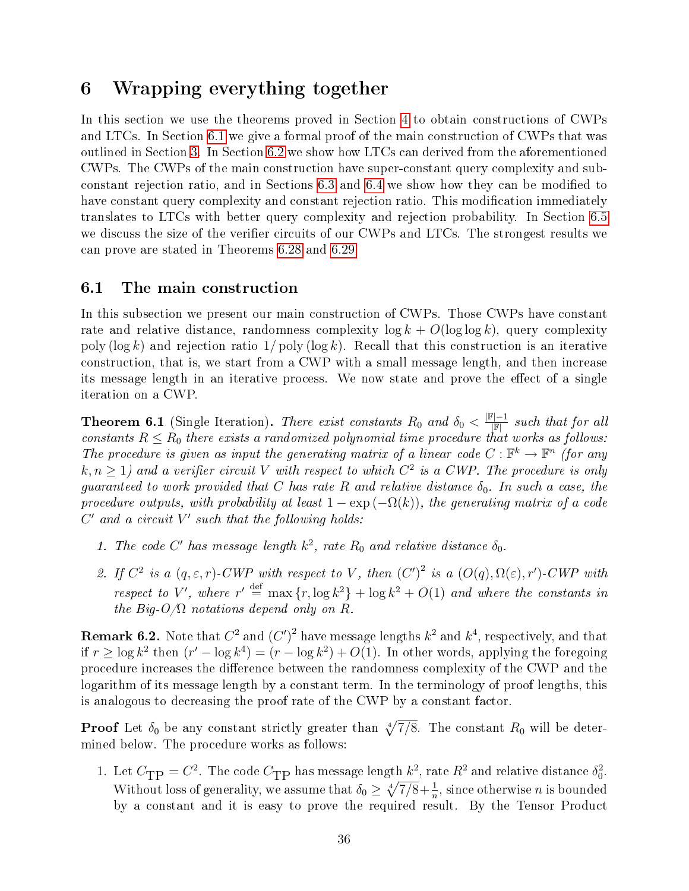# 6 Wrapping everything together

In this section we use the theorems proved in Section 4 to obtain constructions of CWPs and LTCs. In Section 6.1 we give a formal proof of the main construction of CWPs that was outlined in Section 3. In Section 6.2 we show how LTCs can derived from the aforementioned CWPs. The CWPs of the main construction have super-constant query complexity and sub-constant rejection ratio, and in Sections 6.3 and 6.4 we show how they can be modified to have constant query complexity and constant rejection ratio. This modification immediately translates to LTCs with better query complexity and rejection probability. In Section 6.5 we discuss the size of the verifier circuits of our CWPs and LTCs. The strongest results we can prove are stated in Theorems 6.28 and 6.29.

## 6.1 The main construction

In this subsection we present our main construction of CWPs. Those CWPs have constant rate and relative distance, randomness complexity $\log k + O(\log\log k)$, query complexity $\mathrm{poly}(\log k)$ and rejection ratio $1/\mathrm{poly}(\log k)$. Recall that this construction is an iterative construction, that is, we start from a CWP with a small message length, and then increase its message length in an iterative process. We now state and prove the effect of a single iteration on a CWP.

**Theorem 6.1** (Single Iteration)**.** *There exist constants $R_0$ and $\delta_0 < \frac{|\mathbb{F}|-1}{|\mathbb{F}|}$ such that for all constants $R \leq R_0$ there exists a randomized polynomial time procedure that works as follows: The procedure is given as input the generating matrix of a linear code $C : \mathbb{F}^k \to \mathbb{F}^n$ (for any $k, n \geq 1$) and a verifier circuit $V$ with respect to which $C^2$ is a CWP. The procedure is only guaranteed to work provided that $C$ has rate $R$ and relative distance $\delta_0$. In such a case, the procedure outputs, with probability at least $1 - \exp(-\Omega(k))$, the generating matrix of a code $C'$ and a circuit $V'$ such that the following holds:*

1. *The code $C'$ has message length $k^2$, rate $R_0$ and relative distance $\delta_0$.*
2. *If $C^2$ is a $(q, \varepsilon, r)$-CWP with respect to $V$, then $(C')^2$ is a $(O(q), \Omega(\varepsilon), r')$-CWP with respect to $V'$, where $r' \stackrel{\text{def}}{=} \max\{r, \log k^2\} + \log k^2 + O(1)$ and where the constants in the Big-O/$\Omega$ notations depend only on $R$.*

**Remark 6.2.** Note that $C^2$ and $(C')^2$ have message lengths $k^2$ and $k^4$, respectively, and that if $r \geq \log k^2$ then $(r' - \log k^4) = (r - \log k^2) + O(1)$. In other words, applying the foregoing procedure increases the difference between the randomness complexity of the CWP and the logarithm of its message length by a constant term. In the terminology of proof lengths, this is analogous to decreasing the proof rate of the CWP by a constant factor.

**Proof** Let $\delta_0$ be any constant strictly greater than $\sqrt[4]{7/8}$. The constant $R_0$ will be determined below. The procedure works as follows:

1. Let $C_{\mathrm{TP}} = C^2$. The code $C_{\mathrm{TP}}$ has message length $k^2$, rate $R^2$ and relative distance $\delta_0^2$. Without loss of generality, we assume that $\delta_0 \geq \sqrt[4]{7/8} + \frac{1}{n}$, since otherwise $n$ is bounded by a constant and it is easy to prove the required result. By the Tensor Product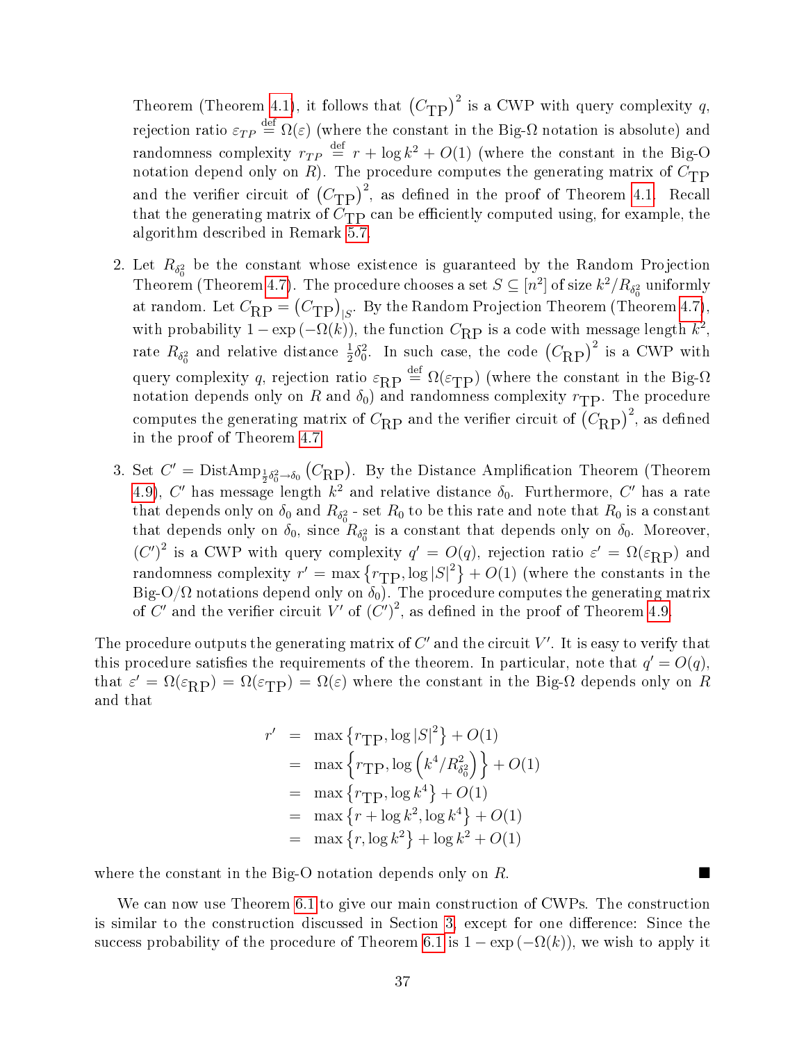Theorem (Theorem 4.1), it follows that $\left(C_{\mathrm{TP}}\right)^2$ is a CWP with query complexity $q$, rejection ratio $\varepsilon_{TP} \stackrel{\text{def}}{=} \Omega(\varepsilon)$ (where the constant in the Big-$\Omega$ notation is absolute) and randomness complexity $r_{TP} \stackrel{\text{def}}{=} r + \log k^2 + O(1)$ (where the constant in the Big-O notation depend only on $R$). The procedure computes the generating matrix of $C_{\mathrm{TP}}$ and the verifier circuit of $\left(C_{\mathrm{TP}}\right)^2$, as defined in the proof of Theorem 4.1. Recall that the generating matrix of $C_{\mathrm{TP}}$ can be efficiently computed using, for example, the algorithm described in Remark 5.7.

2. Let $R_{\delta_0^2}$ be the constant whose existence is guaranteed by the Random Projection Theorem (Theorem 4.7). The procedure chooses a set $S \subseteq [n^2]$ of size $k^2/R_{\delta_0^2}$ uniformly at random. Let $C_{\mathrm{RP}} = \left(C_{\mathrm{TP}}\right)_{|S}$. By the Random Projection Theorem (Theorem 4.7), with probability $1 - \exp\left(-\Omega(k)\right)$, the function $C_{\mathrm{RP}}$ is a code with message length $k^2$, rate $R_{\delta_0^2}$ and relative distance $\frac{1}{2}\delta_0^2$. In such case, the code $\left(C_{\mathrm{RP}}\right)^2$ is a CWP with query complexity $q$, rejection ratio $\varepsilon_{\mathrm{RP}} \stackrel{\text{def}}{=} \Omega(\varepsilon_{\mathrm{TP}})$ (where the constant in the Big-$\Omega$ notation depends only on $R$ and $\delta_0$) and randomness complexity $r_{\mathrm{TP}}$. The procedure computes the generating matrix of $C_{\mathrm{RP}}$ and the verifier circuit of $\left(C_{\mathrm{RP}}\right)^2$, as defined in the proof of Theorem 4.7.

3. Set $C' = \mathrm{DistAmp}_{\frac{1}{2}\delta_0^2 \to \delta_0}\left(C_{\mathrm{RP}}\right)$. By the Distance Amplification Theorem (Theorem 4.9), $C'$ has message length $k^2$ and relative distance $\delta_0$. Furthermore, $C'$ has a rate that depends only on $\delta_0$ and $R_{\delta_0^2}$ - set $R_0$ to be this rate and note that $R_0$ is a constant that depends only on $\delta_0$, since $R_{\delta_0^2}$ is a constant that depends only on $\delta_0$. Moreover, $(C')^2$ is a CWP with query complexity $q' = O(q)$, rejection ratio $\varepsilon' = \Omega(\varepsilon_{\mathrm{RP}})$ and randomness complexity $r' = \max\left\{r_{\mathrm{TP}}, \log|S|^2\right\} + O(1)$ (where the constants in the Big-O/$\Omega$ notations depend only on $\delta_0$). The procedure computes the generating matrix of $C'$ and the verifier circuit $V'$ of $(C')^2$, as defined in the proof of Theorem 4.9.

The procedure outputs the generating matrix of $C'$ and the circuit $V'$. It is easy to verify that this procedure satisfies the requirements of the theorem. In particular, note that $q' = O(q)$, that $\varepsilon' = \Omega(\varepsilon_{\mathrm{RP}}) = \Omega(\varepsilon_{\mathrm{TP}}) = \Omega(\varepsilon)$ where the constant in the Big-$\Omega$ depends only on $R$ and that

$$
\begin{aligned}
r' &= \max\left\{r_{\mathrm{TP}}, \log|S|^2\right\} + O(1) \\
&= \max\left\{r_{\mathrm{TP}}, \log\left(k^4/R_{\delta_0^2}^2\right)\right\} + O(1) \\
&= \max\left\{r_{\mathrm{TP}}, \log k^4\right\} + O(1) \\
&= \max\left\{r + \log k^2, \log k^4\right\} + O(1) \\
&= \max\left\{r, \log k^2\right\} + \log k^2 + O(1)
\end{aligned}
$$

where the constant in the Big-O notation depends only on $R$. ■

We can now use Theorem 6.1 to give our main construction of CWPs. The construction is similar to the construction discussed in Section 3, except for one difference: Since the success probability of the procedure of Theorem 6.1 is $1 - \exp\left(-\Omega(k)\right)$, we wish to apply it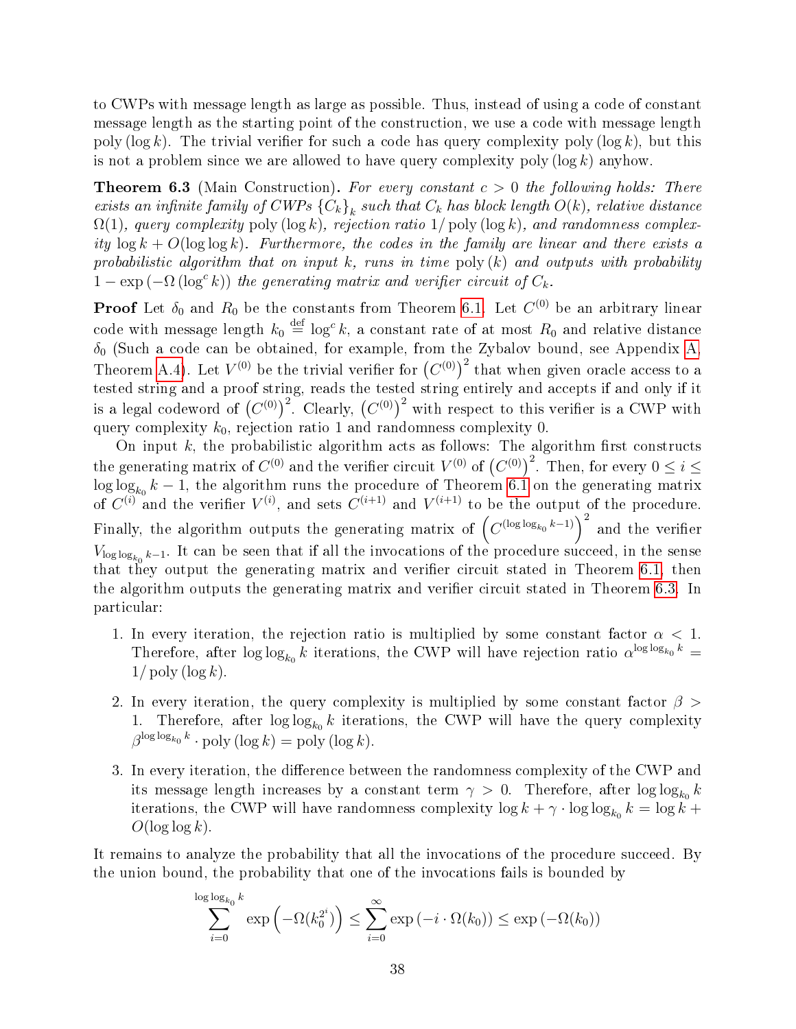to CWPs with message length as large as possible. Thus, instead of using a code of constant message length as the starting point of the construction, we use a code with message length $\mathrm{poly}(\log k)$. The trivial verifier for such a code has query complexity $\mathrm{poly}(\log k)$, but this is not a problem since we are allowed to have query complexity $\mathrm{poly}(\log k)$ anyhow.

**Theorem 6.3** (Main Construction). *For every constant $c > 0$ the following holds: There exists an infinite family of CWPs $\{C_k\}_k$ such that $C_k$ has block length $O(k)$, relative distance $\Omega(1)$, query complexity $\mathrm{poly}(\log k)$, rejection ratio $1/\mathrm{poly}(\log k)$, and randomness complexity $\log k + O(\log\log k)$. Furthermore, the codes in the family are linear and there exists a probabilistic algorithm that on input $k$, runs in time $\mathrm{poly}(k)$ and outputs with probability $1 - \exp(-\Omega(\log^c k))$ the generating matrix and verifier circuit of $C_k$.*

**Proof** Let $\delta_0$ and $R_0$ be the constants from Theorem 6.1. Let $C^{(0)}$ be an arbitrary linear code with message length $k_0 \stackrel{\text{def}}{=} \log^c k$, a constant rate of at most $R_0$ and relative distance $\delta_0$ (Such a code can be obtained, for example, from the Zybalov bound, see Appendix A, Theorem A.4). Let $V^{(0)}$ be the trivial verifier for $\left(C^{(0)}\right)^2$ that when given oracle access to a tested string and a proof string, reads the tested string entirely and accepts if and only if it is a legal codeword of $\left(C^{(0)}\right)^2$. Clearly, $\left(C^{(0)}\right)^2$ with respect to this verifier is a CWP with query complexity $k_0$, rejection ratio 1 and randomness complexity 0.

On input $k$, the probabilistic algorithm acts as follows: The algorithm first constructs the generating matrix of $C^{(0)}$ and the verifier circuit $V^{(0)}$ of $\left(C^{(0)}\right)^2$. Then, for every $0 \le i \le \log\log_{k_0} k - 1$, the algorithm runs the procedure of Theorem 6.1 on the generating matrix of $C^{(i)}$ and the verifier $V^{(i)}$, and sets $C^{(i+1)}$ and $V^{(i+1)}$ to be the output of the procedure. Finally, the algorithm outputs the generating matrix of $\left(C^{(\log\log_{k_0} k - 1)}\right)^2$ and the verifier $V_{\log\log_{k_0} k-1}$. It can be seen that if all the invocations of the procedure succeed, in the sense that they output the generating matrix and verifier circuit stated in Theorem 6.1, then the algorithm outputs the generating matrix and verifier circuit stated in Theorem 6.3. In particular:

1. In every iteration, the rejection ratio is multiplied by some constant factor $\alpha < 1$. Therefore, after $\log\log_{k_0} k$ iterations, the CWP will have rejection ratio $\alpha^{\log\log_{k_0} k} = 1/\mathrm{poly}(\log k)$.

2. In every iteration, the query complexity is multiplied by some constant factor $\beta > 1$. Therefore, after $\log\log_{k_0} k$ iterations, the CWP will have the query complexity $\beta^{\log\log_{k_0} k} \cdot \mathrm{poly}(\log k) = \mathrm{poly}(\log k)$.

3. In every iteration, the difference between the randomness complexity of the CWP and its message length increases by a constant term $\gamma > 0$. Therefore, after $\log\log_{k_0} k$ iterations, the CWP will have randomness complexity $\log k + \gamma \cdot \log\log_{k_0} k = \log k + O(\log\log k)$.

It remains to analyze the probability that all the invocations of the procedure succeed. By the union bound, the probability that one of the invocations fails is bounded by

$$\sum_{i=0}^{\log\log_{k_0} k} \exp\left(-\Omega(k_0^{2^i})\right) \le \sum_{i=0}^{\infty} \exp\left(-i \cdot \Omega(k_0)\right) \le \exp\left(-\Omega(k_0)\right)$$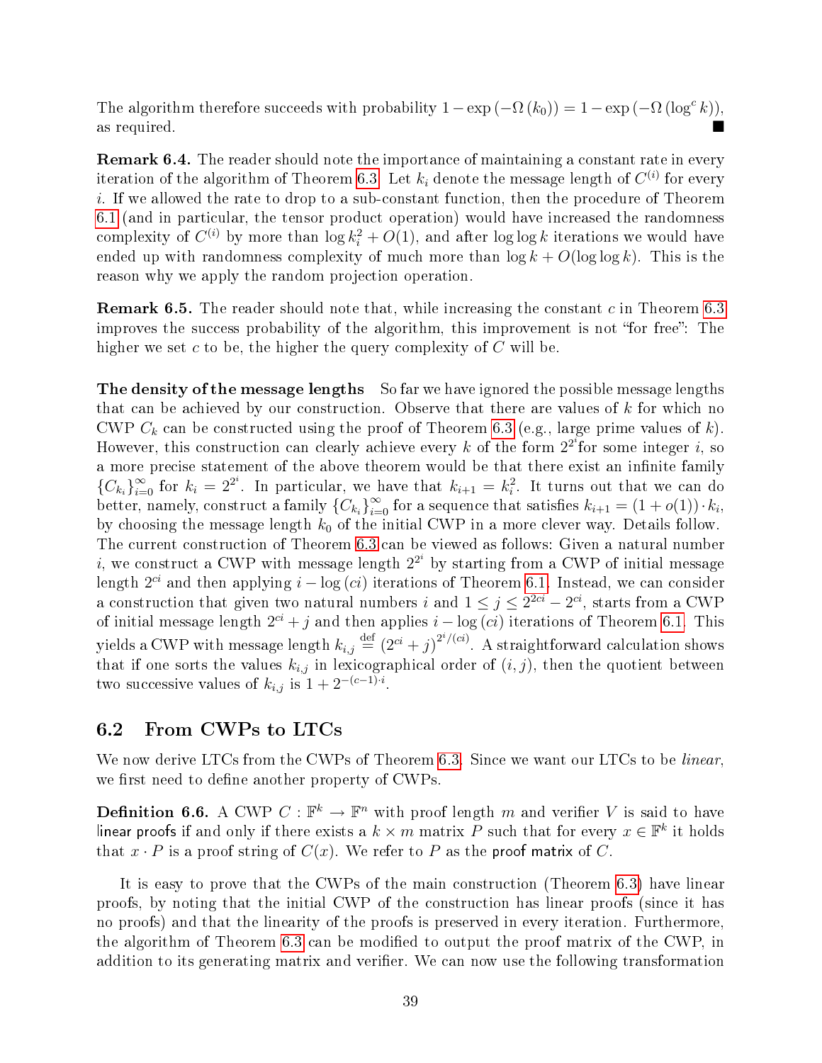The algorithm therefore succeeds with probability $1 - \exp(-\Omega(k_0)) = 1 - \exp(-\Omega(\log^c k))$, as required. ■

**Remark 6.4.** The reader should note the importance of maintaining a constant rate in every iteration of the algorithm of Theorem 6.3. Let $k_i$ denote the message length of $C^{(i)}$ for every $i$. If we allowed the rate to drop to a sub-constant function, then the procedure of Theorem 6.1 (and in particular, the tensor product operation) would have increased the randomness complexity of $C^{(i)}$ by more than $\log k_i^2 + O(1)$, and after $\log \log k$ iterations we would have ended up with randomness complexity of much more than $\log k + O(\log \log k)$. This is the reason why we apply the random projection operation.

**Remark 6.5.** The reader should note that, while increasing the constant $c$ in Theorem 6.3 improves the success probability of the algorithm, this improvement is not "for free": The higher we set $c$ to be, the higher the query complexity of $C$ will be.

**The density of the message lengths** So far we have ignored the possible message lengths that can be achieved by our construction. Observe that there are values of $k$ for which no CWP $C_k$ can be constructed using the proof of Theorem 6.3 (e.g., large prime values of $k$). However, this construction can clearly achieve every $k$ of the form $2^{2^i}$for some integer $i$, so a more precise statement of the above theorem would be that there exist an infinite family $\{C_{k_i}\}_{i=0}^{\infty}$ for $k_i = 2^{2^i}$. In particular, we have that $k_{i+1} = k_i^2$. It turns out that we can do better, namely, construct a family $\{C_{k_i}\}_{i=0}^{\infty}$ for a sequence that satisfies $k_{i+1} = (1 + o(1)) \cdot k_i$, by choosing the message length $k_0$ of the initial CWP in a more clever way. Details follow. The current construction of Theorem 6.3 can be viewed as follows: Given a natural number $i$, we construct a CWP with message length $2^{2^i}$ by starting from a CWP of initial message length $2^{ci}$ and then applying $i - \log(ci)$ iterations of Theorem 6.1. Instead, we can consider a construction that given two natural numbers $i$ and $1 \leq j \leq 2^{2ci} - 2^{ci}$, starts from a CWP of initial message length $2^{ci} + j$ and then applies $i - \log(ci)$ iterations of Theorem 6.1. This yields a CWP with message length $k_{i,j} \stackrel{\text{def}}{=} (2^{ci} + j)^{2^i/(ci)}$. A straightforward calculation shows that if one sorts the values $k_{i,j}$ in lexicographical order of $(i,j)$, then the quotient between two successive values of $k_{i,j}$ is $1 + 2^{-(c-1)\cdot i}$.

## 6.2 From CWPs to LTCs

We now derive LTCs from the CWPs of Theorem 6.3. Since we want our LTCs to be *linear*, we first need to define another property of CWPs.

**Definition 6.6.** A CWP $C : \mathbb{F}^k \to \mathbb{F}^n$ with proof length $m$ and verifier $V$ is said to have linear proofs if and only if there exists a $k \times m$ matrix $P$ such that for every $x \in \mathbb{F}^k$ it holds that $x \cdot P$ is a proof string of $C(x)$. We refer to $P$ as the proof matrix of $C$.

It is easy to prove that the CWPs of the main construction (Theorem 6.3) have linear proofs, by noting that the initial CWP of the construction has linear proofs (since it has no proofs) and that the linearity of the proofs is preserved in every iteration. Furthermore, the algorithm of Theorem 6.3 can be modified to output the proof matrix of the CWP, in addition to its generating matrix and verifier. We can now use the following transformation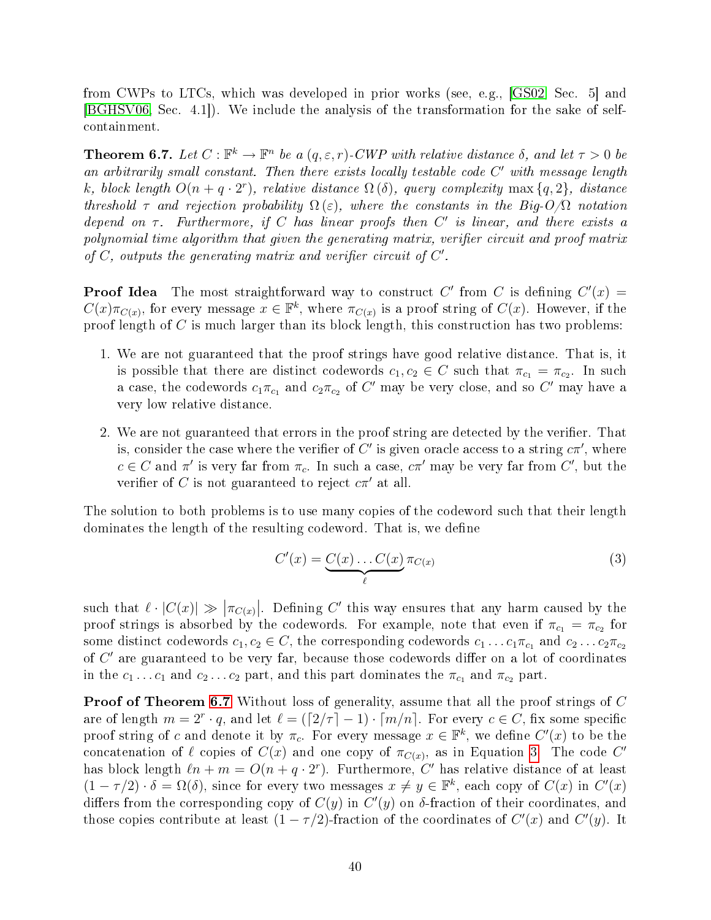from CWPs to LTCs, which was developed in prior works (see, e.g., [GS02, Sec. 5] and [BGHSV06, Sec. 4.1]). We include the analysis of the transformation for the sake of self-containment.

**Theorem 6.7.** *Let $C : \mathbb{F}^k \to \mathbb{F}^n$ be a $(q, \varepsilon, r)$-CWP with relative distance $\delta$, and let $\tau > 0$ be an arbitrarily small constant. Then there exists locally testable code $C'$ with message length $k$, block length $O(n + q \cdot 2^r)$, relative distance $\Omega(\delta)$, query complexity $\max\{q, 2\}$, distance threshold $\tau$ and rejection probability $\Omega(\varepsilon)$, where the constants in the Big-O/$\Omega$ notation depend on $\tau$. Furthermore, if $C$ has linear proofs then $C'$ is linear, and there exists a polynomial time algorithm that given the generating matrix, verifier circuit and proof matrix of $C$, outputs the generating matrix and verifier circuit of $C'$.*

**Proof Idea** The most straightforward way to construct $C'$ from $C$ is defining $C'(x) = C(x)\pi_{C(x)}$, for every message $x \in \mathbb{F}^k$, where $\pi_{C(x)}$ is a proof string of $C(x)$. However, if the proof length of $C$ is much larger than its block length, this construction has two problems:

1. We are not guaranteed that the proof strings have good relative distance. That is, it is possible that there are distinct codewords $c_1, c_2 \in C$ such that $\pi_{c_1} = \pi_{c_2}$. In such a case, the codewords $c_1\pi_{c_1}$ and $c_2\pi_{c_2}$ of $C'$ may be very close, and so $C'$ may have a very low relative distance.
2. We are not guaranteed that errors in the proof string are detected by the verifier. That is, consider the case where the verifier of $C'$ is given oracle access to a string $c\pi'$, where $c \in C$ and $\pi'$ is very far from $\pi_c$. In such a case, $c\pi'$ may be very far from $C'$, but the verifier of $C$ is not guaranteed to reject $c\pi'$ at all.

The solution to both problems is to use many copies of the codeword such that their length dominates the length of the resulting codeword. That is, we define

$$C'(x) = \underbrace{C(x) \ldots C(x)}_{\ell} \pi_{C(x)} \tag{3}$$

such that $\ell \cdot |C(x)| \gg |\pi_{C(x)}|$. Defining $C'$ this way ensures that any harm caused by the proof strings is absorbed by the codewords. For example, note that even if $\pi_{c_1} = \pi_{c_2}$ for some distinct codewords $c_1, c_2 \in C$, the corresponding codewords $c_1 \ldots c_1\pi_{c_1}$ and $c_2 \ldots c_2\pi_{c_2}$ of $C'$ are guaranteed to be very far, because those codewords differ on a lot of coordinates in the $c_1 \ldots c_1$ and $c_2 \ldots c_2$ part, and this part dominates the $\pi_{c_1}$ and $\pi_{c_2}$ part.

**Proof of Theorem 6.7** Without loss of generality, assume that all the proof strings of $C$ are of length $m = 2^r \cdot q$, and let $\ell = (\lceil 2/\tau \rceil - 1) \cdot \lceil m/n \rceil$. For every $c \in C$, fix some specific proof string of $c$ and denote it by $\pi_c$. For every message $x \in \mathbb{F}^k$, we define $C'(x)$ to be the concatenation of $\ell$ copies of $C(x)$ and one copy of $\pi_{C(x)}$, as in Equation 3. The code $C'$ has block length $\ell n + m = O(n + q \cdot 2^r)$. Furthermore, $C'$ has relative distance of at least $(1 - \tau/2) \cdot \delta = \Omega(\delta)$, since for every two messages $x \neq y \in \mathbb{F}^k$, each copy of $C(x)$ in $C'(x)$ differs from the corresponding copy of $C(y)$ in $C'(y)$ on $\delta$-fraction of their coordinates, and those copies contribute at least $(1 - \tau/2)$-fraction of the coordinates of $C'(x)$ and $C'(y)$. It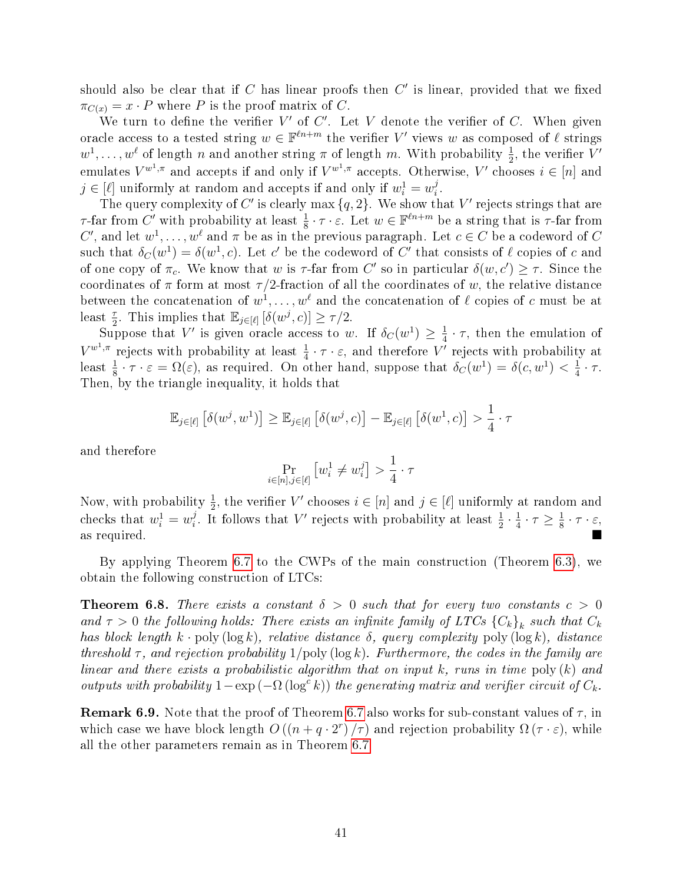should also be clear that if $C$ has linear proofs then $C'$ is linear, provided that we fixed $\pi_{C(x)} = x \cdot P$ where $P$ is the proof matrix of $C$.

We turn to define the verifier $V'$ of $C'$. Let $V$ denote the verifier of $C$. When given oracle access to a tested string $w \in \mathbb{F}^{\ell n+m}$ the verifier $V'$ views $w$ as composed of $\ell$ strings $w^1, \ldots, w^\ell$ of length $n$ and another string $\pi$ of length $m$. With probability $\frac{1}{2}$, the verifier $V'$ emulates $V^{w^1,\pi}$ and accepts if and only if $V^{w^1,\pi}$ accepts. Otherwise, $V'$ chooses $i \in [n]$ and $j \in [\ell]$ uniformly at random and accepts if and only if $w^1_i = w^j_i$.

The query complexity of $C'$ is clearly $\max\{q, 2\}$. We show that $V'$ rejects strings that are $\tau$-far from $C'$ with probability at least $\frac{1}{8} \cdot \tau \cdot \varepsilon$. Let $w \in \mathbb{F}^{\ell n+m}$ be a string that is $\tau$-far from $C'$, and let $w^1, \ldots, w^\ell$ and $\pi$ be as in the previous paragraph. Let $c \in C$ be a codeword of $C$ such that $\delta_C(w^1) = \delta(w^1, c)$. Let $c'$ be the codeword of $C'$ that consists of $\ell$ copies of $c$ and of one copy of $\pi_c$. We know that $w$ is $\tau$-far from $C'$ so in particular $\delta(w, c') \geq \tau$. Since the coordinates of $\pi$ form at most $\tau/2$-fraction of all the coordinates of $w$, the relative distance between the concatenation of $w^1, \ldots, w^\ell$ and the concatenation of $\ell$ copies of $c$ must be at least $\frac{\tau}{2}$. This implies that $\mathbb{E}_{j\in[\ell]}\left[\delta(w^j, c)\right] \geq \tau/2$.

Suppose that $V'$ is given oracle access to $w$. If $\delta_C(w^1) \geq \frac{1}{4} \cdot \tau$, then the emulation of $V^{w^1,\pi}$ rejects with probability at least $\frac{1}{4} \cdot \tau \cdot \varepsilon$, and therefore $V'$ rejects with probability at least $\frac{1}{8} \cdot \tau \cdot \varepsilon = \Omega(\varepsilon)$, as required. On other hand, suppose that $\delta_C(w^1) = \delta(c, w^1) < \frac{1}{4} \cdot \tau$. Then, by the triangle inequality, it holds that

$$\mathbb{E}_{j\in[\ell]}\left[\delta(w^j, w^1)\right] \geq \mathbb{E}_{j\in[\ell]}\left[\delta(w^j, c)\right] - \mathbb{E}_{j\in[\ell]}\left[\delta(w^1, c)\right] > \frac{1}{4} \cdot \tau$$

and therefore

$$\Pr_{i\in[n], j\in[\ell]}\left[w^1_i \neq w^j_i\right] > \frac{1}{4} \cdot \tau$$

Now, with probability $\frac{1}{2}$, the verifier $V'$ chooses $i \in [n]$ and $j \in [\ell]$ uniformly at random and checks that $w^1_i = w^j_i$. It follows that $V'$ rejects with probability at least $\frac{1}{2} \cdot \frac{1}{4} \cdot \tau \geq \frac{1}{8} \cdot \tau \cdot \varepsilon$, as required. ∎

By applying Theorem 6.7 to the CWPs of the main construction (Theorem 6.3), we obtain the following construction of LTCs:

**Theorem 6.8.** *There exists a constant $\delta > 0$ such that for every two constants $c > 0$ and $\tau > 0$ the following holds: There exists an infinite family of LTCs $\{C_k\}_k$ such that $C_k$ has block length $k \cdot \mathrm{poly}(\log k)$, relative distance $\delta$, query complexity $\mathrm{poly}(\log k)$, distance threshold $\tau$, and rejection probability $1/\mathrm{poly}(\log k)$. Furthermore, the codes in the family are linear and there exists a probabilistic algorithm that on input $k$, runs in time $\mathrm{poly}(k)$ and outputs with probability $1 - \exp(-\Omega(\log^c k))$ the generating matrix and verifier circuit of $C_k$.*

**Remark 6.9.** Note that the proof of Theorem 6.7 also works for sub-constant values of $\tau$, in which case we have block length $O((n + q \cdot 2^r)/\tau)$ and rejection probability $\Omega(\tau \cdot \varepsilon)$, while all the other parameters remain as in Theorem 6.7.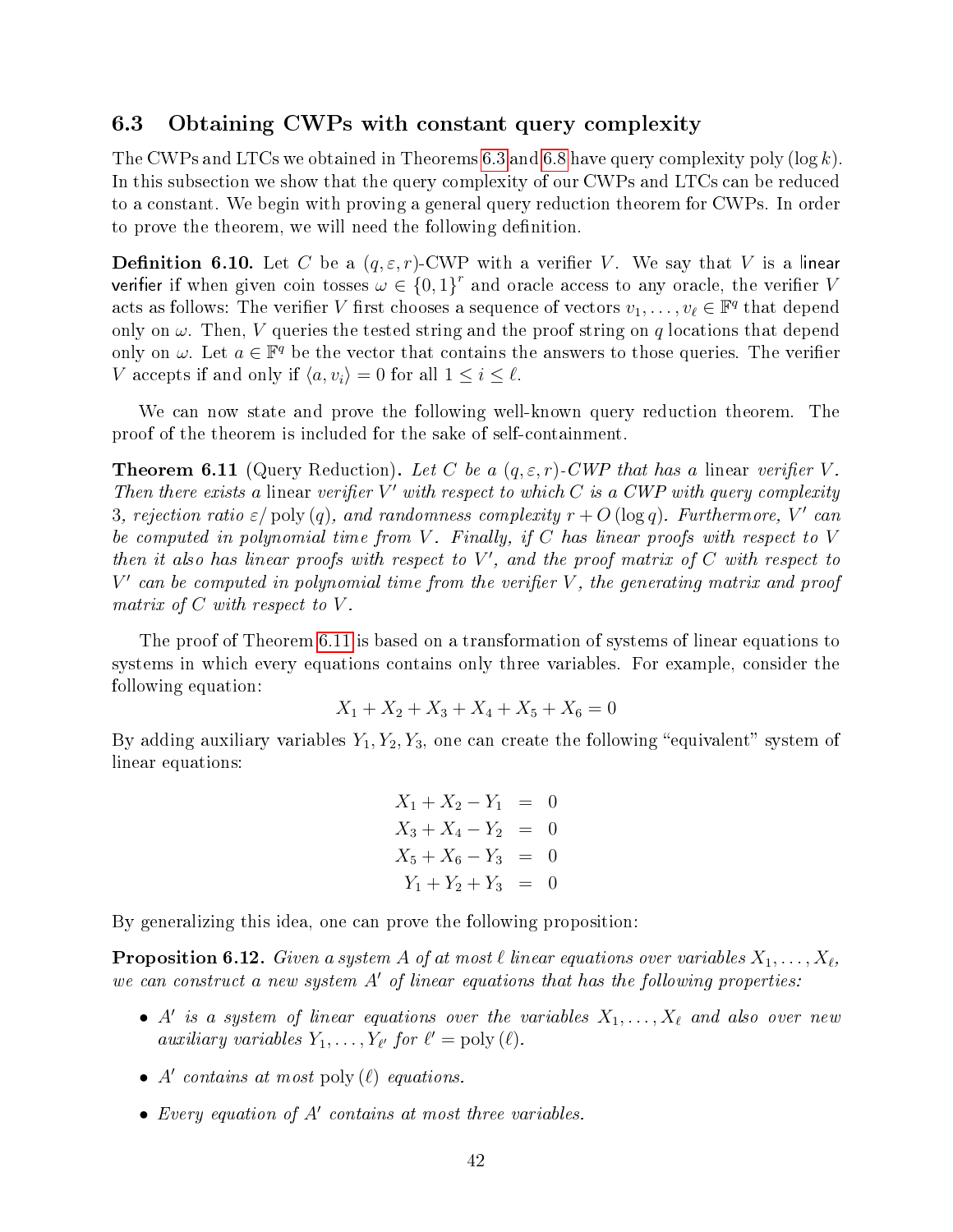### 6.3 Obtaining CWPs with constant query complexity

The CWPs and LTCs we obtained in Theorems 6.3 and 6.8 have query complexity $\mathrm{poly}(\log k)$. In this subsection we show that the query complexity of our CWPs and LTCs can be reduced to a constant. We begin with proving a general query reduction theorem for CWPs. In order to prove the theorem, we will need the following definition.

**Definition 6.10.** Let $C$ be a $(q, \varepsilon, r)$-CWP with a verifier $V$. We say that $V$ is a linear verifier if when given coin tosses $\omega \in \{0,1\}^r$ and oracle access to any oracle, the verifier $V$ acts as follows: The verifier $V$ first chooses a sequence of vectors $v_1, \ldots, v_\ell \in \mathbb{F}^q$ that depend only on $\omega$. Then, $V$ queries the tested string and the proof string on $q$ locations that depend only on $\omega$. Let $a \in \mathbb{F}^q$ be the vector that contains the answers to those queries. The verifier $V$ accepts if and only if $\langle a, v_i \rangle = 0$ for all $1 \le i \le \ell$.

We can now state and prove the following well-known query reduction theorem. The proof of the theorem is included for the sake of self-containment.

**Theorem 6.11** (Query Reduction)**.** *Let $C$ be a $(q, \varepsilon, r)$-CWP that has a* linear *verifier $V$. Then there exists a* linear *verifier $V'$ with respect to which $C$ is a CWP with query complexity 3, rejection ratio $\varepsilon/\mathrm{poly}(q)$, and randomness complexity $r + O(\log q)$. Furthermore, $V'$ can be computed in polynomial time from $V$. Finally, if $C$ has linear proofs with respect to $V$ then it also has linear proofs with respect to $V'$, and the proof matrix of $C$ with respect to $V'$ can be computed in polynomial time from the verifier $V$, the generating matrix and proof matrix of $C$ with respect to $V$.*

The proof of Theorem 6.11 is based on a transformation of systems of linear equations to systems in which every equations contains only three variables. For example, consider the following equation:

$$X_1 + X_2 + X_3 + X_4 + X_5 + X_6 = 0$$

By adding auxiliary variables $Y_1, Y_2, Y_3$, one can create the following "equivalent" system of linear equations:

$$\begin{aligned} X_1 + X_2 - Y_1 &= 0 \\ X_3 + X_4 - Y_2 &= 0 \\ X_5 + X_6 - Y_3 &= 0 \\ Y_1 + Y_2 + Y_3 &= 0 \end{aligned}$$

By generalizing this idea, one can prove the following proposition:

**Proposition 6.12.** *Given a system $A$ of at most $\ell$ linear equations over variables $X_1, \ldots, X_\ell$, we can construct a new system $A'$ of linear equations that has the following properties:*

- *$A'$ is a system of linear equations over the variables $X_1, \ldots, X_\ell$ and also over new auxiliary variables $Y_1, \ldots, Y_{\ell'}$ for $\ell' = \mathrm{poly}(\ell)$.*
- *$A'$ contains at most $\mathrm{poly}(\ell)$ equations.*
- *Every equation of $A'$ contains at most three variables.*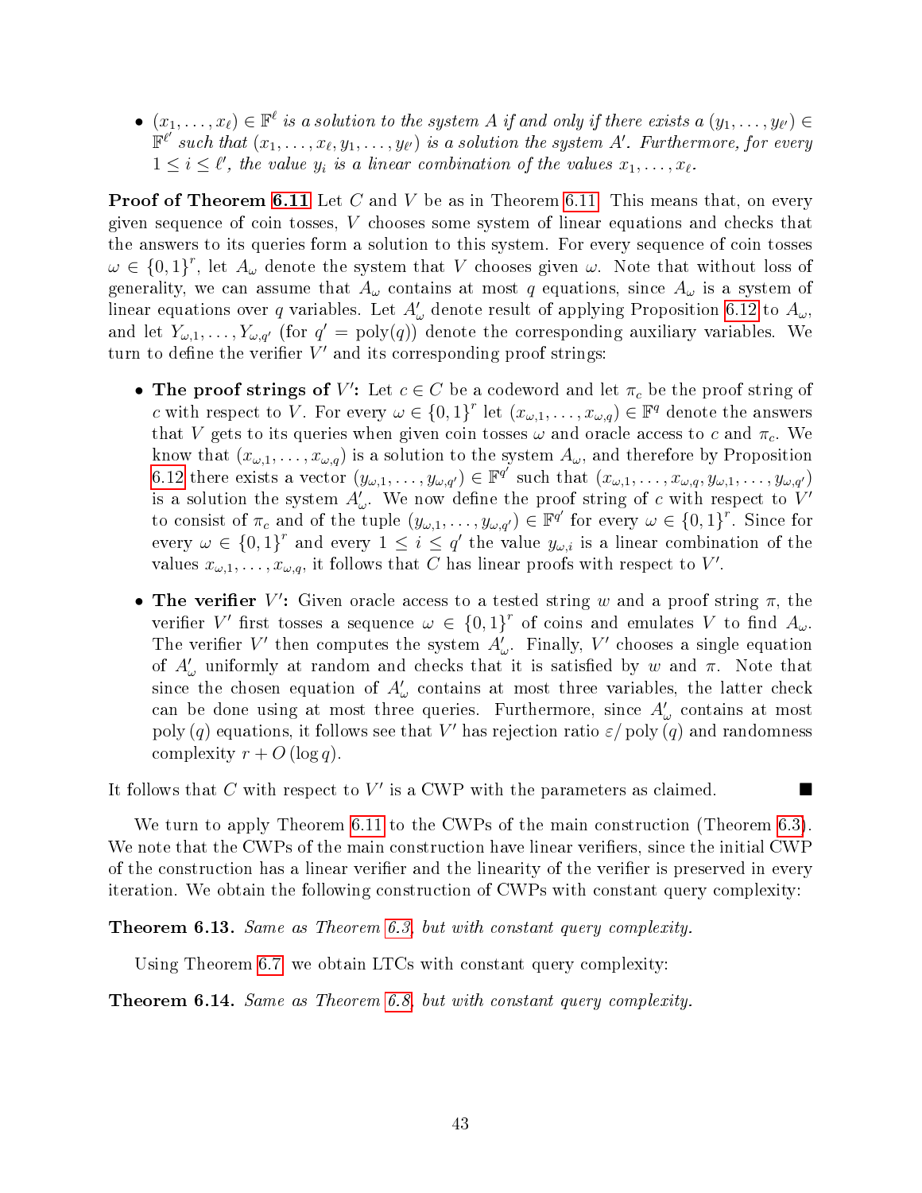- *$(x_1, \ldots, x_\ell) \in \mathbb{F}^\ell$ is a solution to the system $A$ if and only if there exists a $(y_1, \ldots, y_{\ell'}) \in \mathbb{F}^{\ell'}$ such that $(x_1, \ldots, x_\ell, y_1, \ldots, y_{\ell'})$ is a solution the system $A'$. Furthermore, for every $1 \le i \le \ell'$, the value $y_i$ is a linear combination of the values $x_1, \ldots, x_\ell$.*

**Proof of Theorem 6.11** Let $C$ and $V$ be as in Theorem 6.11. This means that, on every given sequence of coin tosses, $V$ chooses some system of linear equations and checks that the answers to its queries form a solution to this system. For every sequence of coin tosses $\omega \in \{0,1\}^r$, let $A_\omega$ denote the system that $V$ chooses given $\omega$. Note that without loss of generality, we can assume that $A_\omega$ contains at most $q$ equations, since $A_\omega$ is a system of linear equations over $q$ variables. Let $A'_\omega$ denote result of applying Proposition 6.12 to $A_\omega$, and let $Y_{\omega,1}, \ldots, Y_{\omega,q'}$ (for $q' = \text{poly}(q)$) denote the corresponding auxiliary variables. We turn to define the verifier $V'$ and its corresponding proof strings:

- **The proof strings of $V'$:** Let $c \in C$ be a codeword and let $\pi_c$ be the proof string of $c$ with respect to $V$. For every $\omega \in \{0,1\}^r$ let $(x_{\omega,1}, \ldots, x_{\omega,q}) \in \mathbb{F}^q$ denote the answers that $V$ gets to its queries when given coin tosses $\omega$ and oracle access to $c$ and $\pi_c$. We know that $(x_{\omega,1}, \ldots, x_{\omega,q})$ is a solution to the system $A_\omega$, and therefore by Proposition 6.12 there exists a vector $(y_{\omega,1}, \ldots, y_{\omega,q'}) \in \mathbb{F}^{q'}$ such that $(x_{\omega,1}, \ldots, x_{\omega,q}, y_{\omega,1}, \ldots, y_{\omega,q'})$ is a solution the system $A'_\omega$. We now define the proof string of $c$ with respect to $V'$ to consist of $\pi_c$ and of the tuple $(y_{\omega,1}, \ldots, y_{\omega,q'}) \in \mathbb{F}^{q'}$ for every $\omega \in \{0,1\}^r$. Since for every $\omega \in \{0,1\}^r$ and every $1 \le i \le q'$ the value $y_{\omega,i}$ is a linear combination of the values $x_{\omega,1}, \ldots, x_{\omega,q}$, it follows that $C$ has linear proofs with respect to $V'$.

- **The verifier $V'$:** Given oracle access to a tested string $w$ and a proof string $\pi$, the verifier $V'$ first tosses a sequence $\omega \in \{0,1\}^r$ of coins and emulates $V$ to find $A_\omega$. The verifier $V'$ then computes the system $A'_\omega$. Finally, $V'$ chooses a single equation of $A'_\omega$ uniformly at random and checks that it is satisfied by $w$ and $\pi$. Note that since the chosen equation of $A'_\omega$ contains at most three variables, the latter check can be done using at most three queries. Furthermore, since $A'_\omega$ contains at most $\text{poly}(q)$ equations, it follows see that $V'$ has rejection ratio $\varepsilon/\text{poly}(q)$ and randomness complexity $r + O(\log q)$.

It follows that $C$ with respect to $V'$ is a CWP with the parameters as claimed. ■

We turn to apply Theorem 6.11 to the CWPs of the main construction (Theorem 6.3). We note that the CWPs of the main construction have linear verifiers, since the initial CWP of the construction has a linear verifier and the linearity of the verifier is preserved in every iteration. We obtain the following construction of CWPs with constant query complexity:

**Theorem 6.13.** *Same as Theorem 6.3, but with constant query complexity.*

Using Theorem 6.7 we obtain LTCs with constant query complexity:

**Theorem 6.14.** *Same as Theorem 6.8, but with constant query complexity.*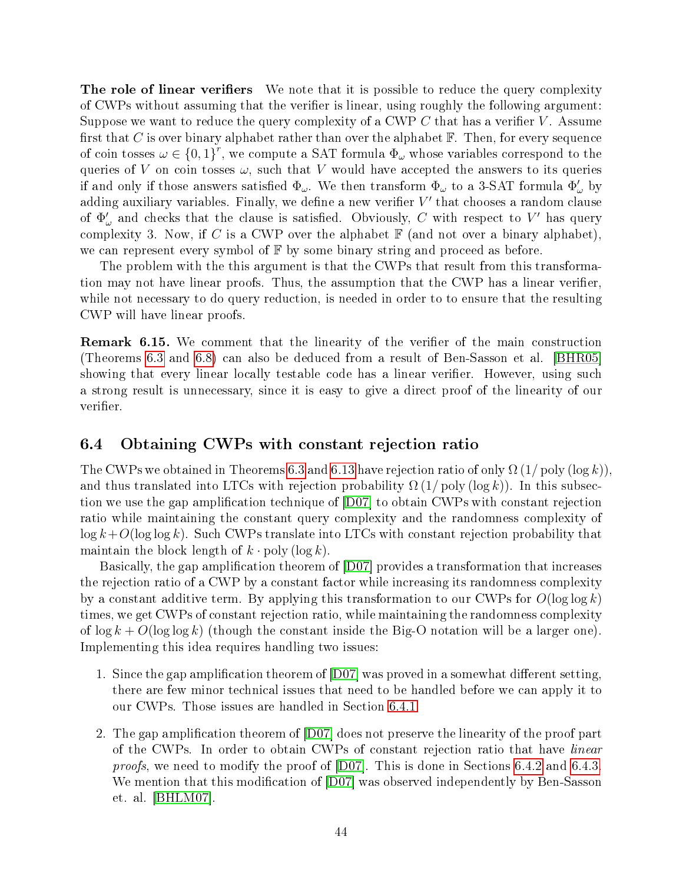**The role of linear verifiers** We note that it is possible to reduce the query complexity of CWPs without assuming that the verifier is linear, using roughly the following argument: Suppose we want to reduce the query complexity of a CWP $C$ that has a verifier $V$. Assume first that $C$ is over binary alphabet rather than over the alphabet $\mathbb{F}$. Then, for every sequence of coin tosses $\omega \in \{0,1\}^r$, we compute a SAT formula $\Phi_\omega$ whose variables correspond to the queries of $V$ on coin tosses $\omega$, such that $V$ would have accepted the answers to its queries if and only if those answers satisfied $\Phi_\omega$. We then transform $\Phi_\omega$ to a 3-SAT formula $\Phi'_\omega$ by adding auxiliary variables. Finally, we define a new verifier $V'$ that chooses a random clause of $\Phi'_\omega$ and checks that the clause is satisfied. Obviously, $C$ with respect to $V'$ has query complexity 3. Now, if $C$ is a CWP over the alphabet $\mathbb{F}$ (and not over a binary alphabet), we can represent every symbol of $\mathbb{F}$ by some binary string and proceed as before.

The problem with the this argument is that the CWPs that result from this transformation may not have linear proofs. Thus, the assumption that the CWP has a linear verifier, while not necessary to do query reduction, is needed in order to to ensure that the resulting CWP will have linear proofs.

**Remark 6.15.** We comment that the linearity of the verifier of the main construction (Theorems 6.3 and 6.8) can also be deduced from a result of Ben-Sasson et al. [BHR05] showing that every linear locally testable code has a linear verifier. However, using such a strong result is unnecessary, since it is easy to give a direct proof of the linearity of our verifier.

## 6.4 Obtaining CWPs with constant rejection ratio

The CWPs we obtained in Theorems 6.3 and 6.13 have rejection ratio of only $\Omega(1/\operatorname{poly}(\log k))$, and thus translated into LTCs with rejection probability $\Omega(1/\operatorname{poly}(\log k))$. In this subsection we use the gap amplification technique of [D07] to obtain CWPs with constant rejection ratio while maintaining the constant query complexity and the randomness complexity of $\log k + O(\log \log k)$. Such CWPs translate into LTCs with constant rejection probability that maintain the block length of $k \cdot \operatorname{poly}(\log k)$.

Basically, the gap amplification theorem of [D07] provides a transformation that increases the rejection ratio of a CWP by a constant factor while increasing its randomness complexity by a constant additive term. By applying this transformation to our CWPs for $O(\log \log k)$ times, we get CWPs of constant rejection ratio, while maintaining the randomness complexity of $\log k + O(\log \log k)$ (though the constant inside the Big-O notation will be a larger one). Implementing this idea requires handling two issues:

1. Since the gap amplification theorem of [D07] was proved in a somewhat different setting, there are few minor technical issues that need to be handled before we can apply it to our CWPs. Those issues are handled in Section 6.4.1.
2. The gap amplification theorem of [D07] does not preserve the linearity of the proof part of the CWPs. In order to obtain CWPs of constant rejection ratio that have *linear proofs*, we need to modify the proof of [D07]. This is done in Sections 6.4.2 and 6.4.3. We mention that this modification of [D07] was observed independently by Ben-Sasson et. al. [BHLM07].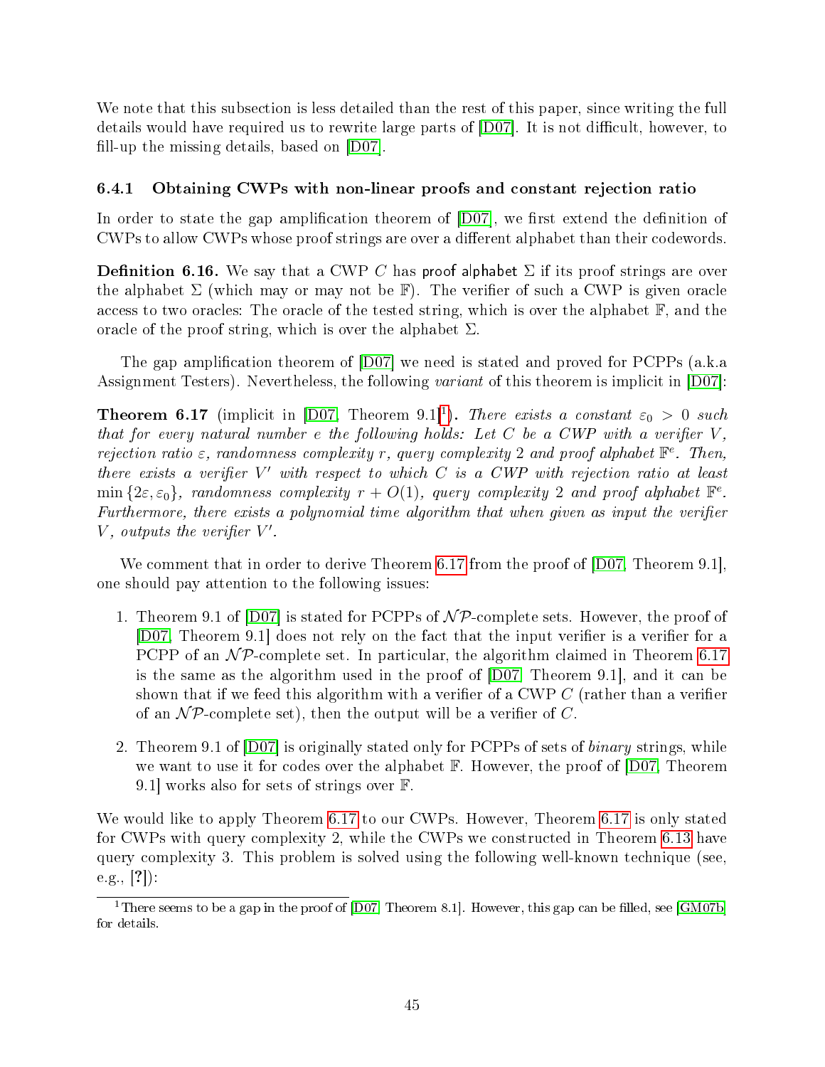We note that this subsection is less detailed than the rest of this paper, since writing the full details would have required us to rewrite large parts of [D07]. It is not difficult, however, to fill-up the missing details, based on [D07].

### 6.4.1 Obtaining CWPs with non-linear proofs and constant rejection ratio

In order to state the gap amplification theorem of [D07], we first extend the definition of CWPs to allow CWPs whose proof strings are over a different alphabet than their codewords.

**Definition 6.16.** We say that a CWP $C$ has proof alphabet $\Sigma$ if its proof strings are over the alphabet $\Sigma$ (which may or may not be $\mathbb{F}$). The verifier of such a CWP is given oracle access to two oracles: The oracle of the tested string, which is over the alphabet $\mathbb{F}$, and the oracle of the proof string, which is over the alphabet $\Sigma$.

The gap amplification theorem of [D07] we need is stated and proved for PCPPs (a.k.a Assignment Testers). Nevertheless, the following *variant* of this theorem is implicit in [D07]:

**Theorem 6.17** (implicit in [D07, Theorem 9.1][1])**.** *There exists a constant $\varepsilon_0 > 0$ such that for every natural number $e$ the following holds: Let $C$ be a CWP with a verifier $V$, rejection ratio $\varepsilon$, randomness complexity $r$, query complexity 2 and proof alphabet $\mathbb{F}^e$. Then, there exists a verifier $V'$ with respect to which $C$ is a CWP with rejection ratio at least $\min\{2\varepsilon, \varepsilon_0\}$, randomness complexity $r + O(1)$, query complexity 2 and proof alphabet $\mathbb{F}^e$. Furthermore, there exists a polynomial time algorithm that when given as input the verifier $V$, outputs the verifier $V'$.*

We comment that in order to derive Theorem 6.17 from the proof of [D07, Theorem 9.1], one should pay attention to the following issues:

1. Theorem 9.1 of [D07] is stated for PCPPs of $\mathcal{NP}$-complete sets. However, the proof of [D07, Theorem 9.1] does not rely on the fact that the input verifier is a verifier for a PCPP of an $\mathcal{NP}$-complete set. In particular, the algorithm claimed in Theorem 6.17 is the same as the algorithm used in the proof of [D07, Theorem 9.1], and it can be shown that if we feed this algorithm with a verifier of a CWP $C$ (rather than a verifier of an $\mathcal{NP}$-complete set), then the output will be a verifier of $C$.

2. Theorem 9.1 of [D07] is originally stated only for PCPPs of sets of *binary* strings, while we want to use it for codes over the alphabet $\mathbb{F}$. However, the proof of [D07, Theorem 9.1] works also for sets of strings over $\mathbb{F}$.

We would like to apply Theorem 6.17 to our CWPs. However, Theorem 6.17 is only stated for CWPs with query complexity 2, while the CWPs we constructed in Theorem 6.13 have query complexity 3. This problem is solved using the following well-known technique (see, e.g., [?]):

[1] There seems to be a gap in the proof of [D07, Theorem 8.1]. However, this gap can be filled, see [GM07b] for details.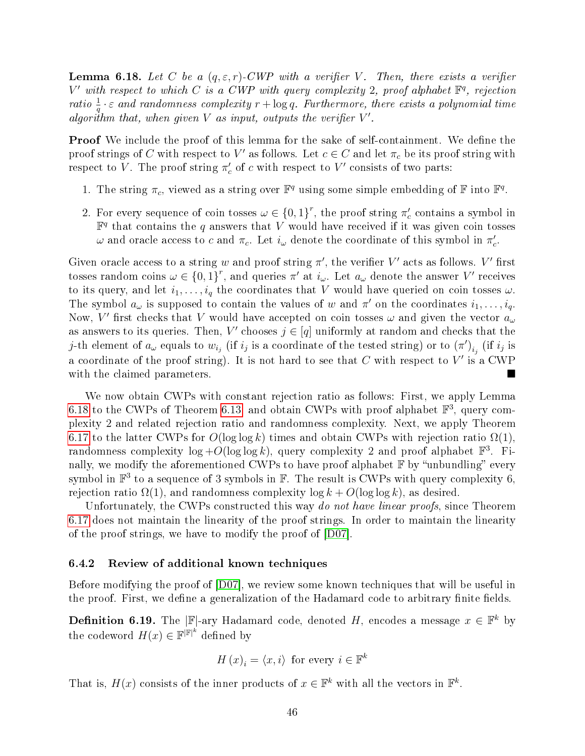**Lemma 6.18.** *Let $C$ be a $(q, \varepsilon, r)$-CWP with a verifier $V$. Then, there exists a verifier $V'$ with respect to which $C$ is a CWP with query complexity 2, proof alphabet $\mathbb{F}^q$, rejection ratio $\frac{1}{q} \cdot \varepsilon$ and randomness complexity $r + \log q$. Furthermore, there exists a polynomial time algorithm that, when given $V$ as input, outputs the verifier $V'$.*

**Proof** We include the proof of this lemma for the sake of self-containment. We define the proof strings of $C$ with respect to $V'$ as follows. Let $c \in C$ and let $\pi_c$ be its proof string with respect to $V$. The proof string $\pi'_c$ of $c$ with respect to $V'$ consists of two parts:

1. The string $\pi_c$, viewed as a string over $\mathbb{F}^q$ using some simple embedding of $\mathbb{F}$ into $\mathbb{F}^q$.
2. For every sequence of coin tosses $\omega \in \{0,1\}^r$, the proof string $\pi'_c$ contains a symbol in $\mathbb{F}^q$ that contains the $q$ answers that $V$ would have received if it was given coin tosses $\omega$ and oracle access to $c$ and $\pi_c$. Let $i_\omega$ denote the coordinate of this symbol in $\pi'_c$.

Given oracle access to a string $w$ and proof string $\pi'$, the verifier $V'$ acts as follows. $V'$ first tosses random coins $\omega \in \{0,1\}^r$, and queries $\pi'$ at $i_\omega$. Let $a_\omega$ denote the answer $V'$ receives to its query, and let $i_1, \ldots, i_q$ the coordinates that $V$ would have queried on coin tosses $\omega$. The symbol $a_\omega$ is supposed to contain the values of $w$ and $\pi'$ on the coordinates $i_1, \ldots, i_q$. Now, $V'$ first checks that $V$ would have accepted on coin tosses $\omega$ and given the vector $a_\omega$ as answers to its queries. Then, $V'$ chooses $j \in [q]$ uniformly at random and checks that the $j$-th element of $a_\omega$ equals to $w_{i_j}$ (if $i_j$ is a coordinate of the tested string) or to $(\pi')_{i_j}$ (if $i_j$ is a coordinate of the proof string). It is not hard to see that $C$ with respect to $V'$ is a CWP with the claimed parameters. ■

We now obtain CWPs with constant rejection ratio as follows: First, we apply Lemma 6.18 to the CWPs of Theorem 6.13 and obtain CWPs with proof alphabet $\mathbb{F}^3$, query complexity 2 and related rejection ratio and randomness complexity. Next, we apply Theorem 6.17 to the latter CWPs for $O(\log \log k)$ times and obtain CWPs with rejection ratio $\Omega(1)$, randomness complexity $\log + O(\log \log k)$, query complexity 2 and proof alphabet $\mathbb{F}^3$. Finally, we modify the aforementioned CWPs to have proof alphabet $\mathbb{F}$ by "unbundling" every symbol in $\mathbb{F}^3$ to a sequence of 3 symbols in $\mathbb{F}$. The result is CWPs with query complexity 6, rejection ratio $\Omega(1)$, and randomness complexity $\log k + O(\log \log k)$, as desired.

Unfortunately, the CWPs constructed this way *do not have linear proofs*, since Theorem 6.17 does not maintain the linearity of the proof strings. In order to maintain the linearity of the proof strings, we have to modify the proof of [D07].

### 6.4.2 Review of additional known techniques

Before modifying the proof of [D07], we review some known techniques that will be useful in the proof. First, we define a generalization of the Hadamard code to arbitrary finite fields.

**Definition 6.19.** The $|\mathbb{F}|$-ary Hadamard code, denoted $H$, encodes a message $x \in \mathbb{F}^k$ by the codeword $H(x) \in \mathbb{F}^{|\mathbb{F}|^k}$ defined by

$$H(x)_i = \langle x, i \rangle \text{ for every } i \in \mathbb{F}^k$$

That is, $H(x)$ consists of the inner products of $x \in \mathbb{F}^k$ with all the vectors in $\mathbb{F}^k$.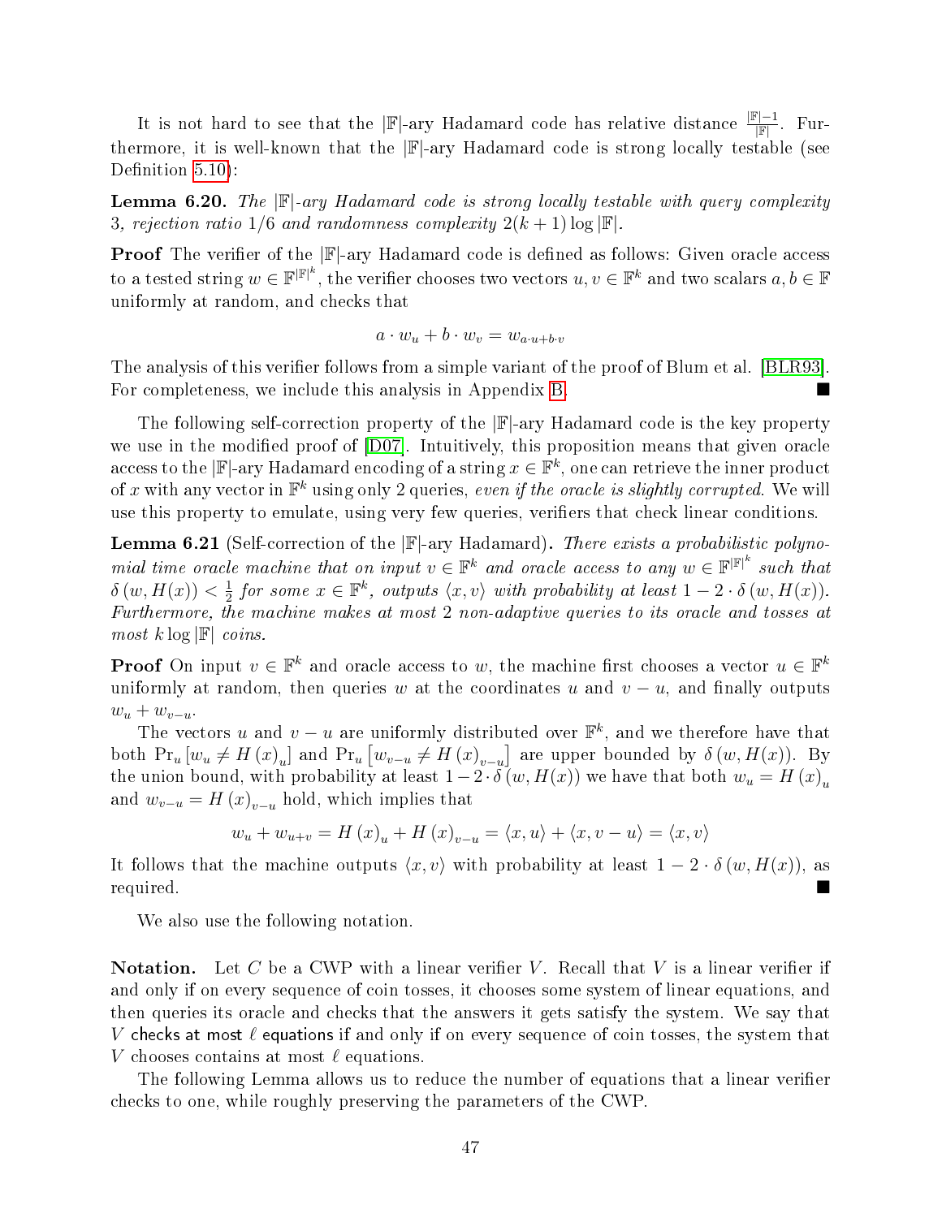It is not hard to see that the $|\mathbb{F}|$-ary Hadamard code has relative distance $\frac{|\mathbb{F}|-1}{|\mathbb{F}|}$. Furthermore, it is well-known that the $|\mathbb{F}|$-ary Hadamard code is strong locally testable (see Definition 5.10):

**Lemma 6.20.** *The $|\mathbb{F}|$-ary Hadamard code is strong locally testable with query complexity 3, rejection ratio $1/6$ and randomness complexity $2(k+1)\log|\mathbb{F}|$.*

**Proof** The verifier of the $|\mathbb{F}|$-ary Hadamard code is defined as follows: Given oracle access to a tested string $w \in \mathbb{F}^{|\mathbb{F}|^k}$, the verifier chooses two vectors $u, v \in \mathbb{F}^k$ and two scalars $a, b \in \mathbb{F}$ uniformly at random, and checks that

$$a \cdot w_u + b \cdot w_v = w_{a \cdot u + b \cdot v}$$

The analysis of this verifier follows from a simple variant of the proof of Blum et al. [BLR93]. For completeness, we include this analysis in Appendix B. ■

The following self-correction property of the $|\mathbb{F}|$-ary Hadamard code is the key property we use in the modified proof of [D07]. Intuitively, this proposition means that given oracle access to the $|\mathbb{F}|$-ary Hadamard encoding of a string $x \in \mathbb{F}^k$, one can retrieve the inner product of $x$ with any vector in $\mathbb{F}^k$ using only 2 queries, *even if the oracle is slightly corrupted*. We will use this property to emulate, using very few queries, verifiers that check linear conditions.

**Lemma 6.21** (Self-correction of the $|\mathbb{F}|$-ary Hadamard)**.** *There exists a probabilistic polynomial time oracle machine that on input $v \in \mathbb{F}^k$ and oracle access to any $w \in \mathbb{F}^{|\mathbb{F}|^k}$ such that $\delta(w, H(x)) < \frac{1}{2}$ for some $x \in \mathbb{F}^k$, outputs $\langle x, v\rangle$ with probability at least $1 - 2 \cdot \delta(w, H(x))$. Furthermore, the machine makes at most 2 non-adaptive queries to its oracle and tosses at most $k \log|\mathbb{F}|$ coins.*

**Proof** On input $v \in \mathbb{F}^k$ and oracle access to $w$, the machine first chooses a vector $u \in \mathbb{F}^k$ uniformly at random, then queries $w$ at the coordinates $u$ and $v - u$, and finally outputs $w_u + w_{v-u}$.

The vectors $u$ and $v - u$ are uniformly distributed over $\mathbb{F}^k$, and we therefore have that both $\Pr_u\left[w_u \neq H(x)_u\right]$ and $\Pr_u\left[w_{v-u} \neq H(x)_{v-u}\right]$ are upper bounded by $\delta(w, H(x))$. By the union bound, with probability at least $1 - 2 \cdot \delta(w, H(x))$ we have that both $w_u = H(x)_u$ and $w_{v-u} = H(x)_{v-u}$ hold, which implies that

$$w_u + w_{u+v} = H(x)_u + H(x)_{v-u} = \langle x, u\rangle + \langle x, v-u\rangle = \langle x, v\rangle$$

It follows that the machine outputs $\langle x, v\rangle$ with probability at least $1 - 2 \cdot \delta(w, H(x))$, as required. ■

We also use the following notation.

**Notation.** Let $C$ be a CWP with a linear verifier $V$. Recall that $V$ is a linear verifier if and only if on every sequence of coin tosses, it chooses some system of linear equations, and then queries its oracle and checks that the answers it gets satisfy the system. We say that $V$ checks at most $\ell$ equations if and only if on every sequence of coin tosses, the system that $V$ chooses contains at most $\ell$ equations.

The following Lemma allows us to reduce the number of equations that a linear verifier checks to one, while roughly preserving the parameters of the CWP.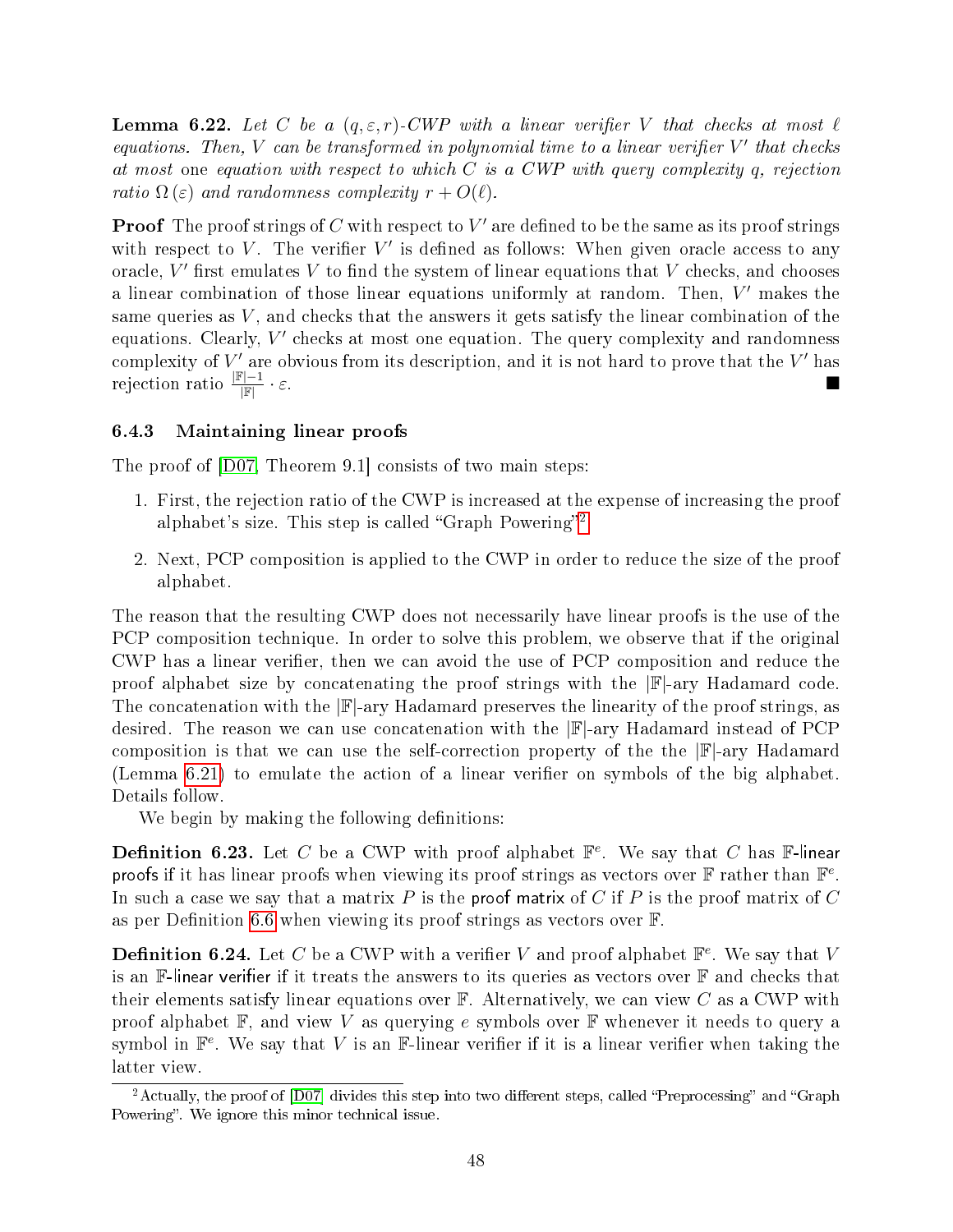**Lemma 6.22.** *Let $C$ be a $(q, \varepsilon, r)$-CWP with a linear verifier $V$ that checks at most $\ell$ equations. Then, $V$ can be transformed in polynomial time to a linear verifier $V'$ that checks at most* one *equation with respect to which $C$ is a CWP with query complexity $q$, rejection ratio $\Omega(\varepsilon)$ and randomness complexity $r + O(\ell)$.*

**Proof** The proof strings of $C$ with respect to $V'$ are defined to be the same as its proof strings with respect to $V$. The verifier $V'$ is defined as follows: When given oracle access to any oracle, $V'$ first emulates $V$ to find the system of linear equations that $V$ checks, and chooses a linear combination of those linear equations uniformly at random. Then, $V'$ makes the same queries as $V$, and checks that the answers it gets satisfy the linear combination of the equations. Clearly, $V'$ checks at most one equation. The query complexity and randomness complexity of $V'$ are obvious from its description, and it is not hard to prove that the $V'$ has rejection ratio $\frac{|\mathbb{F}|-1}{|\mathbb{F}|} \cdot \varepsilon$. ■

### 6.4.3 Maintaining linear proofs

The proof of [D07, Theorem 9.1] consists of two main steps:

1. First, the rejection ratio of the CWP is increased at the expense of increasing the proof alphabet's size. This step is called "Graph Powering"[2].
2. Next, PCP composition is applied to the CWP in order to reduce the size of the proof alphabet.

The reason that the resulting CWP does not necessarily have linear proofs is the use of the PCP composition technique. In order to solve this problem, we observe that if the original CWP has a linear verifier, then we can avoid the use of PCP composition and reduce the proof alphabet size by concatenating the proof strings with the $|\mathbb{F}|$-ary Hadamard code. The concatenation with the $|\mathbb{F}|$-ary Hadamard preserves the linearity of the proof strings, as desired. The reason we can use concatenation with the $|\mathbb{F}|$-ary Hadamard instead of PCP composition is that we can use the self-correction property of the the $|\mathbb{F}|$-ary Hadamard (Lemma 6.21) to emulate the action of a linear verifier on symbols of the big alphabet. Details follow.

We begin by making the following definitions:

**Definition 6.23.** Let $C$ be a CWP with proof alphabet $\mathbb{F}^e$. We say that $C$ has $\mathbb{F}$-linear proofs if it has linear proofs when viewing its proof strings as vectors over $\mathbb{F}$ rather than $\mathbb{F}^e$. In such a case we say that a matrix $P$ is the proof matrix of $C$ if $P$ is the proof matrix of $C$ as per Definition 6.6 when viewing its proof strings as vectors over $\mathbb{F}$.

**Definition 6.24.** Let $C$ be a CWP with a verifier $V$ and proof alphabet $\mathbb{F}^e$. We say that $V$ is an $\mathbb{F}$-linear verifier if it treats the answers to its queries as vectors over $\mathbb{F}$ and checks that their elements satisfy linear equations over $\mathbb{F}$. Alternatively, we can view $C$ as a CWP with proof alphabet $\mathbb{F}$, and view $V$ as querying $e$ symbols over $\mathbb{F}$ whenever it needs to query a symbol in $\mathbb{F}^e$. We say that $V$ is an $\mathbb{F}$-linear verifier if it is a linear verifier when taking the latter view.

[2] Actually, the proof of [D07] divides this step into two different steps, called "Preprocessing" and "Graph Powering". We ignore this minor technical issue.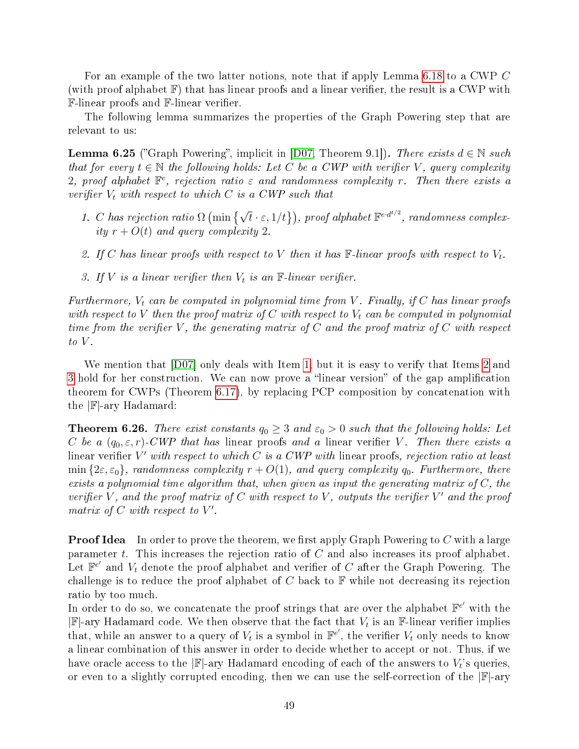For an example of the two latter notions, note that if apply Lemma 6.18 to a CWP $C$ (with proof alphabet $\mathbb{F}$) that has linear proofs and a linear verifier, the result is a CWP with $\mathbb{F}$-linear proofs and $\mathbb{F}$-linear verifier.

The following lemma summarizes the properties of the Graph Powering step that are relevant to us:

**Lemma 6.25** ("Graph Powering", implicit in [D07, Theorem 9.1])**.** *There exists $d \in \mathbb{N}$ such that for every $t \in \mathbb{N}$ the following holds: Let $C$ be a CWP with verifier $V$, query complexity 2, proof alphabet $\mathbb{F}^e$, rejection ratio $\varepsilon$ and randomness complexity $r$. Then there exists a verifier $V_t$ with respect to which $C$ is a CWP such that*

1. *$C$ has rejection ratio $\Omega\left(\min\left\{\sqrt{t}\cdot\varepsilon, 1/t\right\}\right)$, proof alphabet $\mathbb{F}^{e\cdot d^{t/2}}$, randomness complexity $r + O(t)$ and query complexity 2.*
2. *If $C$ has linear proofs with respect to $V$ then it has $\mathbb{F}$-linear proofs with respect to $V_t$.*
3. *If $V$ is a linear verifier then $V_t$ is an $\mathbb{F}$-linear verifier.*

*Furthermore, $V_t$ can be computed in polynomial time from $V$. Finally, if $C$ has linear proofs with respect to $V$ then the proof matrix of $C$ with respect to $V_t$ can be computed in polynomial time from the verifier $V$, the generating matrix of $C$ and the proof matrix of $C$ with respect to $V$.*

We mention that [D07] only deals with Item 1, but it is easy to verify that Items 2 and 3 hold for her construction. We can now prove a "linear version" of the gap amplification theorem for CWPs (Theorem 6.17), by replacing PCP composition by concatenation with the $|\mathbb{F}|$-ary Hadamard:

**Theorem 6.26.** *There exist constants $q_0 \geq 3$ and $\varepsilon_0 > 0$ such that the following holds: Let $C$ be a $(q_0, \varepsilon, r)$-CWP that has* linear proofs *and a* linear verifier *$V$. Then there exists a* linear verifier *$V'$ with respect to which $C$ is a CWP with* linear proofs, *rejection ratio at least $\min\{2\varepsilon, \varepsilon_0\}$, randomness complexity $r + O(1)$, and query complexity $q_0$. Furthermore, there exists a polynomial time algorithm that, when given as input the generating matrix of $C$, the verifier $V$, and the proof matrix of $C$ with respect to $V$, outputs the verifier $V'$ and the proof matrix of $C$ with respect to $V'$.*

**Proof Idea** In order to prove the theorem, we first apply Graph Powering to $C$ with a large parameter $t$. This increases the rejection ratio of $C$ and also increases its proof alphabet. Let $\mathbb{F}^{e'}$ and $V_t$ denote the proof alphabet and verifier of $C$ after the Graph Powering. The challenge is to reduce the proof alphabet of $C$ back to $\mathbb{F}$ while not decreasing its rejection ratio by too much.
In order to do so, we concatenate the proof strings that are over the alphabet $\mathbb{F}^{e'}$ with the $|\mathbb{F}|$-ary Hadamard code. We then observe that the fact that $V_t$ is an $\mathbb{F}$-linear verifier implies that, while an answer to a query of $V_t$ is a symbol in $\mathbb{F}^{e'}$, the verifier $V_t$ only needs to know a linear combination of this answer in order to decide whether to accept or not. Thus, if we have oracle access to the $|\mathbb{F}|$-ary Hadamard encoding of each of the answers to $V_t$'s queries, or even to a slightly corrupted encoding, then we can use the self-correction of the $|\mathbb{F}|$-ary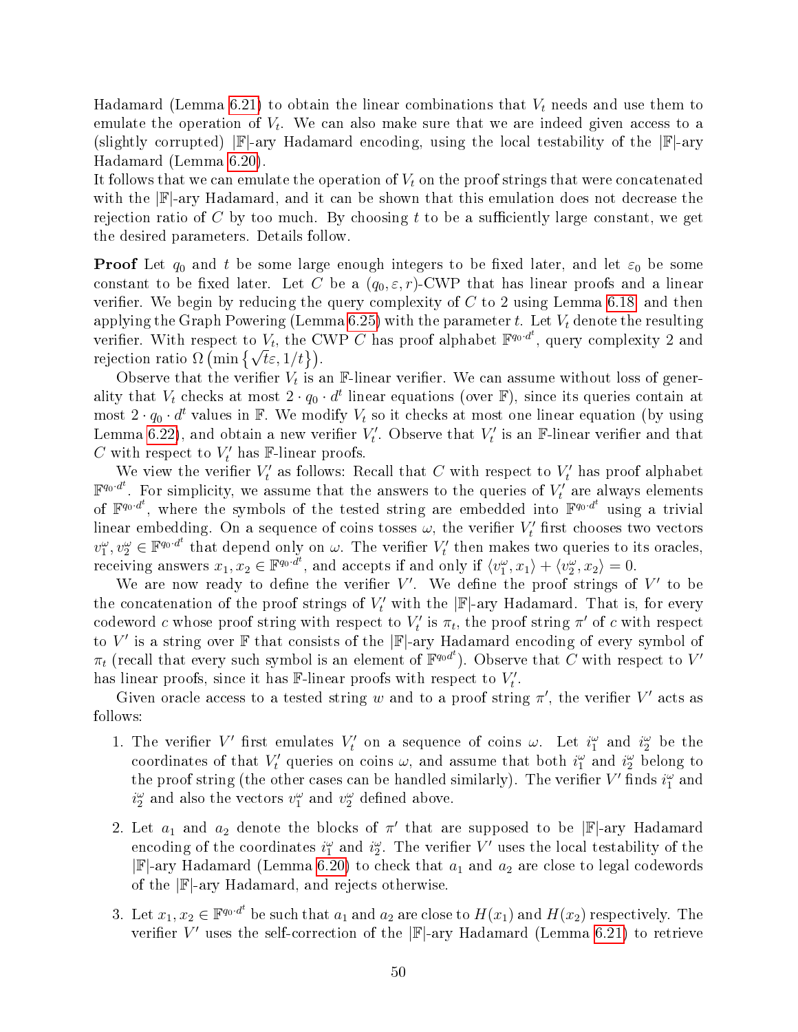Hadamard (Lemma 6.21) to obtain the linear combinations that $V_t$ needs and use them to emulate the operation of $V_t$. We can also make sure that we are indeed given access to a (slightly corrupted) $|\mathbb{F}|$-ary Hadamard encoding, using the local testability of the $|\mathbb{F}|$-ary Hadamard (Lemma 6.20).

It follows that we can emulate the operation of $V_t$ on the proof strings that were concatenated with the $|\mathbb{F}|$-ary Hadamard, and it can be shown that this emulation does not decrease the rejection ratio of $C$ by too much. By choosing $t$ to be a sufficiently large constant, we get the desired parameters. Details follow.

**Proof** Let $q_0$ and $t$ be some large enough integers to be fixed later, and let $\varepsilon_0$ be some constant to be fixed later. Let $C$ be a $(q_0, \varepsilon, r)$-CWP that has linear proofs and a linear verifier. We begin by reducing the query complexity of $C$ to 2 using Lemma 6.18, and then applying the Graph Powering (Lemma 6.25) with the parameter $t$. Let $V_t$ denote the resulting verifier. With respect to $V_t$, the CWP $C$ has proof alphabet $\mathbb{F}^{q_0 \cdot d^t}$, query complexity 2 and rejection ratio $\Omega\left(\min\left\{\sqrt{t}\varepsilon, 1/t\right\}\right)$.

Observe that the verifier $V_t$ is an $\mathbb{F}$-linear verifier. We can assume without loss of generality that $V_t$ checks at most $2 \cdot q_0 \cdot d^t$ linear equations (over $\mathbb{F}$), since its queries contain at most $2 \cdot q_0 \cdot d^t$ values in $\mathbb{F}$. We modify $V_t$ so it checks at most one linear equation (by using Lemma 6.22), and obtain a new verifier $V_t'$. Observe that $V_t'$ is an $\mathbb{F}$-linear verifier and that $C$ with respect to $V_t'$ has $\mathbb{F}$-linear proofs.

We view the verifier $V_t'$ as follows: Recall that $C$ with respect to $V_t'$ has proof alphabet $\mathbb{F}^{q_0 \cdot d^t}$. For simplicity, we assume that the answers to the queries of $V_t'$ are always elements of $\mathbb{F}^{q_0 \cdot d^t}$, where the symbols of the tested string are embedded into $\mathbb{F}^{q_0 \cdot d^t}$ using a trivial linear embedding. On a sequence of coins tosses $\omega$, the verifier $V_t'$ first chooses two vectors $v_1^\omega, v_2^\omega \in \mathbb{F}^{q_0 \cdot d^t}$ that depend only on $\omega$. The verifier $V_t'$ then makes two queries to its oracles, receiving answers $x_1, x_2 \in \mathbb{F}^{q_0 \cdot d^t}$, and accepts if and only if $\langle v_1^\omega, x_1 \rangle + \langle v_2^\omega, x_2 \rangle = 0$.

We are now ready to define the verifier $V'$. We define the proof strings of $V'$ to be the concatenation of the proof strings of $V_t'$ with the $|\mathbb{F}|$-ary Hadamard. That is, for every codeword $c$ whose proof string with respect to $V_t'$ is $\pi_t$, the proof string $\pi'$ of $c$ with respect to $V'$ is a string over $\mathbb{F}$ that consists of the $|\mathbb{F}|$-ary Hadamard encoding of every symbol of $\pi_t$ (recall that every such symbol is an element of $\mathbb{F}^{q_0 d^t}$). Observe that $C$ with respect to $V'$ has linear proofs, since it has $\mathbb{F}$-linear proofs with respect to $V_t'$.

Given oracle access to a tested string $w$ and to a proof string $\pi'$, the verifier $V'$ acts as follows:

1. The verifier $V'$ first emulates $V_t'$ on a sequence of coins $\omega$. Let $i_1^\omega$ and $i_2^\omega$ be the coordinates of that $V_t'$ queries on coins $\omega$, and assume that both $i_1^\omega$ and $i_2^\omega$ belong to the proof string (the other cases can be handled similarly). The verifier $V'$ finds $i_1^\omega$ and $i_2^\omega$ and also the vectors $v_1^\omega$ and $v_2^\omega$ defined above.

2. Let $a_1$ and $a_2$ denote the blocks of $\pi'$ that are supposed to be $|\mathbb{F}|$-ary Hadamard encoding of the coordinates $i_1^\omega$ and $i_2^\omega$. The verifier $V'$ uses the local testability of the $|\mathbb{F}|$-ary Hadamard (Lemma 6.20) to check that $a_1$ and $a_2$ are close to legal codewords of the $|\mathbb{F}|$-ary Hadamard, and rejects otherwise.

3. Let $x_1, x_2 \in \mathbb{F}^{q_0 \cdot d^t}$ be such that $a_1$ and $a_2$ are close to $H(x_1)$ and $H(x_2)$ respectively. The verifier $V'$ uses the self-correction of the $|\mathbb{F}|$-ary Hadamard (Lemma 6.21) to retrieve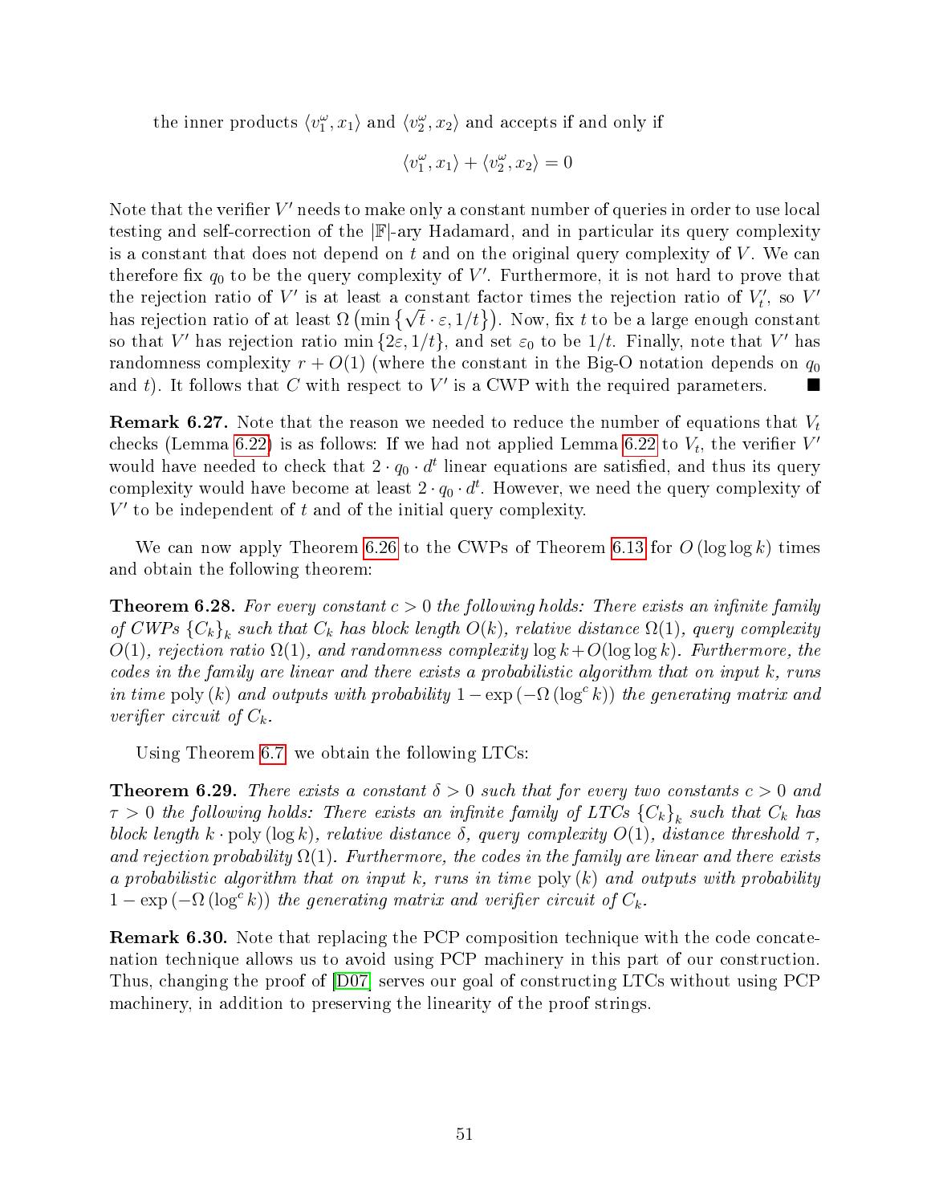the inner products $\langle v_1^\omega, x_1\rangle$ and $\langle v_2^\omega, x_2\rangle$ and accepts if and only if

$$\langle v_1^\omega, x_1\rangle + \langle v_2^\omega, x_2\rangle = 0$$

Note that the verifier $V'$ needs to make only a constant number of queries in order to use local testing and self-correction of the $|\mathbb{F}|$-ary Hadamard, and in particular its query complexity is a constant that does not depend on $t$ and on the original query complexity of $V$. We can therefore fix $q_0$ to be the query complexity of $V'$. Furthermore, it is not hard to prove that the rejection ratio of $V'$ is at least a constant factor times the rejection ratio of $V_t'$, so $V'$ has rejection ratio of at least $\Omega\left(\min\left\{\sqrt{t}\cdot\varepsilon, 1/t\right\}\right)$. Now, fix $t$ to be a large enough constant so that $V'$ has rejection ratio $\min\{2\varepsilon, 1/t\}$, and set $\varepsilon_0$ to be $1/t$. Finally, note that $V'$ has randomness complexity $r + O(1)$ (where the constant in the Big-O notation depends on $q_0$ and $t$). It follows that $C$ with respect to $V'$ is a CWP with the required parameters. ∎

**Remark 6.27.** Note that the reason we needed to reduce the number of equations that $V_t$ checks (Lemma 6.22) is as follows: If we had not applied Lemma 6.22 to $V_t$, the verifier $V'$ would have needed to check that $2\cdot q_0\cdot d^t$ linear equations are satisfied, and thus its query complexity would have become at least $2\cdot q_0\cdot d^t$. However, we need the query complexity of $V'$ to be independent of $t$ and of the initial query complexity.

We can now apply Theorem 6.26 to the CWPs of Theorem 6.13 for $O(\log\log k)$ times and obtain the following theorem:

**Theorem 6.28.** *For every constant $c > 0$ the following holds: There exists an infinite family of CWPs $\{C_k\}_k$ such that $C_k$ has block length $O(k)$, relative distance $\Omega(1)$, query complexity $O(1)$, rejection ratio $\Omega(1)$, and randomness complexity $\log k + O(\log\log k)$. Furthermore, the codes in the family are linear and there exists a probabilistic algorithm that on input $k$, runs in time $\mathrm{poly}(k)$ and outputs with probability $1 - \exp\left(-\Omega\left(\log^c k\right)\right)$ the generating matrix and verifier circuit of $C_k$.*

Using Theorem 6.7, we obtain the following LTCs:

**Theorem 6.29.** *There exists a constant $\delta > 0$ such that for every two constants $c > 0$ and $\tau > 0$ the following holds: There exists an infinite family of LTCs $\{C_k\}_k$ such that $C_k$ has block length $k\cdot\mathrm{poly}(\log k)$, relative distance $\delta$, query complexity $O(1)$, distance threshold $\tau$, and rejection probability $\Omega(1)$. Furthermore, the codes in the family are linear and there exists a probabilistic algorithm that on input $k$, runs in time $\mathrm{poly}(k)$ and outputs with probability $1 - \exp\left(-\Omega\left(\log^c k\right)\right)$ the generating matrix and verifier circuit of $C_k$.*

**Remark 6.30.** Note that replacing the PCP composition technique with the code concatenation technique allows us to avoid using PCP machinery in this part of our construction. Thus, changing the proof of [D07] serves our goal of constructing LTCs without using PCP machinery, in addition to preserving the linearity of the proof strings.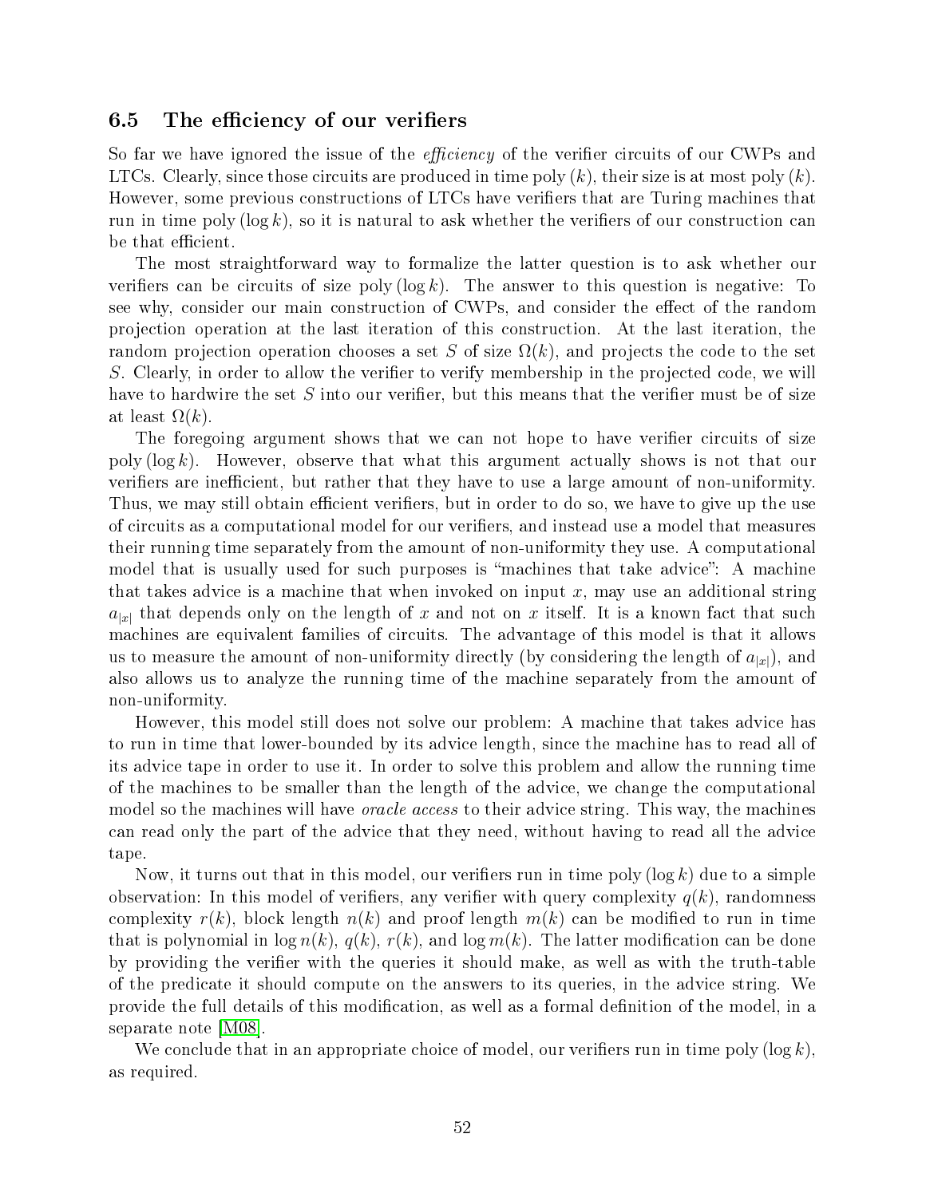### 6.5 The efficiency of our verifiers

So far we have ignored the issue of the *efficiency* of the verifier circuits of our CWPs and LTCs. Clearly, since those circuits are produced in time $\text{poly}(k)$, their size is at most $\text{poly}(k)$. However, some previous constructions of LTCs have verifiers that are Turing machines that run in time $\text{poly}(\log k)$, so it is natural to ask whether the verifiers of our construction can be that efficient.

The most straightforward way to formalize the latter question is to ask whether our verifiers can be circuits of size $\text{poly}(\log k)$. The answer to this question is negative: To see why, consider our main construction of CWPs, and consider the effect of the random projection operation at the last iteration of this construction. At the last iteration, the random projection operation chooses a set $S$ of size $\Omega(k)$, and projects the code to the set $S$. Clearly, in order to allow the verifier to verify membership in the projected code, we will have to hardwire the set $S$ into our verifier, but this means that the verifier must be of size at least $\Omega(k)$.

The foregoing argument shows that we can not hope to have verifier circuits of size $\text{poly}(\log k)$. However, observe that what this argument actually shows is not that our verifiers are inefficient, but rather that they have to use a large amount of non-uniformity. Thus, we may still obtain efficient verifiers, but in order to do so, we have to give up the use of circuits as a computational model for our verifiers, and instead use a model that measures their running time separately from the amount of non-uniformity they use. A computational model that is usually used for such purposes is "machines that take advice": A machine that takes advice is a machine that when invoked on input $x$, may use an additional string $a_{|x|}$ that depends only on the length of $x$ and not on $x$ itself. It is a known fact that such machines are equivalent families of circuits. The advantage of this model is that it allows us to measure the amount of non-uniformity directly (by considering the length of $a_{|x|}$), and also allows us to analyze the running time of the machine separately from the amount of non-uniformity.

However, this model still does not solve our problem: A machine that takes advice has to run in time that lower-bounded by its advice length, since the machine has to read all of its advice tape in order to use it. In order to solve this problem and allow the running time of the machines to be smaller than the length of the advice, we change the computational model so the machines will have *oracle access* to their advice string. This way, the machines can read only the part of the advice that they need, without having to read all the advice tape.

Now, it turns out that in this model, our verifiers run in time $\text{poly}(\log k)$ due to a simple observation: In this model of verifiers, any verifier with query complexity $q(k)$, randomness complexity $r(k)$, block length $n(k)$ and proof length $m(k)$ can be modified to run in time that is polynomial in $\log n(k)$, $q(k)$, $r(k)$, and $\log m(k)$. The latter modification can be done by providing the verifier with the queries it should make, as well as with the truth-table of the predicate it should compute on the answers to its queries, in the advice string. We provide the full details of this modification, as well as a formal definition of the model, in a separate note [M08].

We conclude that in an appropriate choice of model, our verifiers run in time $\text{poly}(\log k)$, as required.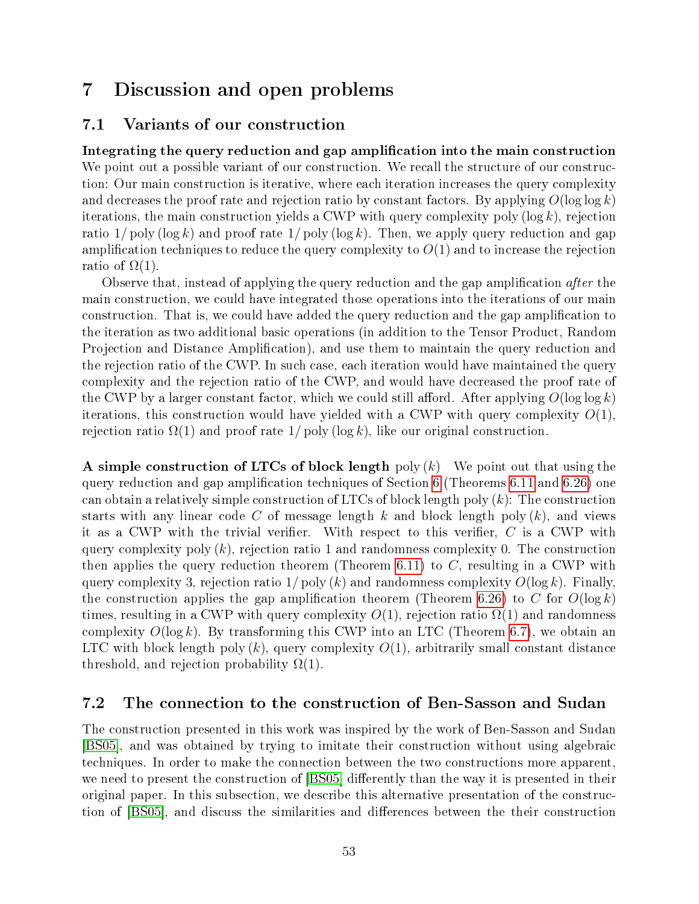# 7 Discussion and open problems

## 7.1 Variants of our construction

**Integrating the query reduction and gap amplification into the main construction** We point out a possible variant of our construction. We recall the structure of our construction: Our main construction is iterative, where each iteration increases the query complexity and decreases the proof rate and rejection ratio by constant factors. By applying $O(\log \log k)$ iterations, the main construction yields a CWP with query complexity $\text{poly}(\log k)$, rejection ratio $1/\text{poly}(\log k)$ and proof rate $1/\text{poly}(\log k)$. Then, we apply query reduction and gap amplification techniques to reduce the query complexity to $O(1)$ and to increase the rejection ratio of $\Omega(1)$.

Observe that, instead of applying the query reduction and the gap amplification *after* the main construction, we could have integrated those operations into the iterations of our main construction. That is, we could have added the query reduction and the gap amplification to the iteration as two additional basic operations (in addition to the Tensor Product, Random Projection and Distance Amplification), and use them to maintain the query reduction and the rejection ratio of the CWP. In such case, each iteration would have maintained the query complexity and the rejection ratio of the CWP, and would have decreased the proof rate of the CWP by a larger constant factor, which we could still afford. After applying $O(\log \log k)$ iterations, this construction would have yielded with a CWP with query complexity $O(1)$, rejection ratio $\Omega(1)$ and proof rate $1/\text{poly}(\log k)$, like our original construction.

**A simple construction of LTCs of block length $\text{poly}(k)$** We point out that using the query reduction and gap amplification techniques of Section 6 (Theorems 6.11 and 6.26) one can obtain a relatively simple construction of LTCs of block length $\text{poly}(k)$: The construction starts with any linear code $C$ of message length $k$ and block length $\text{poly}(k)$, and views it as a CWP with the trivial verifier. With respect to this verifier, $C$ is a CWP with query complexity $\text{poly}(k)$, rejection ratio 1 and randomness complexity 0. The construction then applies the query reduction theorem (Theorem 6.11) to $C$, resulting in a CWP with query complexity 3, rejection ratio $1/\text{poly}(k)$ and randomness complexity $O(\log k)$. Finally, the construction applies the gap amplification theorem (Theorem 6.26) to $C$ for $O(\log k)$ times, resulting in a CWP with query complexity $O(1)$, rejection ratio $\Omega(1)$ and randomness complexity $O(\log k)$. By transforming this CWP into an LTC (Theorem 6.7), we obtain an LTC with block length $\text{poly}(k)$, query complexity $O(1)$, arbitrarily small constant distance threshold, and rejection probability $\Omega(1)$.

## 7.2 The connection to the construction of Ben-Sasson and Sudan

The construction presented in this work was inspired by the work of Ben-Sasson and Sudan [BS05], and was obtained by trying to imitate their construction without using algebraic techniques. In order to make the connection between the two constructions more apparent, we need to present the construction of [BS05] differently than the way it is presented in their original paper. In this subsection, we describe this alternative presentation of the construction of [BS05], and discuss the similarities and differences between the their construction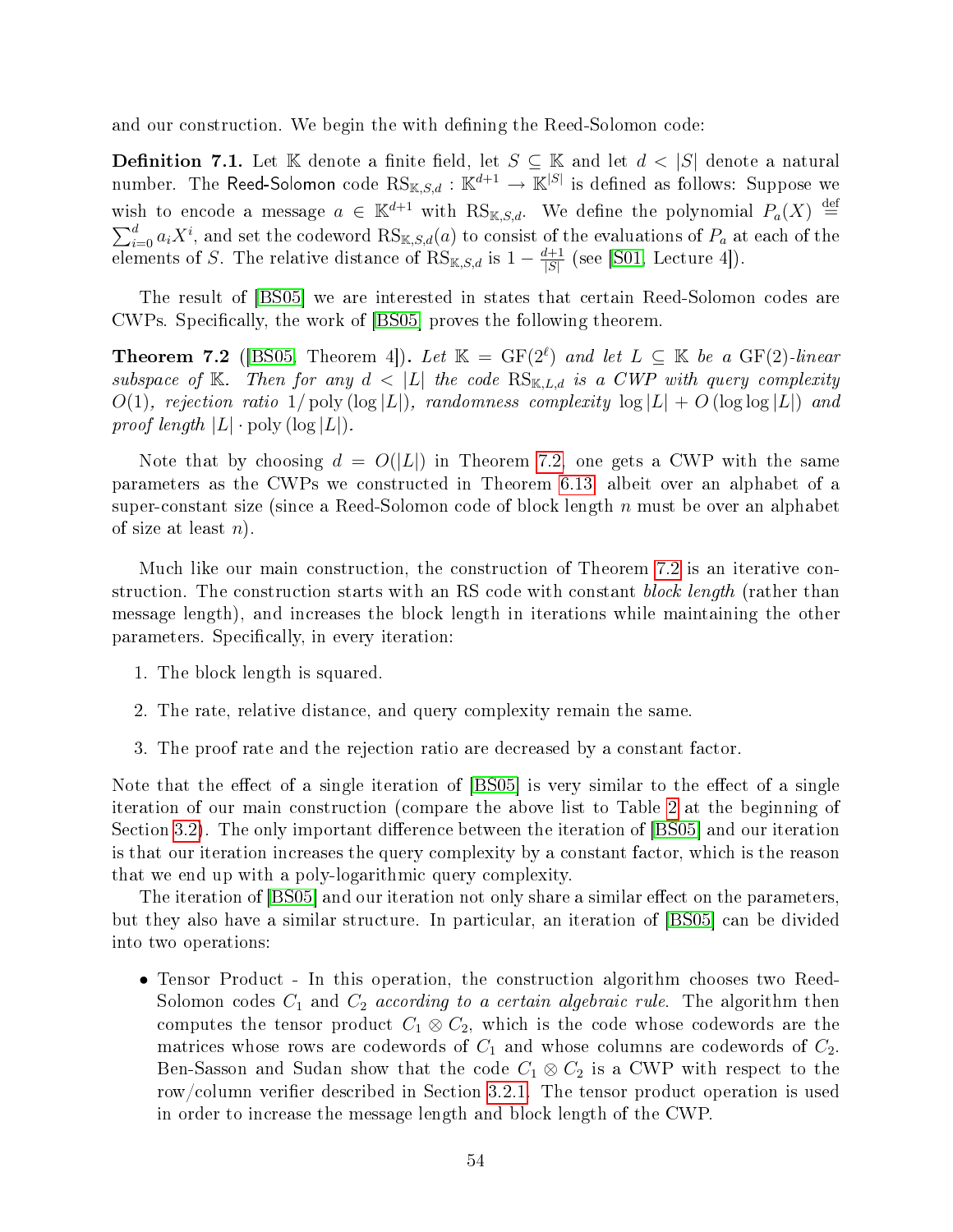and our construction. We begin the with defining the Reed-Solomon code:

**Definition 7.1.** Let $\mathbb{K}$ denote a finite field, let $S \subseteq \mathbb{K}$ and let $d < |S|$ denote a natural number. The Reed-Solomon code $\mathrm{RS}_{\mathbb{K},S,d} : \mathbb{K}^{d+1} \to \mathbb{K}^{|S|}$ is defined as follows: Suppose we wish to encode a message $a \in \mathbb{K}^{d+1}$ with $\mathrm{RS}_{\mathbb{K},S,d}$. We define the polynomial $P_a(X) \stackrel{\text{def}}{=} \sum_{i=0}^{d} a_i X^i$, and set the codeword $\mathrm{RS}_{\mathbb{K},S,d}(a)$ to consist of the evaluations of $P_a$ at each of the elements of $S$. The relative distance of $\mathrm{RS}_{\mathbb{K},S,d}$ is $1 - \frac{d+1}{|S|}$ (see [S01, Lecture 4]).

The result of [BS05] we are interested in states that certain Reed-Solomon codes are CWPs. Specifically, the work of [BS05] proves the following theorem.

**Theorem 7.2** ([BS05, Theorem 4])**.** *Let $\mathbb{K} = \mathrm{GF}(2^\ell)$ and let $L \subseteq \mathbb{K}$ be a $\mathrm{GF}(2)$-linear subspace of $\mathbb{K}$. Then for any $d < |L|$ the code $\mathrm{RS}_{\mathbb{K},L,d}$ is a CWP with query complexity $O(1)$, rejection ratio $1/\operatorname{poly}(\log |L|)$, randomness complexity $\log |L| + O(\log \log |L|)$ and proof length $|L| \cdot \operatorname{poly}(\log |L|)$.*

Note that by choosing $d = O(|L|)$ in Theorem 7.2, one gets a CWP with the same parameters as the CWPs we constructed in Theorem 6.13, albeit over an alphabet of a super-constant size (since a Reed-Solomon code of block length $n$ must be over an alphabet of size at least $n$).

Much like our main construction, the construction of Theorem 7.2 is an iterative construction. The construction starts with an RS code with constant *block length* (rather than message length), and increases the block length in iterations while maintaining the other parameters. Specifically, in every iteration:

1. The block length is squared.
2. The rate, relative distance, and query complexity remain the same.
3. The proof rate and the rejection ratio are decreased by a constant factor.

Note that the effect of a single iteration of [BS05] is very similar to the effect of a single iteration of our main construction (compare the above list to Table 2 at the beginning of Section 3.2). The only important difference between the iteration of [BS05] and our iteration is that our iteration increases the query complexity by a constant factor, which is the reason that we end up with a poly-logarithmic query complexity.

The iteration of [BS05] and our iteration not only share a similar effect on the parameters, but they also have a similar structure. In particular, an iteration of [BS05] can be divided into two operations:

- Tensor Product - In this operation, the construction algorithm chooses two Reed-Solomon codes $C_1$ and $C_2$ *according to a certain algebraic rule*. The algorithm then computes the tensor product $C_1 \otimes C_2$, which is the code whose codewords are the matrices whose rows are codewords of $C_1$ and whose columns are codewords of $C_2$. Ben-Sasson and Sudan show that the code $C_1 \otimes C_2$ is a CWP with respect to the row/column verifier described in Section 3.2.1. The tensor product operation is used in order to increase the message length and block length of the CWP.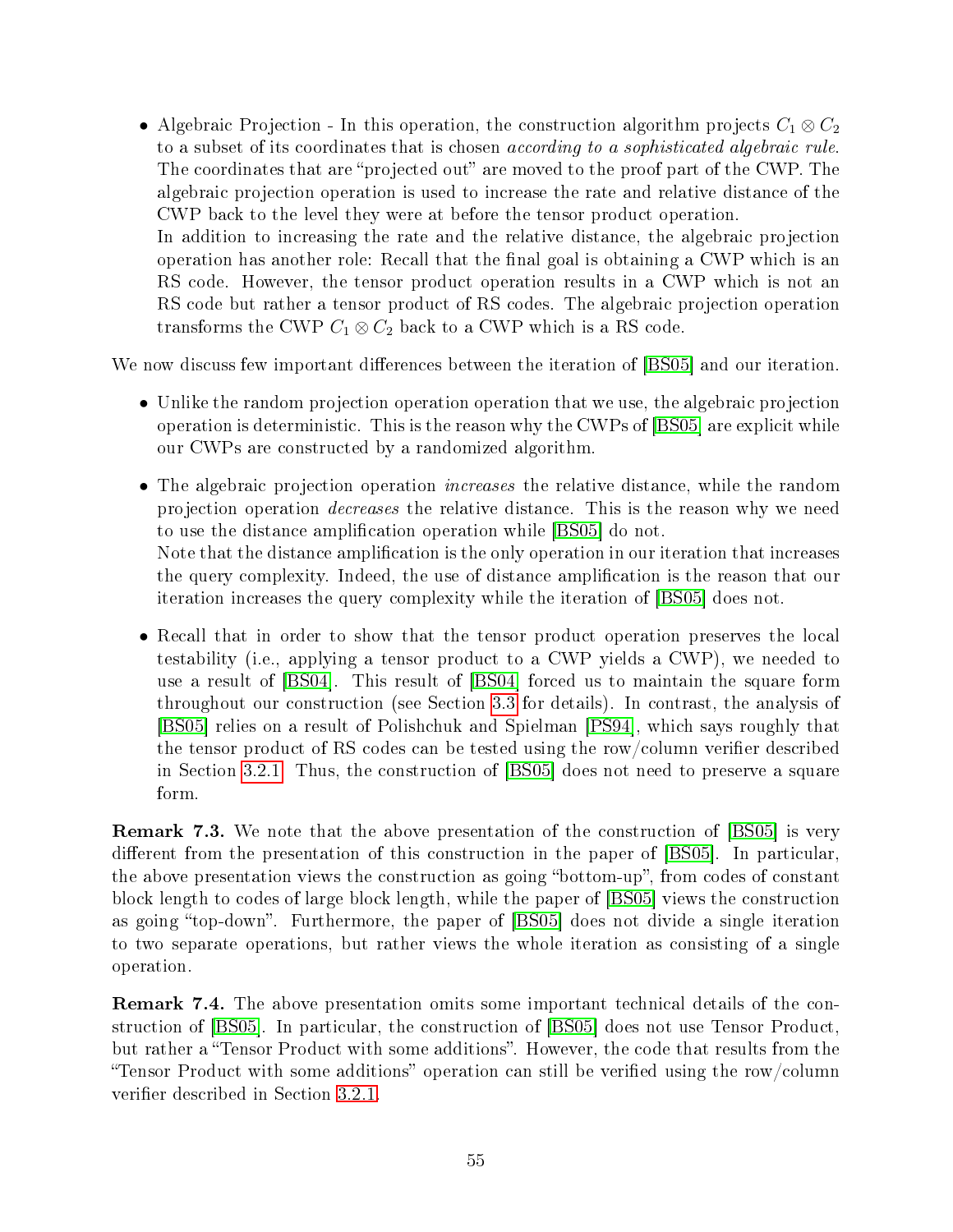- Algebraic Projection - In this operation, the construction algorithm projects $C_1 \otimes C_2$ to a subset of its coordinates that is chosen *according to a sophisticated algebraic rule*. The coordinates that are "projected out" are moved to the proof part of the CWP. The algebraic projection operation is used to increase the rate and relative distance of the CWP back to the level they were at before the tensor product operation.
  In addition to increasing the rate and the relative distance, the algebraic projection operation has another role: Recall that the final goal is obtaining a CWP which is an RS code. However, the tensor product operation results in a CWP which is not an RS code but rather a tensor product of RS codes. The algebraic projection operation transforms the CWP $C_1 \otimes C_2$ back to a CWP which is a RS code.

We now discuss few important differences between the iteration of [BS05] and our iteration.

- Unlike the random projection operation operation that we use, the algebraic projection operation is deterministic. This is the reason why the CWPs of [BS05] are explicit while our CWPs are constructed by a randomized algorithm.
- The algebraic projection operation *increases* the relative distance, while the random projection operation *decreases* the relative distance. This is the reason why we need to use the distance amplification operation while [BS05] do not.
  Note that the distance amplification is the only operation in our iteration that increases the query complexity. Indeed, the use of distance amplification is the reason that our iteration increases the query complexity while the iteration of [BS05] does not.
- Recall that in order to show that the tensor product operation preserves the local testability (i.e., applying a tensor product to a CWP yields a CWP), we needed to use a result of [BS04]. This result of [BS04] forced us to maintain the square form throughout our construction (see Section 3.3 for details). In contrast, the analysis of [BS05] relies on a result of Polishchuk and Spielman [PS94], which says roughly that the tensor product of RS codes can be tested using the row/column verifier described in Section 3.2.1. Thus, the construction of [BS05] does not need to preserve a square form.

**Remark 7.3.** We note that the above presentation of the construction of [BS05] is very different from the presentation of this construction in the paper of [BS05]. In particular, the above presentation views the construction as going "bottom-up", from codes of constant block length to codes of large block length, while the paper of [BS05] views the construction as going "top-down". Furthermore, the paper of [BS05] does not divide a single iteration to two separate operations, but rather views the whole iteration as consisting of a single operation.

**Remark 7.4.** The above presentation omits some important technical details of the construction of [BS05]. In particular, the construction of [BS05] does not use Tensor Product, but rather a "Tensor Product with some additions". However, the code that results from the "Tensor Product with some additions" operation can still be verified using the row/column verifier described in Section 3.2.1.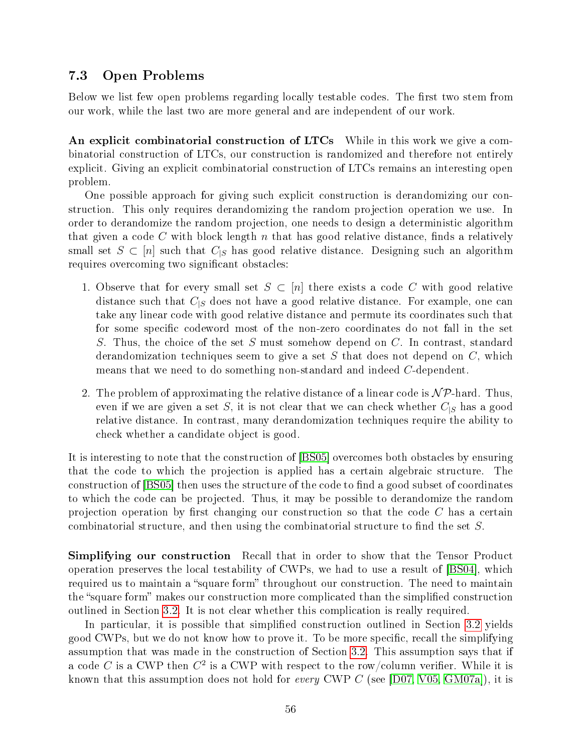## 7.3 Open Problems

Below we list few open problems regarding locally testable codes. The first two stem from our work, while the last two are more general and are independent of our work.

**An explicit combinatorial construction of LTCs** While in this work we give a combinatorial construction of LTCs, our construction is randomized and therefore not entirely explicit. Giving an explicit combinatorial construction of LTCs remains an interesting open problem.

One possible approach for giving such explicit construction is derandomizing our construction. This only requires derandomizing the random projection operation we use. In order to derandomize the random projection, one needs to design a deterministic algorithm that given a code $C$ with block length $n$ that has good relative distance, finds a relatively small set $S \subset [n]$ such that $C_{|S}$ has good relative distance. Designing such an algorithm requires overcoming two significant obstacles:

1. Observe that for every small set $S \subset [n]$ there exists a code $C$ with good relative distance such that $C_{|S}$ does not have a good relative distance. For example, one can take any linear code with good relative distance and permute its coordinates such that for some specific codeword most of the non-zero coordinates do not fall in the set $S$. Thus, the choice of the set $S$ must somehow depend on $C$. In contrast, standard derandomization techniques seem to give a set $S$ that does not depend on $C$, which means that we need to do something non-standard and indeed $C$-dependent.

2. The problem of approximating the relative distance of a linear code is $\mathcal{NP}$-hard. Thus, even if we are given a set $S$, it is not clear that we can check whether $C_{|S}$ has a good relative distance. In contrast, many derandomization techniques require the ability to check whether a candidate object is good.

It is interesting to note that the construction of [BS05] overcomes both obstacles by ensuring that the code to which the projection is applied has a certain algebraic structure. The construction of [BS05] then uses the structure of the code to find a good subset of coordinates to which the code can be projected. Thus, it may be possible to derandomize the random projection operation by first changing our construction so that the code $C$ has a certain combinatorial structure, and then using the combinatorial structure to find the set $S$.

**Simplifying our construction** Recall that in order to show that the Tensor Product operation preserves the local testability of CWPs, we had to use a result of [BS04], which required us to maintain a "square form" throughout our construction. The need to maintain the "square form" makes our construction more complicated than the simplified construction outlined in Section 3.2. It is not clear whether this complication is really required.

In particular, it is possible that simplified construction outlined in Section 3.2 yields good CWPs, but we do not know how to prove it. To be more specific, recall the simplifying assumption that was made in the construction of Section 3.2. This assumption says that if a code $C$ is a CWP then $C^2$ is a CWP with respect to the row/column verifier. While it is known that this assumption does not hold for *every* CWP $C$ (see [D07, V05, GM07a]), it is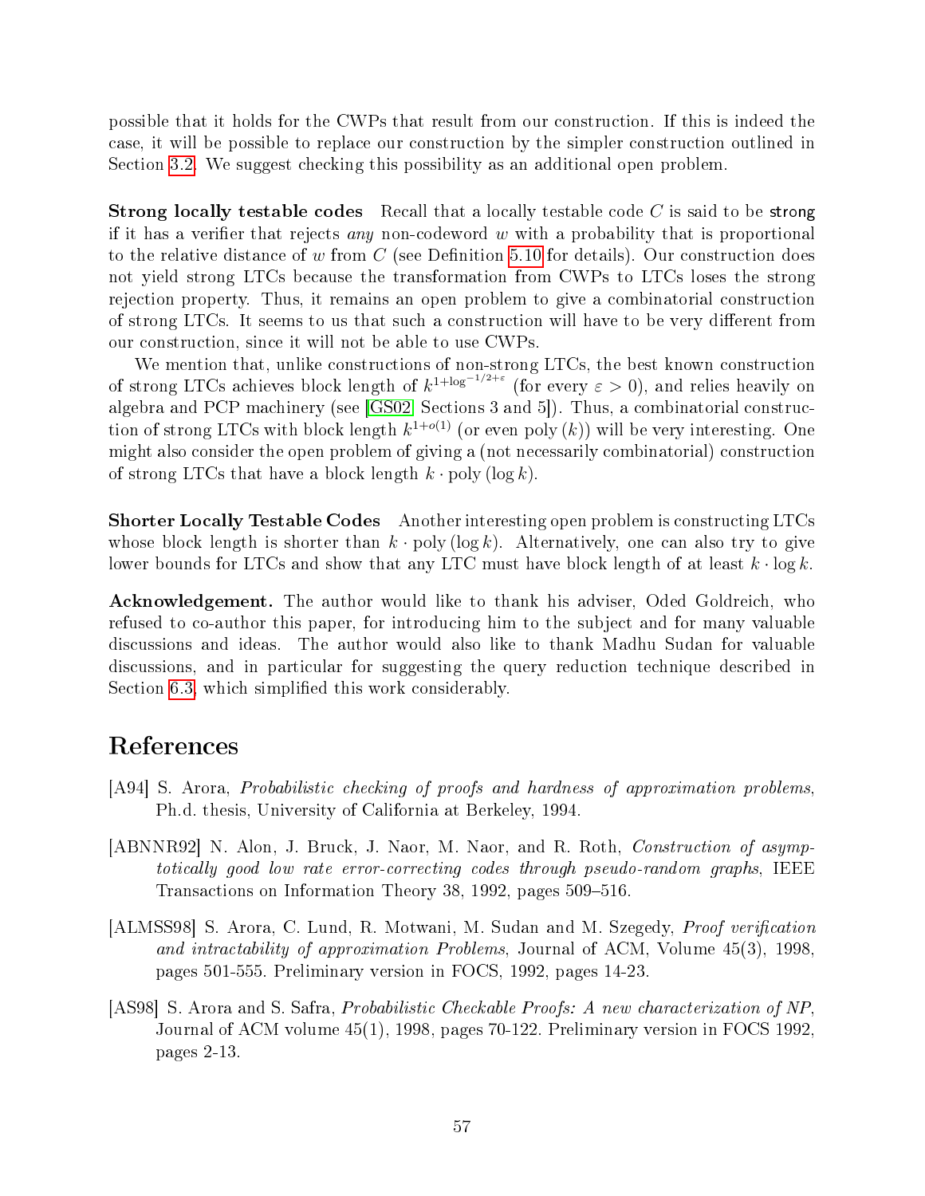possible that it holds for the CWPs that result from our construction. If this is indeed the case, it will be possible to replace our construction by the simpler construction outlined in Section 3.2. We suggest checking this possibility as an additional open problem.

**Strong locally testable codes** Recall that a locally testable code $C$ is said to be strong if it has a verifier that rejects *any* non-codeword $w$ with a probability that is proportional to the relative distance of $w$ from $C$ (see Definition 5.10 for details). Our construction does not yield strong LTCs because the transformation from CWPs to LTCs loses the strong rejection property. Thus, it remains an open problem to give a combinatorial construction of strong LTCs. It seems to us that such a construction will have to be very different from our construction, since it will not be able to use CWPs.

We mention that, unlike constructions of non-strong LTCs, the best known construction of strong LTCs achieves block length of $k^{1+\log^{-1/2+\varepsilon}}$ (for every $\varepsilon > 0$), and relies heavily on algebra and PCP machinery (see [GS02, Sections 3 and 5]). Thus, a combinatorial construction of strong LTCs with block length $k^{1+o(1)}$ (or even poly $(k)$) will be very interesting. One might also consider the open problem of giving a (not necessarily combinatorial) construction of strong LTCs that have a block length $k \cdot \text{poly}(\log k)$.

**Shorter Locally Testable Codes** Another interesting open problem is constructing LTCs whose block length is shorter than $k \cdot \text{poly}(\log k)$. Alternatively, one can also try to give lower bounds for LTCs and show that any LTC must have block length of at least $k \cdot \log k$.

**Acknowledgement.** The author would like to thank his adviser, Oded Goldreich, who refused to co-author this paper, for introducing him to the subject and for many valuable discussions and ideas. The author would also like to thank Madhu Sudan for valuable discussions, and in particular for suggesting the query reduction technique described in Section 6.3, which simplified this work considerably.

# References

[A94] S. Arora, *Probabilistic checking of proofs and hardness of approximation problems*, Ph.d. thesis, University of California at Berkeley, 1994.

[ABNNR92] N. Alon, J. Bruck, J. Naor, M. Naor, and R. Roth, *Construction of asymptotically good low rate error-correcting codes through pseudo-random graphs*, IEEE Transactions on Information Theory 38, 1992, pages 509–516.

[ALMSS98] S. Arora, C. Lund, R. Motwani, M. Sudan and M. Szegedy, *Proof verification and intractability of approximation Problems*, Journal of ACM, Volume 45(3), 1998, pages 501-555. Preliminary version in FOCS, 1992, pages 14-23.

[AS98] S. Arora and S. Safra, *Probabilistic Checkable Proofs: A new characterization of NP*, Journal of ACM volume 45(1), 1998, pages 70-122. Preliminary version in FOCS 1992, pages 2-13.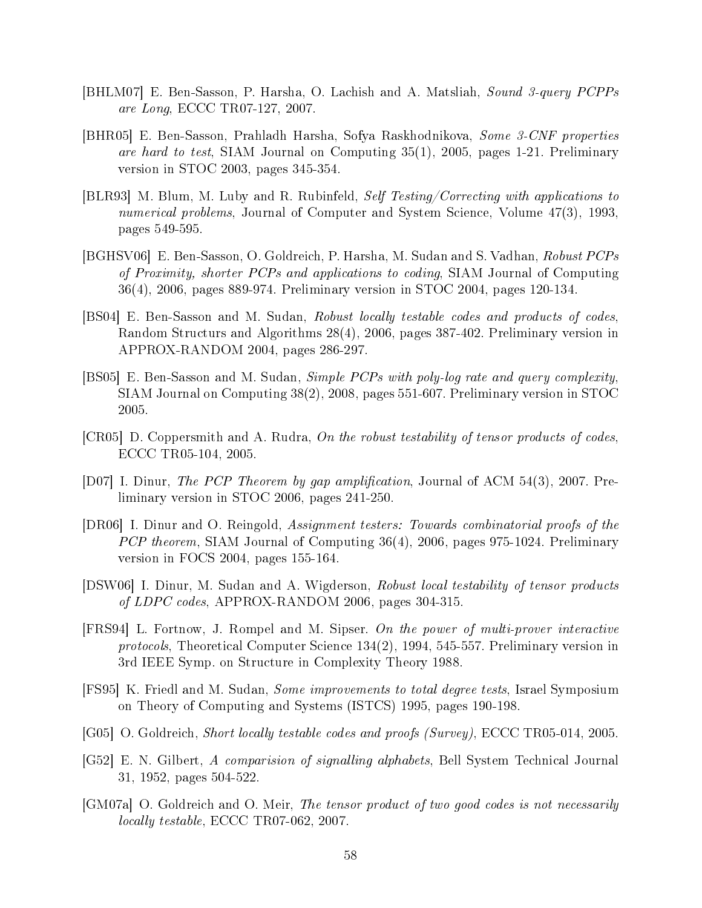[BHLM07] E. Ben-Sasson, P. Harsha, O. Lachish and A. Matsliah, *Sound 3-query PCPPs are Long*, ECCC TR07-127, 2007.

[BHR05] E. Ben-Sasson, Prahladh Harsha, Sofya Raskhodnikova, *Some 3-CNF properties are hard to test*, SIAM Journal on Computing 35(1), 2005, pages 1-21. Preliminary version in STOC 2003, pages 345-354.

[BLR93] M. Blum, M. Luby and R. Rubinfeld, *Self Testing/Correcting with applications to numerical problems*, Journal of Computer and System Science, Volume 47(3), 1993, pages 549-595.

[BGHSV06] E. Ben-Sasson, O. Goldreich, P. Harsha, M. Sudan and S. Vadhan, *Robust PCPs of Proximity, shorter PCPs and applications to coding*, SIAM Journal of Computing 36(4), 2006, pages 889-974. Preliminary version in STOC 2004, pages 120-134.

[BS04] E. Ben-Sasson and M. Sudan, *Robust locally testable codes and products of codes*, Random Structurs and Algorithms 28(4), 2006, pages 387-402. Preliminary version in APPROX-RANDOM 2004, pages 286-297.

[BS05] E. Ben-Sasson and M. Sudan, *Simple PCPs with poly-log rate and query complexity*, SIAM Journal on Computing 38(2), 2008, pages 551-607. Preliminary version in STOC 2005.

[CR05] D. Coppersmith and A. Rudra, *On the robust testability of tensor products of codes*, ECCC TR05-104, 2005.

[D07] I. Dinur, *The PCP Theorem by gap amplification*, Journal of ACM 54(3), 2007. Preliminary version in STOC 2006, pages 241-250.

[DR06] I. Dinur and O. Reingold, *Assignment testers: Towards combinatorial proofs of the PCP theorem*, SIAM Journal of Computing 36(4), 2006, pages 975-1024. Preliminary version in FOCS 2004, pages 155-164.

[DSW06] I. Dinur, M. Sudan and A. Wigderson, *Robust local testability of tensor products of LDPC codes*, APPROX-RANDOM 2006, pages 304-315.

[FRS94] L. Fortnow, J. Rompel and M. Sipser. *On the power of multi-prover interactive protocols*, Theoretical Computer Science 134(2), 1994, 545-557. Preliminary version in 3rd IEEE Symp. on Structure in Complexity Theory 1988.

[FS95] K. Friedl and M. Sudan, *Some improvements to total degree tests*, Israel Symposium on Theory of Computing and Systems (ISTCS) 1995, pages 190-198.

[G05] O. Goldreich, *Short locally testable codes and proofs (Survey)*, ECCC TR05-014, 2005.

[G52] E. N. Gilbert, *A comparision of signalling alphabets*, Bell System Technical Journal 31, 1952, pages 504-522.

[GM07a] O. Goldreich and O. Meir, *The tensor product of two good codes is not necessarily locally testable*, ECCC TR07-062, 2007.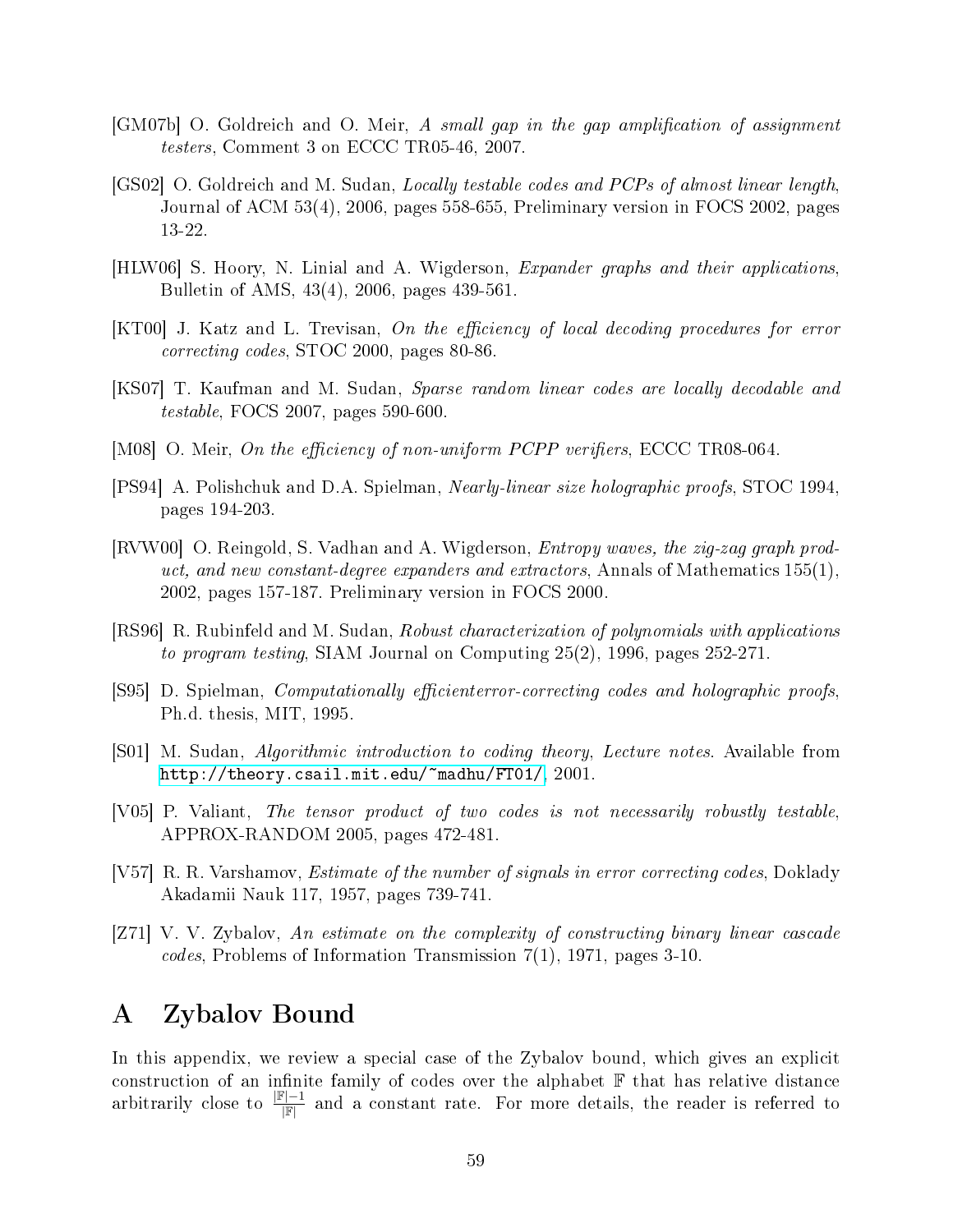[GM07b] O. Goldreich and O. Meir, *A small gap in the gap amplification of assignment testers*, Comment 3 on ECCC TR05-46, 2007.

[GS02] O. Goldreich and M. Sudan, *Locally testable codes and PCPs of almost linear length*, Journal of ACM 53(4), 2006, pages 558-655, Preliminary version in FOCS 2002, pages 13-22.

[HLW06] S. Hoory, N. Linial and A. Wigderson, *Expander graphs and their applications*, Bulletin of AMS, 43(4), 2006, pages 439-561.

[KT00] J. Katz and L. Trevisan, *On the efficiency of local decoding procedures for error correcting codes*, STOC 2000, pages 80-86.

[KS07] T. Kaufman and M. Sudan, *Sparse random linear codes are locally decodable and testable*, FOCS 2007, pages 590-600.

[M08] O. Meir, *On the efficiency of non-uniform PCPP verifiers*, ECCC TR08-064.

[PS94] A. Polishchuk and D.A. Spielman, *Nearly-linear size holographic proofs*, STOC 1994, pages 194-203.

[RVW00] O. Reingold, S. Vadhan and A. Wigderson, *Entropy waves, the zig-zag graph product, and new constant-degree expanders and extractors*, Annals of Mathematics 155(1), 2002, pages 157-187. Preliminary version in FOCS 2000.

[RS96] R. Rubinfeld and M. Sudan, *Robust characterization of polynomials with applications to program testing*, SIAM Journal on Computing 25(2), 1996, pages 252-271.

[S95] D. Spielman, *Computationally efficienterror-correcting codes and holographic proofs*, Ph.d. thesis, MIT, 1995.

[S01] M. Sudan, *Algorithmic introduction to coding theory, Lecture notes*. Available from http://theory.csail.mit.edu/~madhu/FT01/, 2001.

[V05] P. Valiant, *The tensor product of two codes is not necessarily robustly testable*, APPROX-RANDOM 2005, pages 472-481.

[V57] R. R. Varshamov, *Estimate of the number of signals in error correcting codes*, Doklady Akadamii Nauk 117, 1957, pages 739-741.

[Z71] V. V. Zybalov, *An estimate on the complexity of constructing binary linear cascade codes*, Problems of Information Transmission 7(1), 1971, pages 3-10.

# A Zybalov Bound

In this appendix, we review a special case of the Zybalov bound, which gives an explicit construction of an infinite family of codes over the alphabet $\mathbb{F}$ that has relative distance arbitrarily close to $\frac{|\mathbb{F}|-1}{|\mathbb{F}|}$ and a constant rate. For more details, the reader is referred to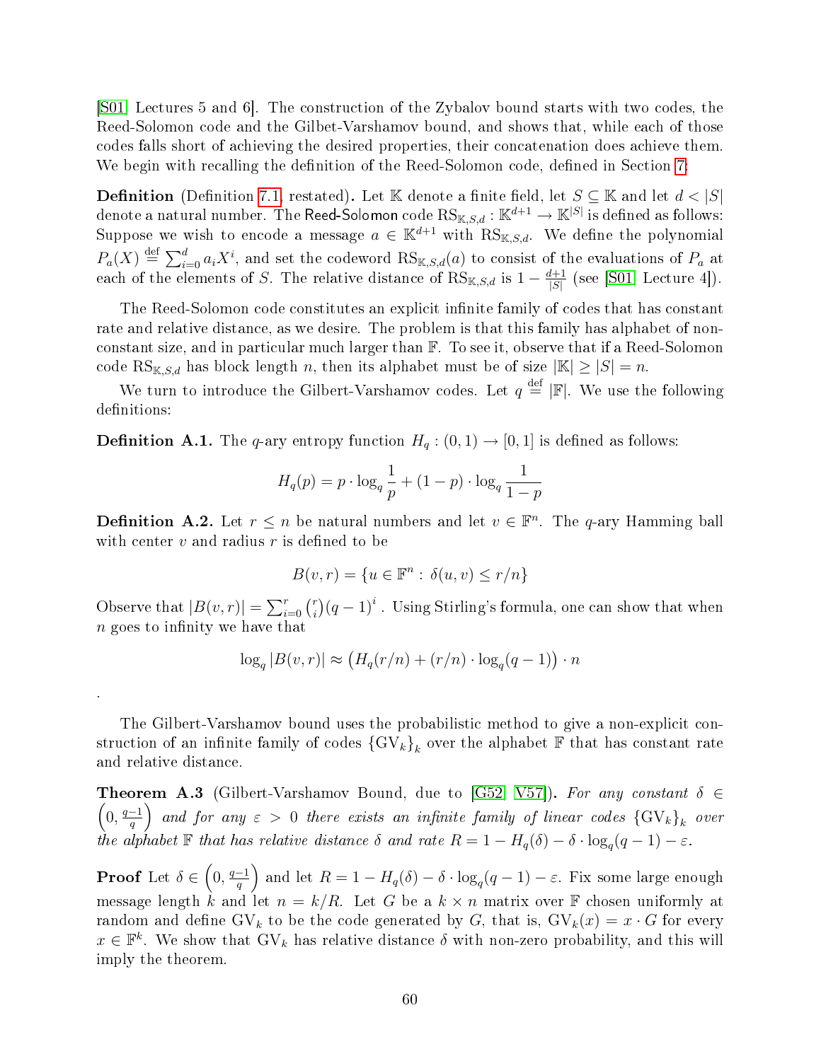[S01, Lectures 5 and 6]. The construction of the Zybalov bound starts with two codes, the Reed-Solomon code and the Gilbet-Varshamov bound, and shows that, while each of those codes falls short of achieving the desired properties, their concatenation does achieve them. We begin with recalling the definition of the Reed-Solomon code, defined in Section 7:

**Definition** (Definition 7.1, restated)**.** Let $\mathbb{K}$ denote a finite field, let $S \subseteq \mathbb{K}$ and let $d < |S|$ denote a natural number. The Reed-Solomon code $\mathrm{RS}_{\mathbb{K},S,d} : \mathbb{K}^{d+1} \to \mathbb{K}^{|S|}$ is defined as follows: Suppose we wish to encode a message $a \in \mathbb{K}^{d+1}$ with $\mathrm{RS}_{\mathbb{K},S,d}$. We define the polynomial $P_a(X) \stackrel{\text{def}}{=} \sum_{i=0}^{d} a_i X^i$, and set the codeword $\mathrm{RS}_{\mathbb{K},S,d}(a)$ to consist of the evaluations of $P_a$ at each of the elements of $S$. The relative distance of $\mathrm{RS}_{\mathbb{K},S,d}$ is $1 - \frac{d+1}{|S|}$ (see [S01, Lecture 4]).

The Reed-Solomon code constitutes an explicit infinite family of codes that has constant rate and relative distance, as we desire. The problem is that this family has alphabet of non-constant size, and in particular much larger than $\mathbb{F}$. To see it, observe that if a Reed-Solomon code $\mathrm{RS}_{\mathbb{K},S,d}$ has block length $n$, then its alphabet must be of size $|\mathbb{K}| \geq |S| = n$.

We turn to introduce the Gilbert-Varshamov codes. Let $q \stackrel{\text{def}}{=} |\mathbb{F}|$. We use the following definitions:

**Definition A.1.** The $q$-ary entropy function $H_q : (0,1) \to [0,1]$ is defined as follows:

$$H_q(p) = p \cdot \log_q \frac{1}{p} + (1-p) \cdot \log_q \frac{1}{1-p}$$

**Definition A.2.** Let $r \leq n$ be natural numbers and let $v \in \mathbb{F}^n$. The $q$-ary Hamming ball with center $v$ and radius $r$ is defined to be

$$B(v,r) = \{u \in \mathbb{F}^n : \delta(u,v) \leq r/n\}$$

Observe that $|B(v,r)| = \sum_{i=0}^{r} \binom{r}{i} (q-1)^i$ . Using Stirling's formula, one can show that when $n$ goes to infinity we have that

$$\log_q |B(v,r)| \approx \left(H_q(r/n) + (r/n) \cdot \log_q(q-1)\right) \cdot n$$

.

The Gilbert-Varshamov bound uses the probabilistic method to give a non-explicit construction of an infinite family of codes $\{\mathrm{GV}_k\}_k$ over the alphabet $\mathbb{F}$ that has constant rate and relative distance.

**Theorem A.3** (Gilbert-Varshamov Bound, due to [G52, V57])**.** *For any constant $\delta \in \left(0, \frac{q-1}{q}\right)$ and for any $\varepsilon > 0$ there exists an infinite family of linear codes $\{\mathrm{GV}_k\}_k$ over the alphabet $\mathbb{F}$ that has relative distance $\delta$ and rate $R = 1 - H_q(\delta) - \delta \cdot \log_q(q-1) - \varepsilon$.*

**Proof** Let $\delta \in \left(0, \frac{q-1}{q}\right)$ and let $R = 1 - H_q(\delta) - \delta \cdot \log_q(q-1) - \varepsilon$. Fix some large enough message length $k$ and let $n = k/R$. Let $G$ be a $k \times n$ matrix over $\mathbb{F}$ chosen uniformly at random and define $\mathrm{GV}_k$ to be the code generated by $G$, that is, $\mathrm{GV}_k(x) = x \cdot G$ for every $x \in \mathbb{F}^k$. We show that $\mathrm{GV}_k$ has relative distance $\delta$ with non-zero probability, and this will imply the theorem.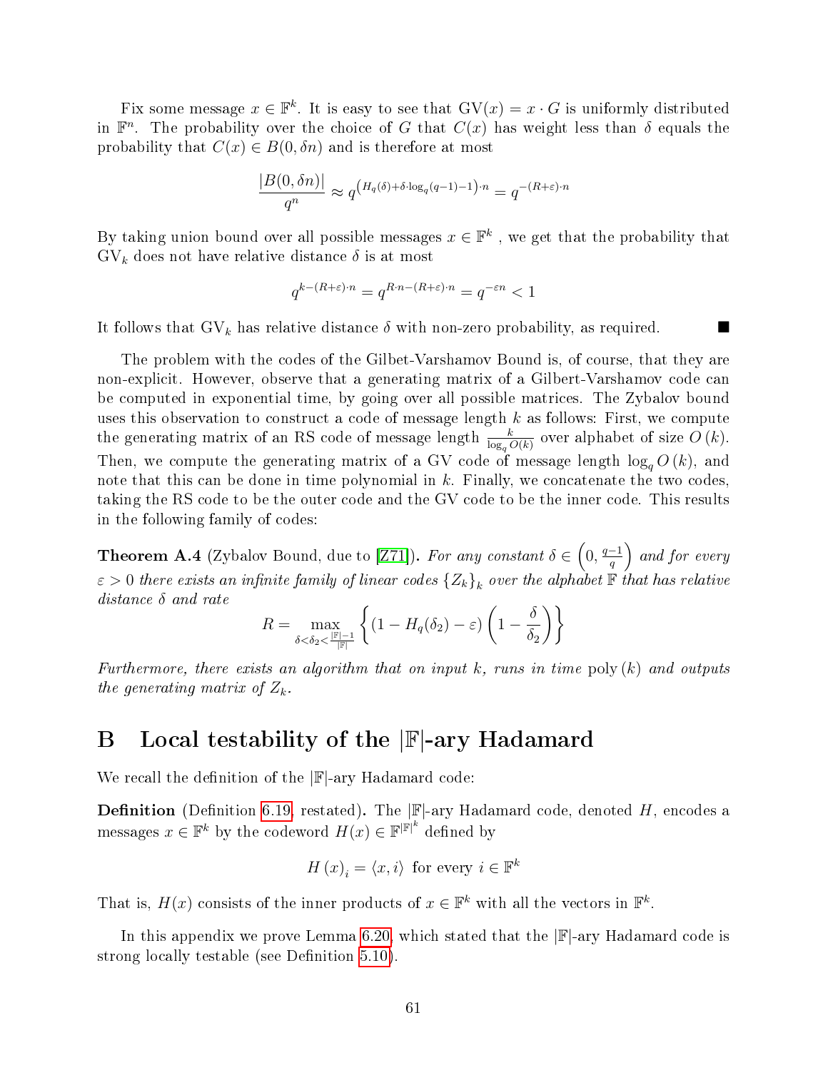Fix some message $x \in \mathbb{F}^k$. It is easy to see that $\mathrm{GV}(x) = x \cdot G$ is uniformly distributed in $\mathbb{F}^n$. The probability over the choice of $G$ that $C(x)$ has weight less than $\delta$ equals the probability that $C(x) \in B(0, \delta n)$ and is therefore at most

$$\frac{|B(0,\delta n)|}{q^n} \approx q^{\left(H_q(\delta)+\delta\cdot\log_q(q-1)-1\right)\cdot n} = q^{-(R+\varepsilon)\cdot n}$$

By taking union bound over all possible messages $x \in \mathbb{F}^k$ , we get that the probability that $\mathrm{GV}_k$ does not have relative distance $\delta$ is at most

$$q^{k-(R+\varepsilon)\cdot n} = q^{R\cdot n-(R+\varepsilon)\cdot n} = q^{-\varepsilon n} < 1$$

It follows that $\mathrm{GV}_k$ has relative distance $\delta$ with non-zero probability, as required. ■

The problem with the codes of the Gilbet-Varshamov Bound is, of course, that they are non-explicit. However, observe that a generating matrix of a Gilbert-Varshamov code can be computed in exponential time, by going over all possible matrices. The Zybalov bound uses this observation to construct a code of message length $k$ as follows: First, we compute the generating matrix of an RS code of message length $\frac{k}{\log_q O(k)}$ over alphabet of size $O(k)$. Then, we compute the generating matrix of a GV code of message length $\log_q O(k)$, and note that this can be done in time polynomial in $k$. Finally, we concatenate the two codes, taking the RS code to be the outer code and the GV code to be the inner code. This results in the following family of codes:

**Theorem A.4** (Zybalov Bound, due to [Z71])**.** *For any constant $\delta \in \left(0, \frac{q-1}{q}\right)$ and for every $\varepsilon > 0$ there exists an infinite family of linear codes $\{Z_k\}_k$ over the alphabet $\mathbb{F}$ that has relative distance $\delta$ and rate*

$$R = \max_{\delta<\delta_2<\frac{|\mathbb{F}|-1}{|\mathbb{F}|}} \left\{ \left(1 - H_q(\delta_2) - \varepsilon\right)\left(1 - \frac{\delta}{\delta_2}\right) \right\}$$

*Furthermore, there exists an algorithm that on input $k$, runs in time $\mathrm{poly}(k)$ and outputs the generating matrix of $Z_k$.*

# B Local testability of the $|\mathbb{F}|$-ary Hadamard

We recall the definition of the $|\mathbb{F}|$-ary Hadamard code:

**Definition** (Definition 6.19, restated)**.** The $|\mathbb{F}|$-ary Hadamard code, denoted $H$, encodes a messages $x \in \mathbb{F}^k$ by the codeword $H(x) \in \mathbb{F}^{|\mathbb{F}|^k}$ defined by

$$H(x)_i = \langle x, i \rangle \text{ for every } i \in \mathbb{F}^k$$

That is, $H(x)$ consists of the inner products of $x \in \mathbb{F}^k$ with all the vectors in $\mathbb{F}^k$.

In this appendix we prove Lemma 6.20, which stated that the $|\mathbb{F}|$-ary Hadamard code is strong locally testable (see Definition 5.10).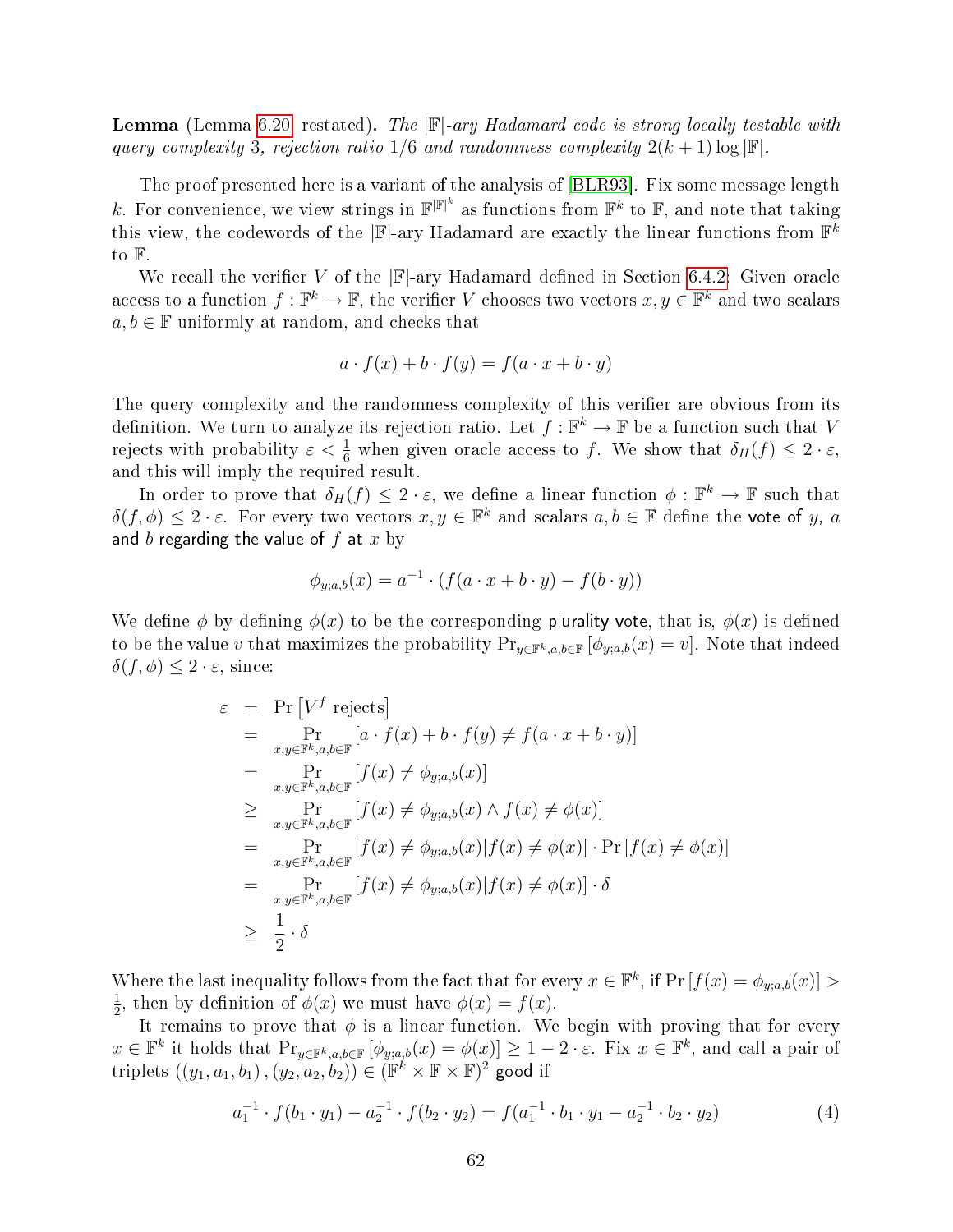**Lemma** (Lemma 6.20 restated)**.** *The* $|\mathbb{F}|$*-ary Hadamard code is strong locally testable with query complexity 3, rejection ratio 1/6 and randomness complexity* $2(k+1)\log|\mathbb{F}|$*.*

The proof presented here is a variant of the analysis of [BLR93]. Fix some message length $k$. For convenience, we view strings in $\mathbb{F}^{|\mathbb{F}|^k}$ as functions from $\mathbb{F}^k$ to $\mathbb{F}$, and note that taking this view, the codewords of the $|\mathbb{F}|$-ary Hadamard are exactly the linear functions from $\mathbb{F}^k$ to $\mathbb{F}$.

We recall the verifier $V$ of the $|\mathbb{F}|$-ary Hadamard defined in Section 6.4.2: Given oracle access to a function $f : \mathbb{F}^k \to \mathbb{F}$, the verifier $V$ chooses two vectors $x, y \in \mathbb{F}^k$ and two scalars $a, b \in \mathbb{F}$ uniformly at random, and checks that

$$a \cdot f(x) + b \cdot f(y) = f(a \cdot x + b \cdot y)$$

The query complexity and the randomness complexity of this verifier are obvious from its definition. We turn to analyze its rejection ratio. Let $f : \mathbb{F}^k \to \mathbb{F}$ be a function such that $V$ rejects with probability $\varepsilon < \frac{1}{6}$ when given oracle access to $f$. We show that $\delta_H(f) \leq 2 \cdot \varepsilon$, and this will imply the required result.

In order to prove that $\delta_H(f) \leq 2 \cdot \varepsilon$, we define a linear function $\phi : \mathbb{F}^k \to \mathbb{F}$ such that $\delta(f, \phi) \leq 2 \cdot \varepsilon$. For every two vectors $x, y \in \mathbb{F}^k$ and scalars $a, b \in \mathbb{F}$ define the vote of $y$, $a$ and $b$ regarding the value of $f$ at $x$ by

$$\phi_{y;a,b}(x) = a^{-1} \cdot (f(a \cdot x + b \cdot y) - f(b \cdot y))$$

We define $\phi$ by defining $\phi(x)$ to be the corresponding plurality vote, that is, $\phi(x)$ is defined to be the value $v$ that maximizes the probability $\Pr_{y \in \mathbb{F}^k, a,b \in \mathbb{F}} [\phi_{y;a,b}(x) = v]$. Note that indeed $\delta(f, \phi) \leq 2 \cdot \varepsilon$, since:

$$\begin{aligned}
\varepsilon &= \Pr\left[V^f \text{ rejects}\right] \\
&= \Pr_{x,y \in \mathbb{F}^k, a,b \in \mathbb{F}} [a \cdot f(x) + b \cdot f(y) \neq f(a \cdot x + b \cdot y)] \\
&= \Pr_{x,y \in \mathbb{F}^k, a,b \in \mathbb{F}} [f(x) \neq \phi_{y;a,b}(x)] \\
&\geq \Pr_{x,y \in \mathbb{F}^k, a,b \in \mathbb{F}} [f(x) \neq \phi_{y;a,b}(x) \wedge f(x) \neq \phi(x)] \\
&= \Pr_{x,y \in \mathbb{F}^k, a,b \in \mathbb{F}} [f(x) \neq \phi_{y;a,b}(x) | f(x) \neq \phi(x)] \cdot \Pr[f(x) \neq \phi(x)] \\
&= \Pr_{x,y \in \mathbb{F}^k, a,b \in \mathbb{F}} [f(x) \neq \phi_{y;a,b}(x) | f(x) \neq \phi(x)] \cdot \delta \\
&\geq \frac{1}{2} \cdot \delta
\end{aligned}$$

Where the last inequality follows from the fact that for every $x \in \mathbb{F}^k$, if $\Pr[f(x) = \phi_{y;a,b}(x)] > \frac{1}{2}$, then by definition of $\phi(x)$ we must have $\phi(x) = f(x)$.

It remains to prove that $\phi$ is a linear function. We begin with proving that for every $x \in \mathbb{F}^k$ it holds that $\Pr_{y \in \mathbb{F}^k, a,b \in \mathbb{F}} [\phi_{y;a,b}(x) = \phi(x)] \geq 1 - 2 \cdot \varepsilon$. Fix $x \in \mathbb{F}^k$, and call a pair of triplets $((y_1, a_1, b_1), (y_2, a_2, b_2)) \in (\mathbb{F}^k \times \mathbb{F} \times \mathbb{F})^2$ good if

$$a_1^{-1} \cdot f(b_1 \cdot y_1) - a_2^{-1} \cdot f(b_2 \cdot y_2) = f(a_1^{-1} \cdot b_1 \cdot y_1 - a_2^{-1} \cdot b_2 \cdot y_2) \tag{4}$$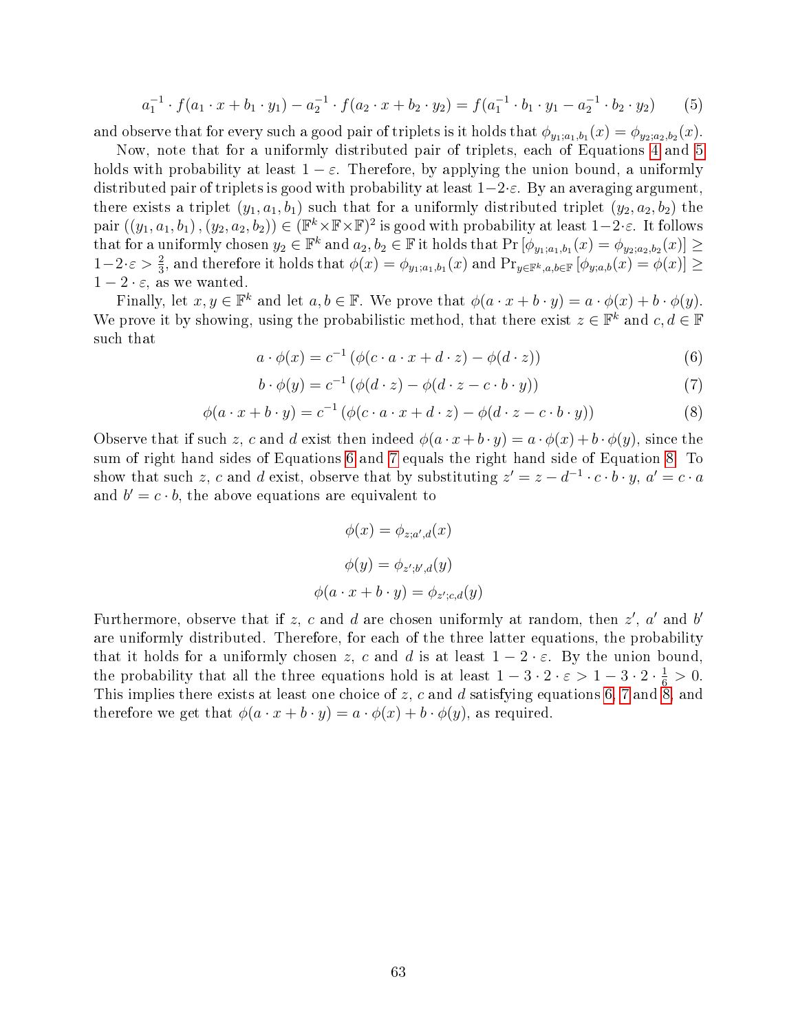$$a_1^{-1} \cdot f(a_1 \cdot x + b_1 \cdot y_1) - a_2^{-1} \cdot f(a_2 \cdot x + b_2 \cdot y_2) = f(a_1^{-1} \cdot b_1 \cdot y_1 - a_2^{-1} \cdot b_2 \cdot y_2) \tag{5}$$

and observe that for every such a good pair of triplets is it holds that $\phi_{y_1;a_1,b_1}(x) = \phi_{y_2;a_2,b_2}(x)$.

Now, note that for a uniformly distributed pair of triplets, each of Equations 4 and 5 holds with probability at least $1 - \varepsilon$. Therefore, by applying the union bound, a uniformly distributed pair of triplets is good with probability at least $1 - 2 \cdot \varepsilon$. By an averaging argument, there exists a triplet $(y_1, a_1, b_1)$ such that for a uniformly distributed triplet $(y_2, a_2, b_2)$ the pair $((y_1, a_1, b_1), (y_2, a_2, b_2)) \in (\mathbb{F}^k \times \mathbb{F} \times \mathbb{F})^2$ is good with probability at least $1 - 2 \cdot \varepsilon$. It follows that for a uniformly chosen $y_2 \in \mathbb{F}^k$ and $a_2, b_2 \in \mathbb{F}$ it holds that $\Pr\left[\phi_{y_1;a_1,b_1}(x) = \phi_{y_2;a_2,b_2}(x)\right] \geq 1 - 2 \cdot \varepsilon > \frac{2}{3}$, and therefore it holds that $\phi(x) = \phi_{y_1;a_1,b_1}(x)$ and $\Pr_{y \in \mathbb{F}^k, a,b \in \mathbb{F}}\left[\phi_{y;a,b}(x) = \phi(x)\right] \geq 1 - 2 \cdot \varepsilon$, as we wanted.

Finally, let $x, y \in \mathbb{F}^k$ and let $a, b \in \mathbb{F}$. We prove that $\phi(a \cdot x + b \cdot y) = a \cdot \phi(x) + b \cdot \phi(y)$. We prove it by showing, using the probabilistic method, that there exist $z \in \mathbb{F}^k$ and $c, d \in \mathbb{F}$ such that

$$a \cdot \phi(x) = c^{-1} \left(\phi(c \cdot a \cdot x + d \cdot z) - \phi(d \cdot z)\right) \tag{6}$$

$$b \cdot \phi(y) = c^{-1} \left(\phi(d \cdot z) - \phi(d \cdot z - c \cdot b \cdot y)\right) \tag{7}$$

$$\phi(a \cdot x + b \cdot y) = c^{-1} \left(\phi(c \cdot a \cdot x + d \cdot z) - \phi(d \cdot z - c \cdot b \cdot y)\right) \tag{8}$$

Observe that if such $z$, $c$ and $d$ exist then indeed $\phi(a \cdot x + b \cdot y) = a \cdot \phi(x) + b \cdot \phi(y)$, since the sum of right hand sides of Equations 6 and 7 equals the right hand side of Equation 8. To show that such $z$, $c$ and $d$ exist, observe that by substituting $z' = z - d^{-1} \cdot c \cdot b \cdot y$, $a' = c \cdot a$ and $b' = c \cdot b$, the above equations are equivalent to

$$\phi(x) = \phi_{z;a',d}(x)$$

$$\phi(y) = \phi_{z';b',d}(y)$$

$$\phi(a \cdot x + b \cdot y) = \phi_{z';c,d}(y)$$

Furthermore, observe that if $z$, $c$ and $d$ are chosen uniformly at random, then $z'$, $a'$ and $b'$ are uniformly distributed. Therefore, for each of the three latter equations, the probability that it holds for a uniformly chosen $z$, $c$ and $d$ is at least $1 - 2 \cdot \varepsilon$. By the union bound, the probability that all the three equations hold is at least $1 - 3 \cdot 2 \cdot \varepsilon > 1 - 3 \cdot 2 \cdot \frac{1}{6} > 0$. This implies there exists at least one choice of $z$, $c$ and $d$ satisfying equations 6, 7 and 8, and therefore we get that $\phi(a \cdot x + b \cdot y) = a \cdot \phi(x) + b \cdot \phi(y)$, as required.